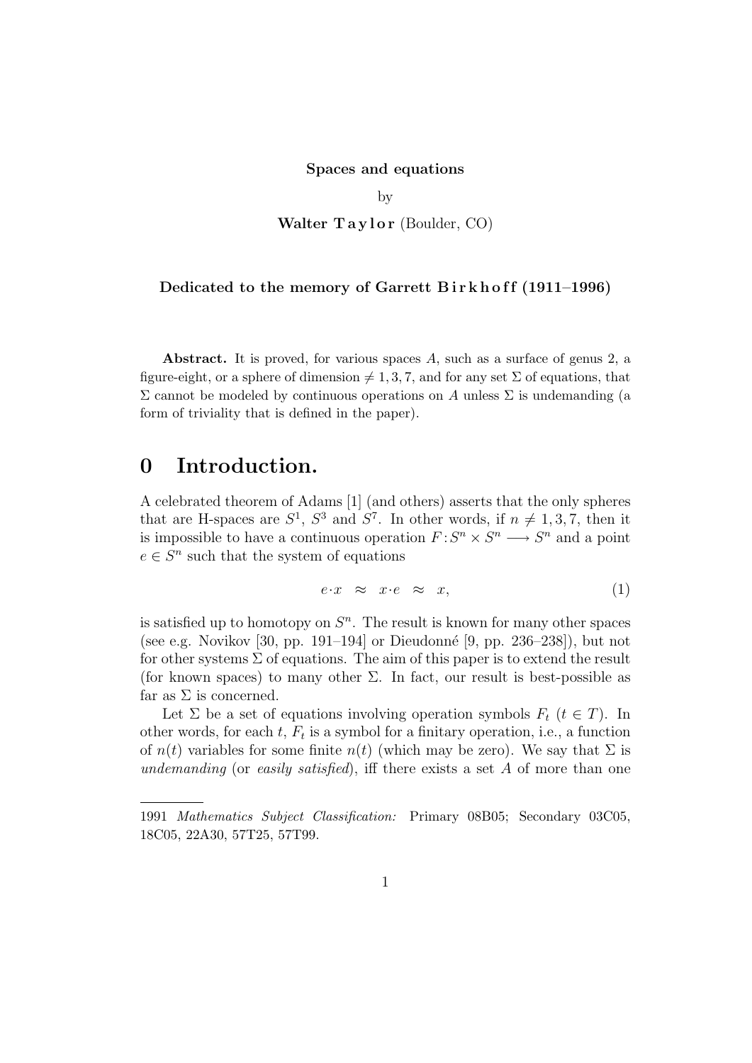**Spaces and equations**

by

**Walter Taylor** (Boulder, CO)

**Dedicated to the memory of Garrett Birkhoff (1911–1996)**

**Abstract.** It is proved, for various spaces $A$, such as a surface of genus 2, a figure-eight, or a sphere of dimension $\neq 1, 3, 7$, and for any set $\Sigma$ of equations, that $\Sigma$ cannot be modeled by continuous operations on $A$ unless $\Sigma$ is undemanding (a form of triviality that is defined in the paper).

# 0 Introduction.

A celebrated theorem of Adams [1] (and others) asserts that the only spheres that are H-spaces are $S^1$, $S^3$ and $S^7$. In other words, if $n \neq 1, 3, 7$, then it is impossible to have a continuous operation $F : S^n \times S^n \longrightarrow S^n$ and a point $e \in S^n$ such that the system of equations

$$e \cdot x \quad \approx \quad x \cdot e \quad \approx \quad x, \tag{1}$$

is satisfied up to homotopy on $S^n$. The result is known for many other spaces (see e.g. Novikov [30, pp. 191–194] or Dieudonné [9, pp. 236–238]), but not for other systems $\Sigma$ of equations. The aim of this paper is to extend the result (for known spaces) to many other $\Sigma$. In fact, our result is best-possible as far as $\Sigma$ is concerned.

Let $\Sigma$ be a set of equations involving operation symbols $F_t$ ($t \in T$). In other words, for each $t$, $F_t$ is a symbol for a finitary operation, i.e., a function of $n(t)$ variables for some finite $n(t)$ (which may be zero). We say that $\Sigma$ is *undemanding* (or *easily satisfied*), iff there exists a set $A$ of more than one

---

1991 *Mathematics Subject Classification:* Primary 08B05; Secondary 03C05, 18C05, 22A30, 57T25, 57T99.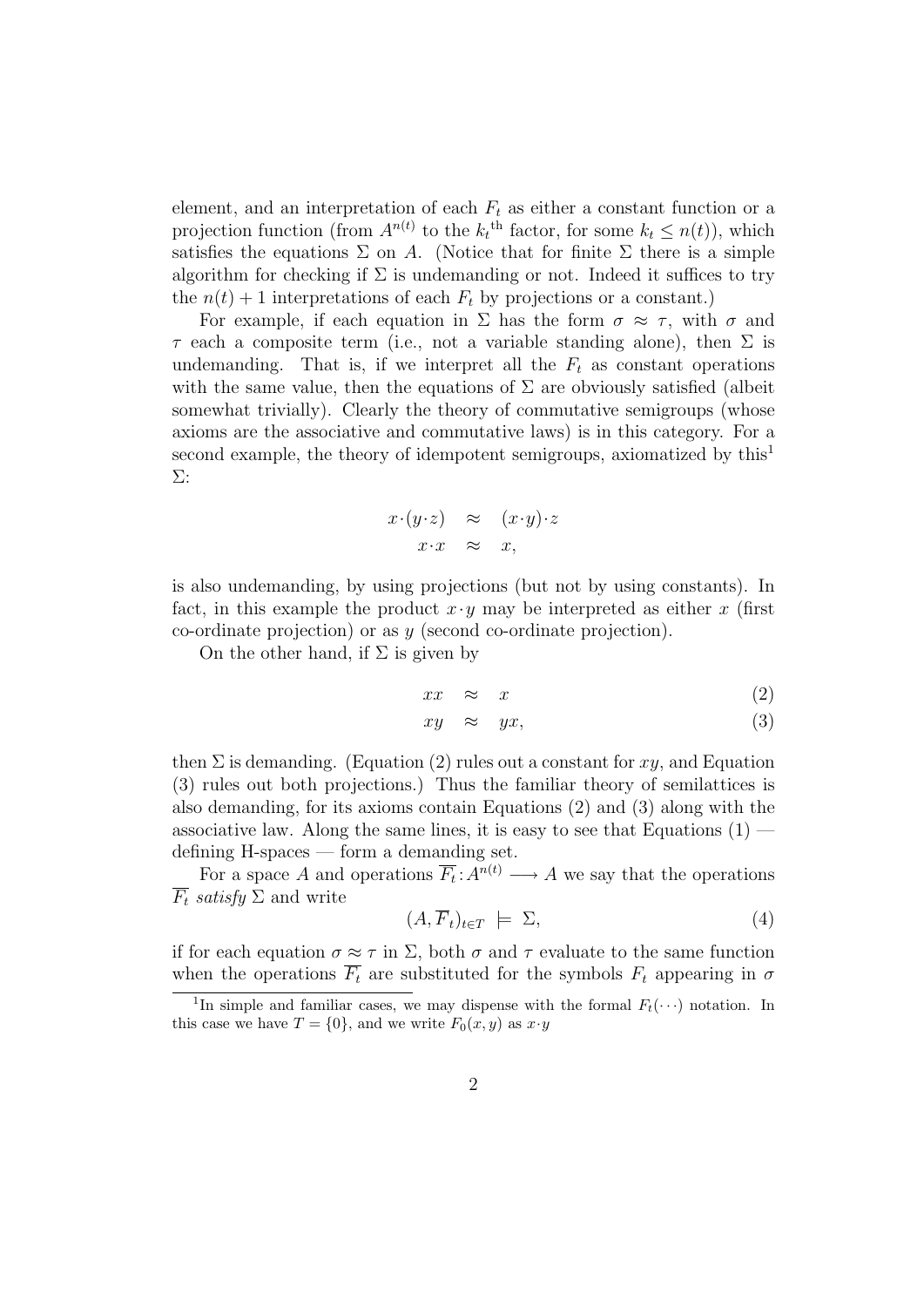element, and an interpretation of each $F_t$ as either a constant function or a projection function (from $A^{n(t)}$ to the $k_t{}^{\text{th}}$ factor, for some $k_t \leq n(t)$), which satisfies the equations $\Sigma$ on $A$. (Notice that for finite $\Sigma$ there is a simple algorithm for checking if $\Sigma$ is undemanding or not. Indeed it suffices to try the $n(t)+1$ interpretations of each $F_t$ by projections or a constant.)

For example, if each equation in $\Sigma$ has the form $\sigma \approx \tau$, with $\sigma$ and $\tau$ each a composite term (i.e., not a variable standing alone), then $\Sigma$ is undemanding. That is, if we interpret all the $F_t$ as constant operations with the same value, then the equations of $\Sigma$ are obviously satisfied (albeit somewhat trivially). Clearly the theory of commutative semigroups (whose axioms are the associative and commutative laws) is in this category. For a second example, the theory of idempotent semigroups, axiomatized by this[1] $\Sigma$:

$$
\begin{aligned}
x\cdot(y\cdot z) \quad &\approx \quad (x\cdot y)\cdot z \\
x\cdot x \quad &\approx \quad x,
\end{aligned}
$$

is also undemanding, by using projections (but not by using constants). In fact, in this example the product $x\cdot y$ may be interpreted as either $x$ (first co-ordinate projection) or as $y$ (second co-ordinate projection).

On the other hand, if $\Sigma$ is given by

$$
xx \quad \approx \quad x \tag{2}
$$

$$
xy \quad \approx \quad yx, \tag{3}
$$

then $\Sigma$ is demanding. (Equation (2) rules out a constant for $xy$, and Equation (3) rules out both projections.) Thus the familiar theory of semilattices is also demanding, for its axioms contain Equations (2) and (3) along with the associative law. Along the same lines, it is easy to see that Equations (1) — defining H-spaces — form a demanding set.

For a space $A$ and operations $\overline{F_t}\colon A^{n(t)} \longrightarrow A$ we say that the operations $\overline{F_t}$ *satisfy* $\Sigma$ and write

$$
(A, \overline{F}_t)_{t\in T} \ \models \ \Sigma, \tag{4}
$$

if for each equation $\sigma \approx \tau$ in $\Sigma$, both $\sigma$ and $\tau$ evaluate to the same function when the operations $\overline{F_t}$ are substituted for the symbols $F_t$ appearing in $\sigma$

[1] In simple and familiar cases, we may dispense with the formal $F_t(\cdots)$ notation. In this case we have $T = \{0\}$, and we write $F_0(x, y)$ as $x\cdot y$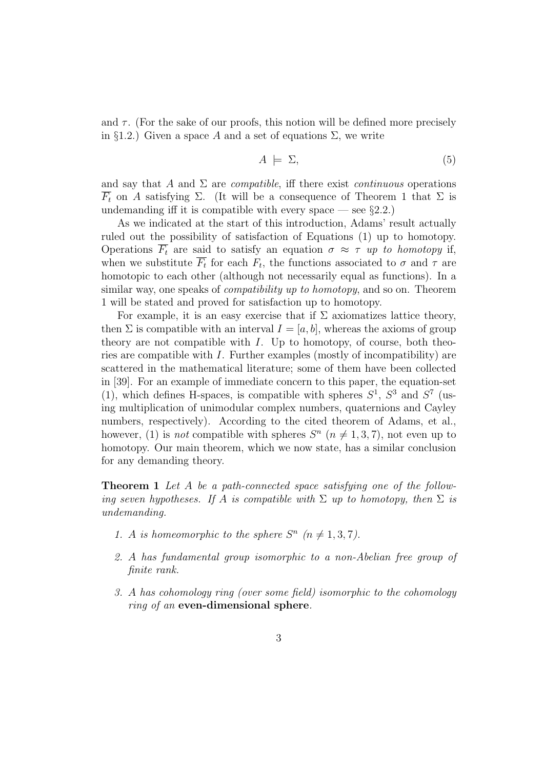and $\tau$. (For the sake of our proofs, this notion will be defined more precisely in §1.2.) Given a space $A$ and a set of equations $\Sigma$, we write

$$A \models \Sigma, \tag{5}$$

and say that $A$ and $\Sigma$ are *compatible*, iff there exist *continuous* operations $\overline{F_t}$ on $A$ satisfying $\Sigma$. (It will be a consequence of Theorem 1 that $\Sigma$ is undemanding iff it is compatible with every space — see §2.2.)

As we indicated at the start of this introduction, Adams' result actually ruled out the possibility of satisfaction of Equations (1) up to homotopy. Operations $\overline{F_t}$ are said to satisfy an equation $\sigma \approx \tau$ *up to homotopy* if, when we substitute $\overline{F_t}$ for each $F_t$, the functions associated to $\sigma$ and $\tau$ are homotopic to each other (although not necessarily equal as functions). In a similar way, one speaks of *compatibility up to homotopy*, and so on. Theorem 1 will be stated and proved for satisfaction up to homotopy.

For example, it is an easy exercise that if $\Sigma$ axiomatizes lattice theory, then $\Sigma$ is compatible with an interval $I = [a, b]$, whereas the axioms of group theory are not compatible with $I$. Up to homotopy, of course, both theories are compatible with $I$. Further examples (mostly of incompatibility) are scattered in the mathematical literature; some of them have been collected in [39]. For an example of immediate concern to this paper, the equation-set (1), which defines H-spaces, is compatible with spheres $S^1$, $S^3$ and $S^7$ (using multiplication of unimodular complex numbers, quaternions and Cayley numbers, respectively). According to the cited theorem of Adams, et al., however, (1) is *not* compatible with spheres $S^n$ ($n \neq 1, 3, 7$), not even up to homotopy. Our main theorem, which we now state, has a similar conclusion for any demanding theory.

**Theorem 1** *Let $A$ be a path-connected space satisfying one of the following seven hypotheses. If $A$ is compatible with $\Sigma$ up to homotopy, then $\Sigma$ is undemanding.*

1. *$A$ is homeomorphic to the sphere $S^n$ ($n \neq 1, 3, 7$).*
2. *$A$ has fundamental group isomorphic to a non-Abelian free group of finite rank.*
3. *$A$ has cohomology ring (over some field) isomorphic to the cohomology ring of an* **even-dimensional sphere***.*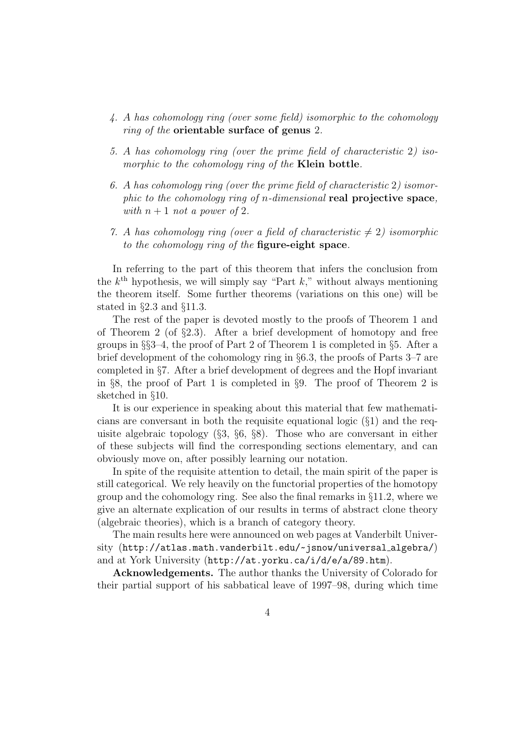4. *A has cohomology ring (over some field) isomorphic to the cohomology ring of the* **orientable surface of genus** 2*.*

5. *A has cohomology ring (over the prime field of characteristic* 2*) isomorphic to the cohomology ring of the* **Klein bottle***.*

6. *A has cohomology ring (over the prime field of characteristic* 2*) isomorphic to the cohomology ring of $n$-dimensional* **real projective space***, with $n+1$ not a power of* 2*.*

7. *A has cohomology ring (over a field of characteristic $\neq 2$) isomorphic to the cohomology ring of the* **figure-eight space***.*

In referring to the part of this theorem that infers the conclusion from the $k^{\text{th}}$ hypothesis, we will simply say "Part $k$," without always mentioning the theorem itself. Some further theorems (variations on this one) will be stated in §2.3 and §11.3.

The rest of the paper is devoted mostly to the proofs of Theorem 1 and of Theorem 2 (of §2.3). After a brief development of homotopy and free groups in §§3–4, the proof of Part 2 of Theorem 1 is completed in §5. After a brief development of the cohomology ring in §6.3, the proofs of Parts 3–7 are completed in §7. After a brief development of degrees and the Hopf invariant in §8, the proof of Part 1 is completed in §9. The proof of Theorem 2 is sketched in §10.

It is our experience in speaking about this material that few mathematicians are conversant in both the requisite equational logic (§1) and the requisite algebraic topology (§3, §6, §8). Those who are conversant in either of these subjects will find the corresponding sections elementary, and can obviously move on, after possibly learning our notation.

In spite of the requisite attention to detail, the main spirit of the paper is still categorical. We rely heavily on the functorial properties of the homotopy group and the cohomology ring. See also the final remarks in §11.2, where we give an alternate explication of our results in terms of abstract clone theory (algebraic theories), which is a branch of category theory.

The main results here were announced on web pages at Vanderbilt University (`http://atlas.math.vanderbilt.edu/~jsnow/universal_algebra/`) and at York University (`http://at.yorku.ca/i/d/e/a/89.htm`).

**Acknowledgements.** The author thanks the University of Colorado for their partial support of his sabbatical leave of 1997–98, during which time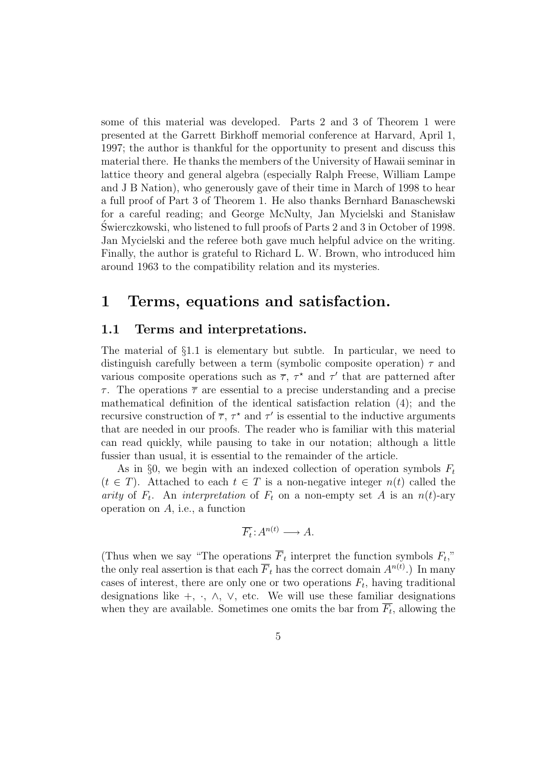some of this material was developed. Parts 2 and 3 of Theorem 1 were presented at the Garrett Birkhoff memorial conference at Harvard, April 1, 1997; the author is thankful for the opportunity to present and discuss this material there. He thanks the members of the University of Hawaii seminar in lattice theory and general algebra (especially Ralph Freese, William Lampe and J B Nation), who generously gave of their time in March of 1998 to hear a full proof of Part 3 of Theorem 1. He also thanks Bernhard Banaschewski for a careful reading; and George McNulty, Jan Mycielski and Stanisław Świerczkowski, who listened to full proofs of Parts 2 and 3 in October of 1998. Jan Mycielski and the referee both gave much helpful advice on the writing. Finally, the author is grateful to Richard L. W. Brown, who introduced him around 1963 to the compatibility relation and its mysteries.

# 1 Terms, equations and satisfaction.

## 1.1 Terms and interpretations.

The material of §1.1 is elementary but subtle. In particular, we need to distinguish carefully between a term (symbolic composite operation) $\tau$ and various composite operations such as $\overline{\tau}$, $\tau^\star$ and $\tau'$ that are patterned after $\tau$. The operations $\overline{\tau}$ are essential to a precise understanding and a precise mathematical definition of the identical satisfaction relation (4); and the recursive construction of $\overline{\tau}$, $\tau^\star$ and $\tau'$ is essential to the inductive arguments that are needed in our proofs. The reader who is familiar with this material can read quickly, while pausing to take in our notation; although a little fussier than usual, it is essential to the remainder of the article.

As in §0, we begin with an indexed collection of operation symbols $F_t$ ($t \in T$). Attached to each $t \in T$ is a non-negative integer $n(t)$ called the *arity* of $F_t$. An *interpretation* of $F_t$ on a non-empty set $A$ is an $n(t)$-ary operation on $A$, i.e., a function

$$\overline{F_t} \colon A^{n(t)} \longrightarrow A.$$

(Thus when we say "The operations $\overline{F}_t$ interpret the function symbols $F_t$," the only real assertion is that each $\overline{F}_t$ has the correct domain $A^{n(t)}$.) In many cases of interest, there are only one or two operations $F_t$, having traditional designations like $+$, $\cdot$, $\wedge$, $\vee$, etc. We will use these familiar designations when they are available. Sometimes one omits the bar from $\overline{F_t}$, allowing the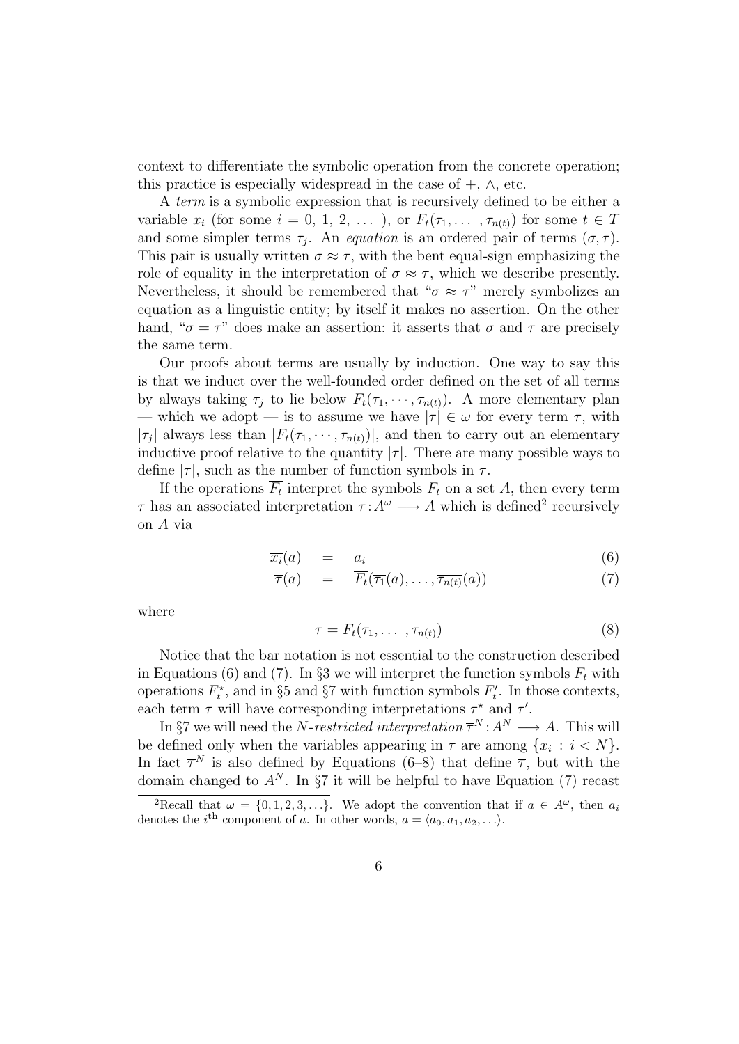context to differentiate the symbolic operation from the concrete operation; this practice is especially widespread in the case of $+$, $\wedge$, etc.

A *term* is a symbolic expression that is recursively defined to be either a variable $x_i$ (for some $i = 0, 1, 2, \ldots$ ), or $F_t(\tau_1, \ldots, \tau_{n(t)})$ for some $t \in T$ and some simpler terms $\tau_j$. An *equation* is an ordered pair of terms $(\sigma, \tau)$. This pair is usually written $\sigma \approx \tau$, with the bent equal-sign emphasizing the role of equality in the interpretation of $\sigma \approx \tau$, which we describe presently. Nevertheless, it should be remembered that "$\sigma \approx \tau$" merely symbolizes an equation as a linguistic entity; by itself it makes no assertion. On the other hand, "$\sigma = \tau$" does make an assertion: it asserts that $\sigma$ and $\tau$ are precisely the same term.

Our proofs about terms are usually by induction. One way to say this is that we induct over the well-founded order defined on the set of all terms by always taking $\tau_j$ to lie below $F_t(\tau_1, \cdots, \tau_{n(t)})$. A more elementary plan — which we adopt — is to assume we have $|\tau| \in \omega$ for every term $\tau$, with $|\tau_j|$ always less than $|F_t(\tau_1, \cdots, \tau_{n(t)})|$, and then to carry out an elementary inductive proof relative to the quantity $|\tau|$. There are many possible ways to define $|\tau|$, such as the number of function symbols in $\tau$.

If the operations $\overline{F_t}$ interpret the symbols $F_t$ on a set $A$, then every term $\tau$ has an associated interpretation $\overline{\tau}\colon A^\omega \longrightarrow A$ which is defined[2] recursively on $A$ via

$$\overline{x_i}(a) \quad = \quad a_i \tag{6}$$

$$\overline{\tau}(a) \quad = \quad \overline{F_t}(\overline{\tau_1}(a), \ldots, \overline{\tau_{n(t)}}(a)) \tag{7}$$

where

$$\tau = F_t(\tau_1, \ldots, \tau_{n(t)}) \tag{8}$$

Notice that the bar notation is not essential to the construction described in Equations (6) and (7). In §3 we will interpret the function symbols $F_t$ with operations $F_t^\star$, and in §5 and §7 with function symbols $F_t'$. In those contexts, each term $\tau$ will have corresponding interpretations $\tau^\star$ and $\tau'$.

In §7 we will need the *N-restricted interpretation* $\overline{\tau}^N\colon A^N \longrightarrow A$. This will be defined only when the variables appearing in $\tau$ are among $\{x_i : i < N\}$. In fact $\overline{\tau}^N$ is also defined by Equations (6–8) that define $\overline{\tau}$, but with the domain changed to $A^N$. In §7 it will be helpful to have Equation (7) recast

[2] Recall that $\omega = \{0, 1, 2, 3, \ldots\}$. We adopt the convention that if $a \in A^\omega$, then $a_i$ denotes the $i^{\text{th}}$ component of $a$. In other words, $a = \langle a_0, a_1, a_2, \ldots\rangle$.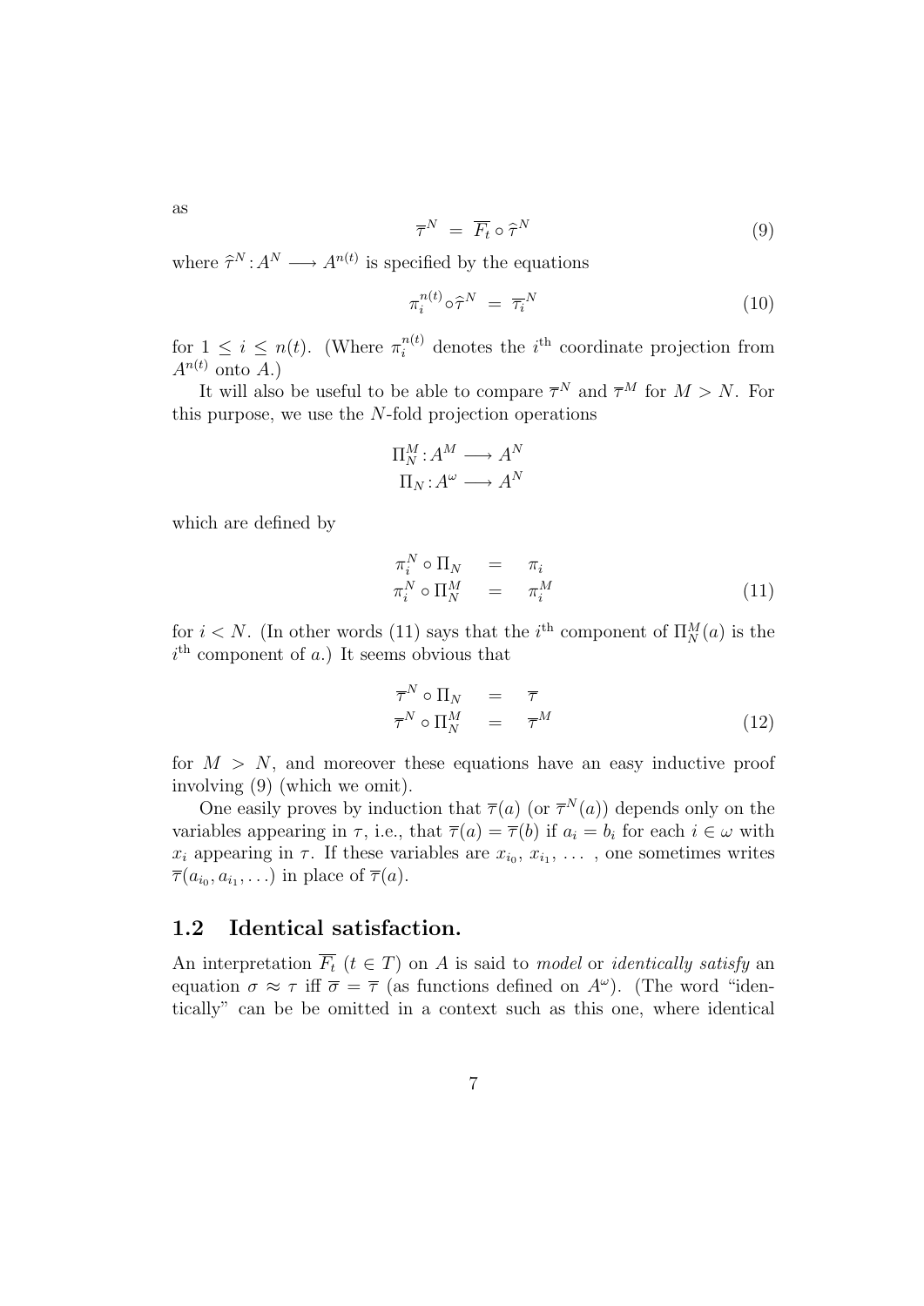as

$$\overline{\tau}^N \;=\; \overline{F_t} \circ \widehat{\tau}^N \tag{9}$$

where $\widehat{\tau}^N : A^N \longrightarrow A^{n(t)}$ is specified by the equations

$$\pi_i^{n(t)} \circ \widehat{\tau}^N \;=\; \overline{\tau_i}^N \tag{10}$$

for $1 \leq i \leq n(t)$. (Where $\pi_i^{n(t)}$ denotes the $i^{\text{th}}$ coordinate projection from $A^{n(t)}$ onto $A$.)

It will also be useful to be able to compare $\overline{\tau}^N$ and $\overline{\tau}^M$ for $M > N$. For this purpose, we use the $N$-fold projection operations

$$\Pi_N^M : A^M \longrightarrow A^N$$
$$\Pi_N : A^\omega \longrightarrow A^N$$

which are defined by

$$\begin{array}{rcl} \pi_i^N \circ \Pi_N & = & \pi_i \\ \pi_i^N \circ \Pi_N^M & = & \pi_i^M \end{array} \tag{11}$$

for $i < N$. (In other words (11) says that the $i^{\text{th}}$ component of $\Pi_N^M(a)$ is the $i^{\text{th}}$ component of $a$.) It seems obvious that

$$\begin{array}{rcl} \overline{\tau}^N \circ \Pi_N & = & \overline{\tau} \\ \overline{\tau}^N \circ \Pi_N^M & = & \overline{\tau}^M \end{array} \tag{12}$$

for $M > N$, and moreover these equations have an easy inductive proof involving (9) (which we omit).

One easily proves by induction that $\overline{\tau}(a)$ (or $\overline{\tau}^N(a)$) depends only on the variables appearing in $\tau$, i.e., that $\overline{\tau}(a) = \overline{\tau}(b)$ if $a_i = b_i$ for each $i \in \omega$ with $x_i$ appearing in $\tau$. If these variables are $x_{i_0}$, $x_{i_1}$, $\ldots$ , one sometimes writes $\overline{\tau}(a_{i_0}, a_{i_1}, \ldots)$ in place of $\overline{\tau}(a)$.

## 1.2 Identical satisfaction.

An interpretation $\overline{F_t}$ ($t \in T$) on $A$ is said to *model* or *identically satisfy* an equation $\sigma \approx \tau$ iff $\overline{\sigma} = \overline{\tau}$ (as functions defined on $A^\omega$). (The word "identically" can be be omitted in a context such as this one, where identical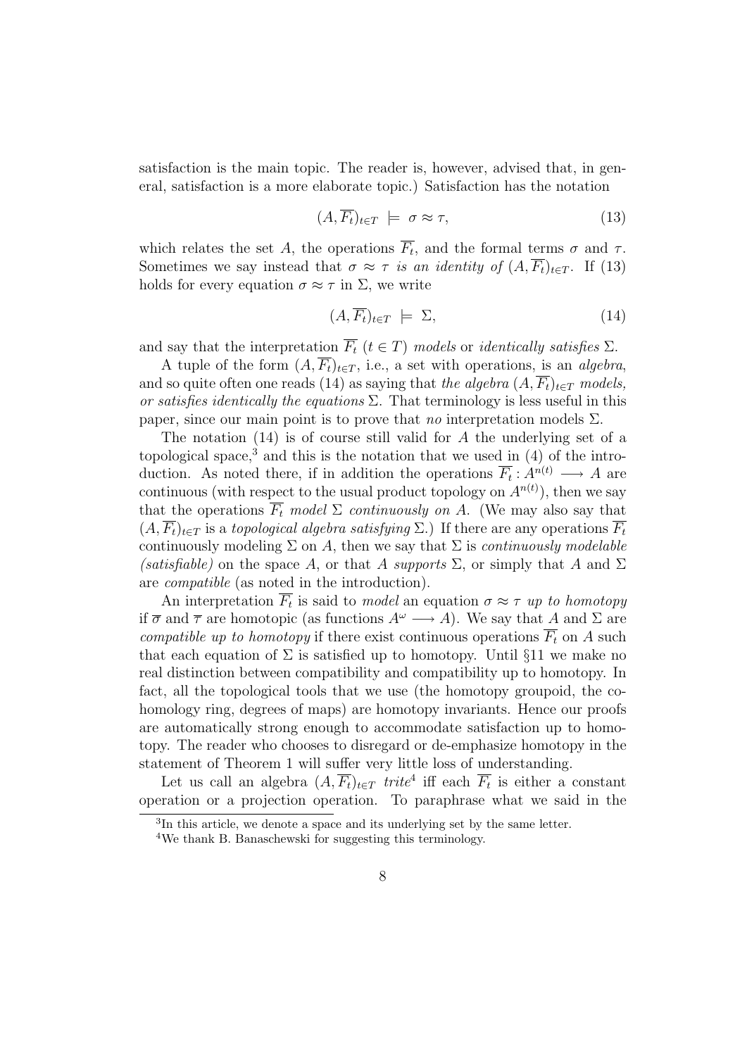satisfaction is the main topic. The reader is, however, advised that, in general, satisfaction is a more elaborate topic.) Satisfaction has the notation

$$(A, \overline{F_t})_{t\in T} \ \models \ \sigma \approx \tau, \tag{13}$$

which relates the set $A$, the operations $\overline{F_t}$, and the formal terms $\sigma$ and $\tau$. Sometimes we say instead that $\sigma \approx \tau$ *is an identity of* $(A, \overline{F_t})_{t\in T}$. If (13) holds for every equation $\sigma \approx \tau$ in $\Sigma$, we write

$$(A, \overline{F_t})_{t\in T} \ \models \ \Sigma, \tag{14}$$

and say that the interpretation $\overline{F_t}$ ($t \in T$) *models* or *identically satisfies* $\Sigma$.

A tuple of the form $(A, \overline{F_t})_{t\in T}$, i.e., a set with operations, is an *algebra*, and so quite often one reads (14) as saying that *the algebra* $(A, \overline{F_t})_{t\in T}$ *models, or satisfies identically the equations* $\Sigma$. That terminology is less useful in this paper, since our main point is to prove that *no* interpretation models $\Sigma$.

The notation (14) is of course still valid for $A$ the underlying set of a topological space,[3] and this is the notation that we used in (4) of the introduction. As noted there, if in addition the operations $\overline{F_t} \colon A^{n(t)} \longrightarrow A$ are continuous (with respect to the usual product topology on $A^{n(t)}$), then we say that the operations $\overline{F_t}$ *model* $\Sigma$ *continuously on* $A$. (We may also say that $(A, \overline{F_t})_{t\in T}$ is a *topological algebra satisfying* $\Sigma$.) If there are any operations $\overline{F_t}$ continuously modeling $\Sigma$ on $A$, then we say that $\Sigma$ is *continuously modelable (satisfiable)* on the space $A$, or that $A$ *supports* $\Sigma$, or simply that $A$ and $\Sigma$ are *compatible* (as noted in the introduction).

An interpretation $\overline{F_t}$ is said to *model* an equation $\sigma \approx \tau$ *up to homotopy* if $\overline{\sigma}$ and $\overline{\tau}$ are homotopic (as functions $A^{\omega} \longrightarrow A$). We say that $A$ and $\Sigma$ are *compatible up to homotopy* if there exist continuous operations $\overline{F_t}$ on $A$ such that each equation of $\Sigma$ is satisfied up to homotopy. Until §11 we make no real distinction between compatibility and compatibility up to homotopy. In fact, all the topological tools that we use (the homotopy groupoid, the cohomology ring, degrees of maps) are homotopy invariants. Hence our proofs are automatically strong enough to accommodate satisfaction up to homotopy. The reader who chooses to disregard or de-emphasize homotopy in the statement of Theorem 1 will suffer very little loss of understanding.

Let us call an algebra $(A, \overline{F_t})_{t\in T}$ *trite*[4] iff each $\overline{F_t}$ is either a constant operation or a projection operation. To paraphrase what we said in the

[3]In this article, we denote a space and its underlying set by the same letter.

[4]We thank B. Banaschewski for suggesting this terminology.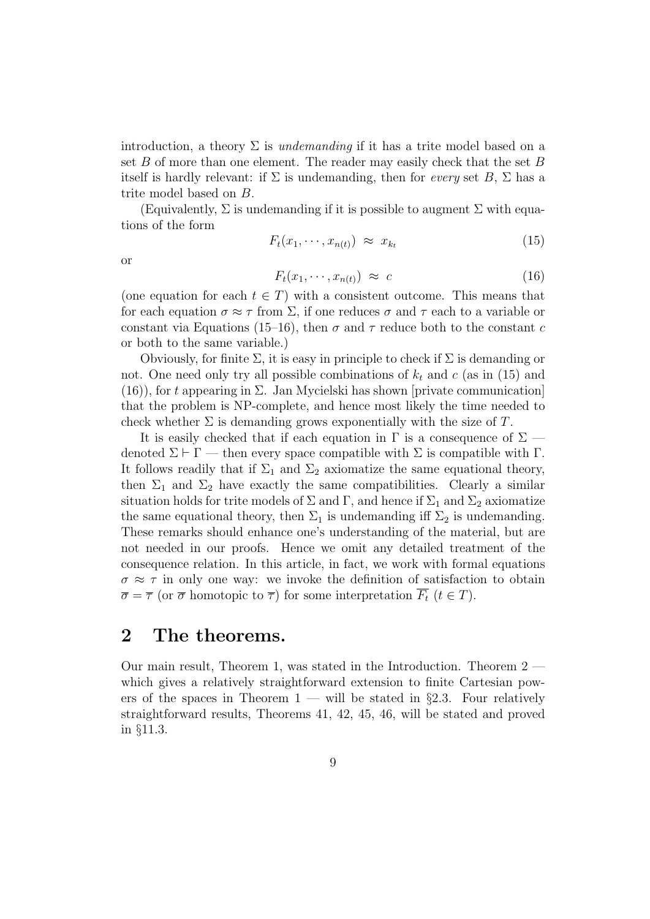introduction, a theory $\Sigma$ is *undemanding* if it has a trite model based on a set $B$ of more than one element. The reader may easily check that the set $B$ itself is hardly relevant: if $\Sigma$ is undemanding, then for *every* set $B$, $\Sigma$ has a trite model based on $B$.

(Equivalently, $\Sigma$ is undemanding if it is possible to augment $\Sigma$ with equations of the form

$$F_t(x_1, \cdots, x_{n(t)}) \;\approx\; x_{k_t} \tag{15}$$

or

$$F_t(x_1, \cdots, x_{n(t)}) \;\approx\; c \tag{16}$$

(one equation for each $t \in T$) with a consistent outcome. This means that for each equation $\sigma \approx \tau$ from $\Sigma$, if one reduces $\sigma$ and $\tau$ each to a variable or constant via Equations (15–16), then $\sigma$ and $\tau$ reduce both to the constant $c$ or both to the same variable.)

Obviously, for finite $\Sigma$, it is easy in principle to check if $\Sigma$ is demanding or not. One need only try all possible combinations of $k_t$ and $c$ (as in (15) and (16)), for $t$ appearing in $\Sigma$. Jan Mycielski has shown [private communication] that the problem is NP-complete, and hence most likely the time needed to check whether $\Sigma$ is demanding grows exponentially with the size of $T$.

It is easily checked that if each equation in $\Gamma$ is a consequence of $\Sigma$ — denoted $\Sigma \vdash \Gamma$ — then every space compatible with $\Sigma$ is compatible with $\Gamma$. It follows readily that if $\Sigma_1$ and $\Sigma_2$ axiomatize the same equational theory, then $\Sigma_1$ and $\Sigma_2$ have exactly the same compatibilities. Clearly a similar situation holds for trite models of $\Sigma$ and $\Gamma$, and hence if $\Sigma_1$ and $\Sigma_2$ axiomatize the same equational theory, then $\Sigma_1$ is undemanding iff $\Sigma_2$ is undemanding. These remarks should enhance one's understanding of the material, but are not needed in our proofs. Hence we omit any detailed treatment of the consequence relation. In this article, in fact, we work with formal equations $\sigma \approx \tau$ in only one way: we invoke the definition of satisfaction to obtain $\overline{\sigma} = \overline{\tau}$ (or $\overline{\sigma}$ homotopic to $\overline{\tau}$) for some interpretation $\overline{F_t}$ $(t \in T)$.

# 2 The theorems.

Our main result, Theorem 1, was stated in the Introduction. Theorem 2 — which gives a relatively straightforward extension to finite Cartesian powers of the spaces in Theorem 1 — will be stated in §2.3. Four relatively straightforward results, Theorems 41, 42, 45, 46, will be stated and proved in §11.3.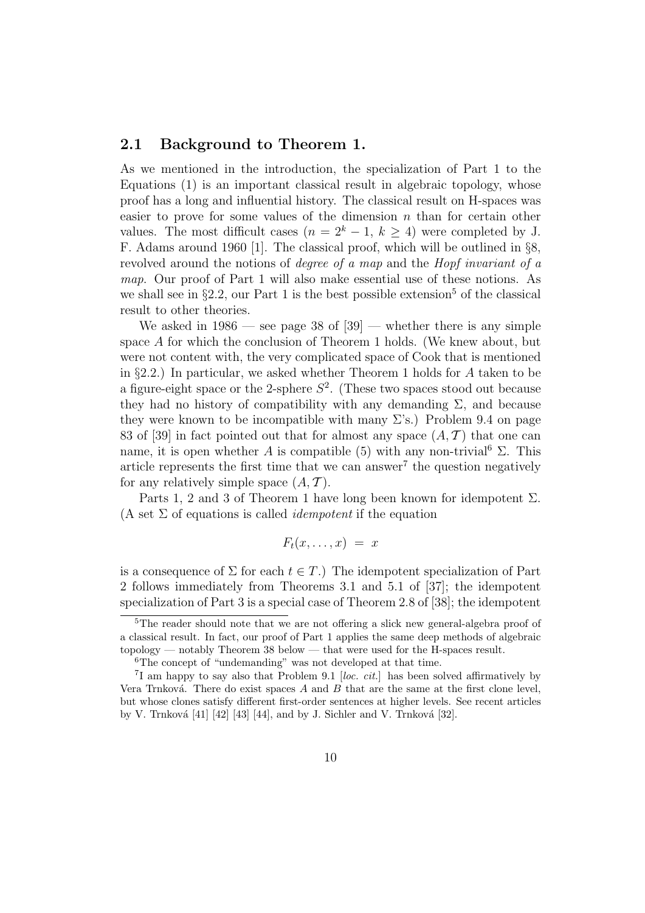## 2.1 Background to Theorem 1.

As we mentioned in the introduction, the specialization of Part 1 to the Equations (1) is an important classical result in algebraic topology, whose proof has a long and influential history. The classical result on H-spaces was easier to prove for some values of the dimension $n$ than for certain other values. The most difficult cases ($n = 2^k - 1$, $k \geq 4$) were completed by J. F. Adams around 1960 [1]. The classical proof, which will be outlined in §8, revolved around the notions of *degree of a map* and the *Hopf invariant of a map*. Our proof of Part 1 will also make essential use of these notions. As we shall see in §2.2, our Part 1 is the best possible extension[5] of the classical result to other theories.

We asked in 1986 — see page 38 of [39] — whether there is any simple space $A$ for which the conclusion of Theorem 1 holds. (We knew about, but were not content with, the very complicated space of Cook that is mentioned in §2.2.) In particular, we asked whether Theorem 1 holds for $A$ taken to be a figure-eight space or the 2-sphere $S^2$. (These two spaces stood out because they had no history of compatibility with any demanding $\Sigma$, and because they were known to be incompatible with many $\Sigma$'s.) Problem 9.4 on page 83 of [39] in fact pointed out that for almost any space $(A, \mathcal{T})$ that one can name, it is open whether $A$ is compatible (5) with any non-trivial[6] $\Sigma$. This article represents the first time that we can answer[7] the question negatively for any relatively simple space $(A, \mathcal{T})$.

Parts 1, 2 and 3 of Theorem 1 have long been known for idempotent $\Sigma$. (A set $\Sigma$ of equations is called *idempotent* if the equation

$$F_t(x, \ldots, x) \;=\; x$$

is a consequence of $\Sigma$ for each $t \in T$.) The idempotent specialization of Part 2 follows immediately from Theorems 3.1 and 5.1 of [37]; the idempotent specialization of Part 3 is a special case of Theorem 2.8 of [38]; the idempotent

[5] The reader should note that we are not offering a slick new general-algebra proof of a classical result. In fact, our proof of Part 1 applies the same deep methods of algebraic topology — notably Theorem 38 below — that were used for the H-spaces result.

[6] The concept of "undemanding" was not developed at that time.

[7] I am happy to say also that Problem 9.1 [*loc. cit.*] has been solved affirmatively by Vera Trnková. There do exist spaces $A$ and $B$ that are the same at the first clone level, but whose clones satisfy different first-order sentences at higher levels. See recent articles by V. Trnková [41] [42] [43] [44], and by J. Sichler and V. Trnková [32].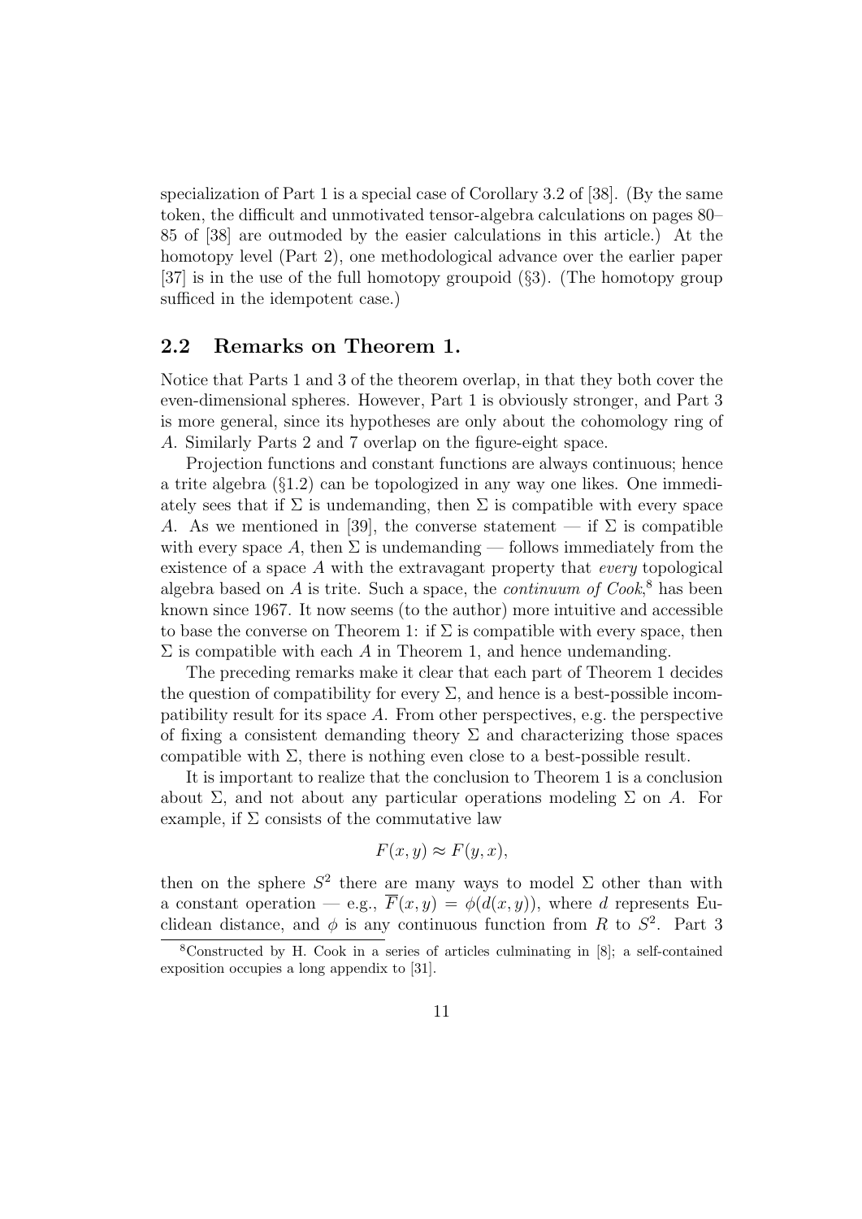specialization of Part 1 is a special case of Corollary 3.2 of [38]. (By the same token, the difficult and unmotivated tensor-algebra calculations on pages 80–85 of [38] are outmoded by the easier calculations in this article.) At the homotopy level (Part 2), one methodological advance over the earlier paper [37] is in the use of the full homotopy groupoid (§3). (The homotopy group sufficed in the idempotent case.)

## 2.2 Remarks on Theorem 1.

Notice that Parts 1 and 3 of the theorem overlap, in that they both cover the even-dimensional spheres. However, Part 1 is obviously stronger, and Part 3 is more general, since its hypotheses are only about the cohomology ring of $A$. Similarly Parts 2 and 7 overlap on the figure-eight space.

Projection functions and constant functions are always continuous; hence a trite algebra (§1.2) can be topologized in any way one likes. One immediately sees that if $\Sigma$ is undemanding, then $\Sigma$ is compatible with every space $A$. As we mentioned in [39], the converse statement — if $\Sigma$ is compatible with every space $A$, then $\Sigma$ is undemanding — follows immediately from the existence of a space $A$ with the extravagant property that *every* topological algebra based on $A$ is trite. Such a space, the *continuum of Cook*,[8] has been known since 1967. It now seems (to the author) more intuitive and accessible to base the converse on Theorem 1: if $\Sigma$ is compatible with every space, then $\Sigma$ is compatible with each $A$ in Theorem 1, and hence undemanding.

The preceding remarks make it clear that each part of Theorem 1 decides the question of compatibility for every $\Sigma$, and hence is a best-possible incompatibility result for its space $A$. From other perspectives, e.g. the perspective of fixing a consistent demanding theory $\Sigma$ and characterizing those spaces compatible with $\Sigma$, there is nothing even close to a best-possible result.

It is important to realize that the conclusion to Theorem 1 is a conclusion about $\Sigma$, and not about any particular operations modeling $\Sigma$ on $A$. For example, if $\Sigma$ consists of the commutative law

$$F(x, y) \approx F(y, x),$$

then on the sphere $S^2$ there are many ways to model $\Sigma$ other than with a constant operation — e.g., $\overline{F}(x, y) = \phi(d(x, y))$, where $d$ represents Euclidean distance, and $\phi$ is any continuous function from $R$ to $S^2$. Part 3

[8] Constructed by H. Cook in a series of articles culminating in [8]; a self-contained exposition occupies a long appendix to [31].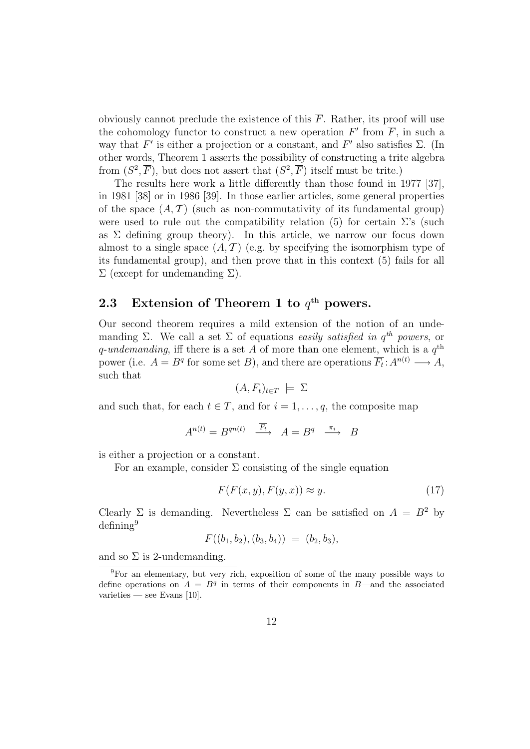obviously cannot preclude the existence of this $\overline{F}$. Rather, its proof will use the cohomology functor to construct a new operation $F'$ from $\overline{F}$, in such a way that $F'$ is either a projection or a constant, and $F'$ also satisfies $\Sigma$. (In other words, Theorem 1 asserts the possibility of constructing a trite algebra from $(S^2, \overline{F})$, but does not assert that $(S^2, \overline{F})$ itself must be trite.)

The results here work a little differently than those found in 1977 [37], in 1981 [38] or in 1986 [39]. In those earlier articles, some general properties of the space $(A, \mathcal{T})$ (such as non-commutativity of its fundamental group) were used to rule out the compatibility relation (5) for certain $\Sigma$'s (such as $\Sigma$ defining group theory). In this article, we narrow our focus down almost to a single space $(A, \mathcal{T})$ (e.g. by specifying the isomorphism type of its fundamental group), and then prove that in this context (5) fails for all $\Sigma$ (except for undemanding $\Sigma$).

## 2.3 Extension of Theorem 1 to $q^{\text{th}}$ powers.

Our second theorem requires a mild extension of the notion of an undemanding $\Sigma$. We call a set $\Sigma$ of equations *easily satisfied in $q^{th}$ powers*, or *$q$-undemanding*, iff there is a set $A$ of more than one element, which is a $q^{\text{th}}$ power (i.e. $A = B^q$ for some set $B$), and there are operations $\overline{F_t} \colon A^{n(t)} \longrightarrow A$, such that

$$(A, F_t)_{t \in T} \;\models\; \Sigma$$

and such that, for each $t \in T$, and for $i = 1, \ldots, q$, the composite map

$$A^{n(t)} = B^{qn(t)} \quad \xrightarrow{\overline{F_t}} \quad A = B^q \quad \xrightarrow{\pi_i} \quad B$$

is either a projection or a constant.

For an example, consider $\Sigma$ consisting of the single equation

$$F(F(x,y), F(y,x)) \approx y. \tag{17}$$

Clearly $\Sigma$ is demanding. Nevertheless $\Sigma$ can be satisfied on $A = B^2$ by defining[9]

$$F((b_1, b_2), (b_3, b_4)) \;=\; (b_2, b_3),$$

and so $\Sigma$ is 2-undemanding.

[9] For an elementary, but very rich, exposition of some of the many possible ways to define operations on $A = B^q$ in terms of their components in $B$—and the associated varieties — see Evans [10].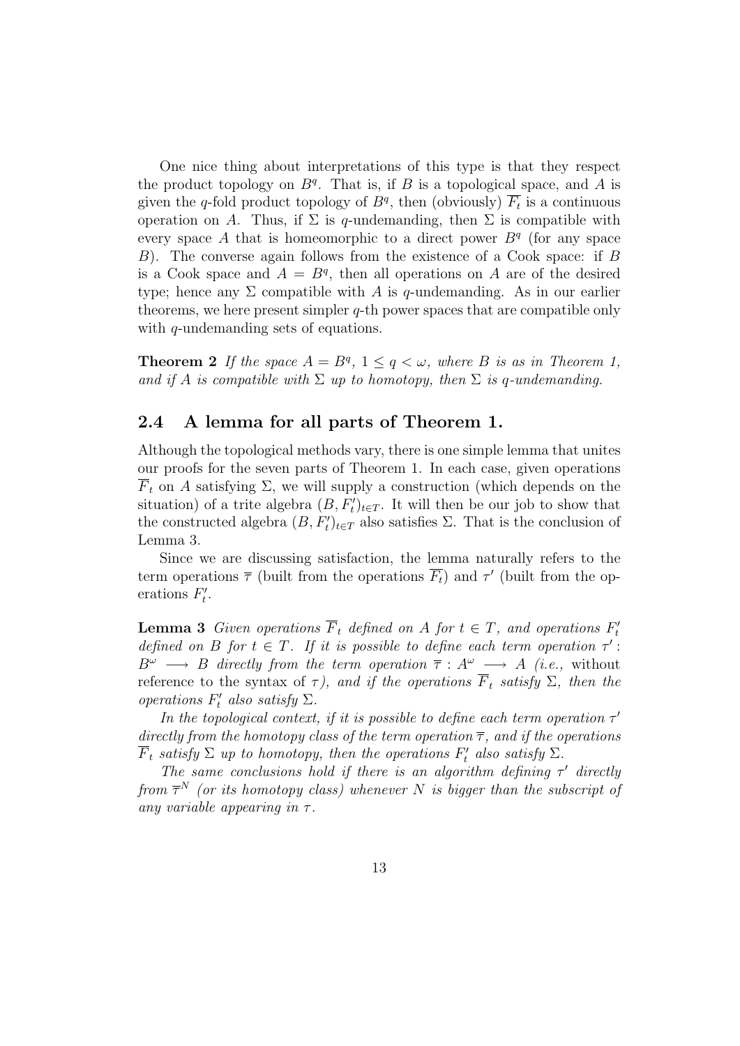One nice thing about interpretations of this type is that they respect the product topology on $B^q$. That is, if $B$ is a topological space, and $A$ is given the $q$-fold product topology of $B^q$, then (obviously) $\overline{F_t}$ is a continuous operation on $A$. Thus, if $\Sigma$ is $q$-undemanding, then $\Sigma$ is compatible with every space $A$ that is homeomorphic to a direct power $B^q$ (for any space $B$). The converse again follows from the existence of a Cook space: if $B$ is a Cook space and $A = B^q$, then all operations on $A$ are of the desired type; hence any $\Sigma$ compatible with $A$ is $q$-undemanding. As in our earlier theorems, we here present simpler $q$-th power spaces that are compatible only with $q$-undemanding sets of equations.

**Theorem 2** *If the space $A = B^q$, $1 \leq q < \omega$, where $B$ is as in Theorem 1, and if $A$ is compatible with $\Sigma$ up to homotopy, then $\Sigma$ is $q$-undemanding.*

## 2.4 A lemma for all parts of Theorem 1.

Although the topological methods vary, there is one simple lemma that unites our proofs for the seven parts of Theorem 1. In each case, given operations $\overline{F}_t$ on $A$ satisfying $\Sigma$, we will supply a construction (which depends on the situation) of a trite algebra $(B, F'_t)_{t \in T}$. It will then be our job to show that the constructed algebra $(B, F'_t)_{t\in T}$ also satisfies $\Sigma$. That is the conclusion of Lemma 3.

Since we are discussing satisfaction, the lemma naturally refers to the term operations $\overline{\tau}$ (built from the operations $\overline{F_t}$) and $\tau'$ (built from the operations $F'_t$.

**Lemma 3** *Given operations $\overline{F}_t$ defined on $A$ for $t \in T$, and operations $F'_t$ defined on $B$ for $t \in T$. If it is possible to define each term operation $\tau' : B^\omega \longrightarrow B$ directly from the term operation $\overline{\tau} : A^\omega \longrightarrow A$ (i.e.,* without reference to the syntax of *$\tau$), and if the operations $\overline{F}_t$ satisfy $\Sigma$, then the operations $F'_t$ also satisfy $\Sigma$.*

*In the topological context, if it is possible to define each term operation $\tau'$ directly from the homotopy class of the term operation $\overline{\tau}$, and if the operations $\overline{F}_t$ satisfy $\Sigma$ up to homotopy, then the operations $F'_t$ also satisfy $\Sigma$.*

*The same conclusions hold if there is an algorithm defining $\tau'$ directly from $\overline{\tau}^N$ (or its homotopy class) whenever $N$ is bigger than the subscript of any variable appearing in $\tau$.*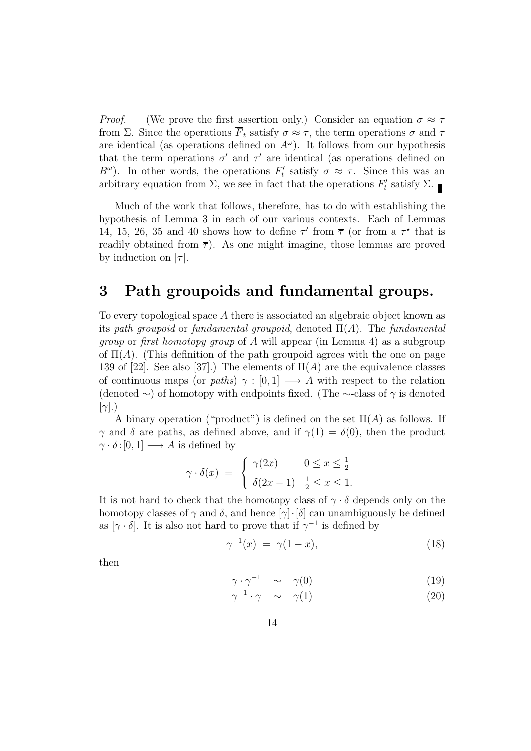*Proof.* (We prove the first assertion only.) Consider an equation $\sigma \approx \tau$ from $\Sigma$. Since the operations $\overline{F}_t$ satisfy $\sigma \approx \tau$, the term operations $\overline{\sigma}$ and $\overline{\tau}$ are identical (as operations defined on $A^\omega$). It follows from our hypothesis that the term operations $\sigma'$ and $\tau'$ are identical (as operations defined on $B^\omega$). In other words, the operations $F'_t$ satisfy $\sigma \approx \tau$. Since this was an arbitrary equation from $\Sigma$, we see in fact that the operations $F'_t$ satisfy $\Sigma$. ∎

Much of the work that follows, therefore, has to do with establishing the hypothesis of Lemma 3 in each of our various contexts. Each of Lemmas 14, 15, 26, 35 and 40 shows how to define $\tau'$ from $\overline{\tau}$ (or from a $\tau^\star$ that is readily obtained from $\overline{\tau}$). As one might imagine, those lemmas are proved by induction on $|\tau|$.

# 3 Path groupoids and fundamental groups.

To every topological space $A$ there is associated an algebraic object known as its *path groupoid* or *fundamental groupoid*, denoted $\Pi(A)$. The *fundamental group* or *first homotopy group* of $A$ will appear (in Lemma 4) as a subgroup of $\Pi(A)$. (This definition of the path groupoid agrees with the one on page 139 of [22]. See also [37].) The elements of $\Pi(A)$ are the equivalence classes of continuous maps (or *paths*) $\gamma : [0, 1] \longrightarrow A$ with respect to the relation (denoted $\sim$) of homotopy with endpoints fixed. (The $\sim$-class of $\gamma$ is denoted $[\gamma]$.)

A binary operation ("product") is defined on the set $\Pi(A)$ as follows. If $\gamma$ and $\delta$ are paths, as defined above, and if $\gamma(1) = \delta(0)$, then the product $\gamma \cdot \delta : [0, 1] \longrightarrow A$ is defined by

$$\gamma \cdot \delta(x) \;=\; \begin{cases} \gamma(2x) & 0 \le x \le \frac{1}{2} \\ \delta(2x - 1) & \frac{1}{2} \le x \le 1. \end{cases}$$

It is not hard to check that the homotopy class of $\gamma \cdot \delta$ depends only on the homotopy classes of $\gamma$ and $\delta$, and hence $[\gamma] \cdot [\delta]$ can unambiguously be defined as $[\gamma \cdot \delta]$. It is also not hard to prove that if $\gamma^{-1}$ is defined by

$$\gamma^{-1}(x) \;=\; \gamma(1 - x), \tag{18}$$

then

$$\gamma \cdot \gamma^{-1} \quad \sim \quad \gamma(0) \tag{19}$$

$$\gamma^{-1} \cdot \gamma \quad \sim \quad \gamma(1) \tag{20}$$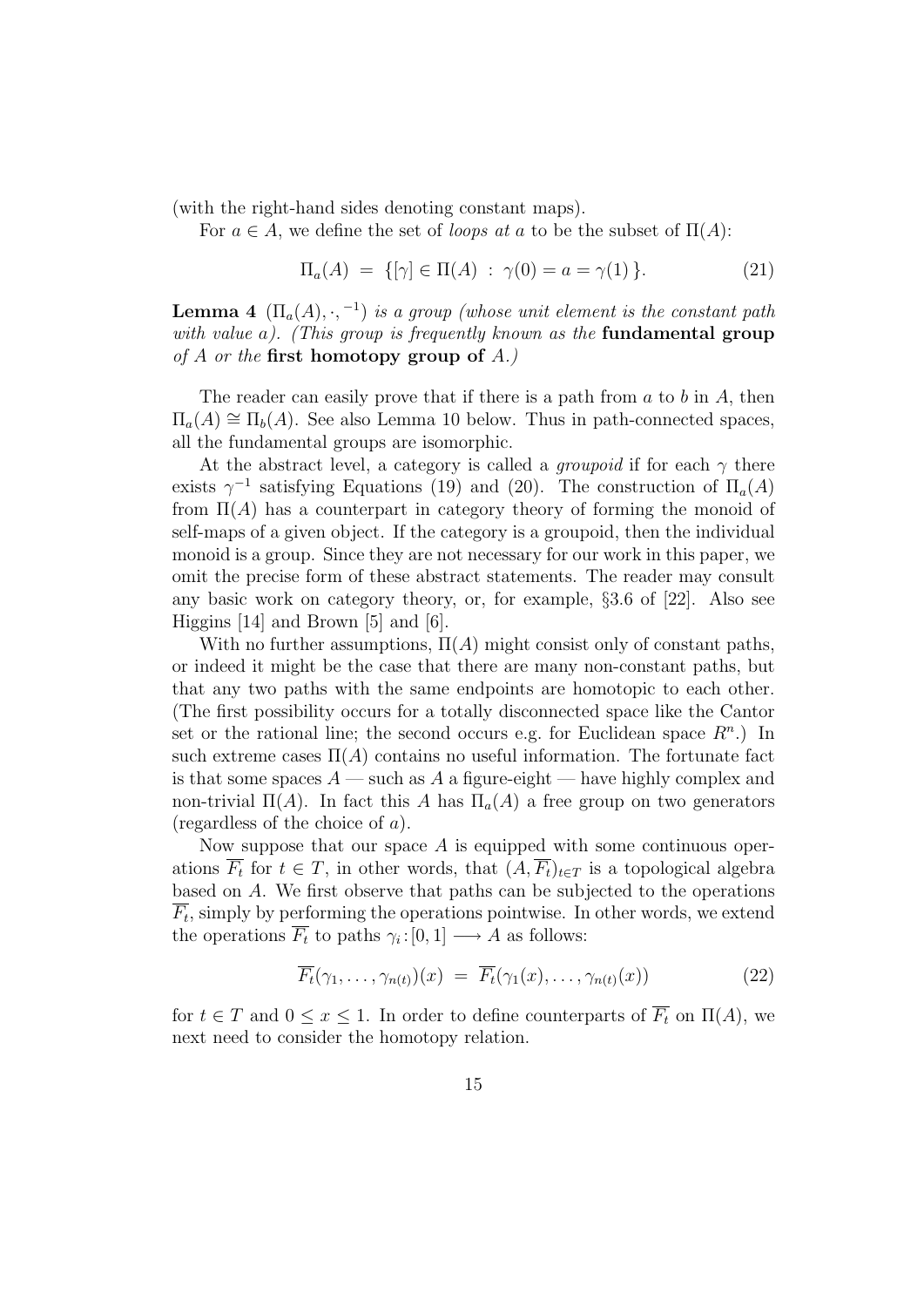(with the right-hand sides denoting constant maps).

For $a \in A$, we define the set of *loops at* $a$ to be the subset of $\Pi(A)$:

$$\Pi_a(A) \;=\; \{[\gamma] \in \Pi(A) \;:\; \gamma(0) = a = \gamma(1)\,\}. \tag{21}$$

**Lemma 4** *$(\Pi_a(A), \cdot, ^{-1})$ is a group (whose unit element is the constant path with value $a$). (This group is frequently known as the* **fundamental group** *of $A$ or the* **first homotopy group of** *$A$.)*

The reader can easily prove that if there is a path from $a$ to $b$ in $A$, then $\Pi_a(A) \cong \Pi_b(A)$. See also Lemma 10 below. Thus in path-connected spaces, all the fundamental groups are isomorphic.

At the abstract level, a category is called a *groupoid* if for each $\gamma$ there exists $\gamma^{-1}$ satisfying Equations (19) and (20). The construction of $\Pi_a(A)$ from $\Pi(A)$ has a counterpart in category theory of forming the monoid of self-maps of a given object. If the category is a groupoid, then the individual monoid is a group. Since they are not necessary for our work in this paper, we omit the precise form of these abstract statements. The reader may consult any basic work on category theory, or, for example, §3.6 of [22]. Also see Higgins [14] and Brown [5] and [6].

With no further assumptions, $\Pi(A)$ might consist only of constant paths, or indeed it might be the case that there are many non-constant paths, but that any two paths with the same endpoints are homotopic to each other. (The first possibility occurs for a totally disconnected space like the Cantor set or the rational line; the second occurs e.g. for Euclidean space $R^n$.) In such extreme cases $\Pi(A)$ contains no useful information. The fortunate fact is that some spaces $A$ — such as $A$ a figure-eight — have highly complex and non-trivial $\Pi(A)$. In fact this $A$ has $\Pi_a(A)$ a free group on two generators (regardless of the choice of $a$).

Now suppose that our space $A$ is equipped with some continuous operations $\overline{F_t}$ for $t \in T$, in other words, that $(A, \overline{F_t})_{t\in T}$ is a topological algebra based on $A$. We first observe that paths can be subjected to the operations $\overline{F_t}$, simply by performing the operations pointwise. In other words, we extend the operations $\overline{F_t}$ to paths $\gamma_i : [0,1] \longrightarrow A$ as follows:

$$\overline{F_t}(\gamma_1, \ldots, \gamma_{n(t)})(x) \;=\; \overline{F_t}(\gamma_1(x), \ldots, \gamma_{n(t)}(x)) \tag{22}$$

for $t \in T$ and $0 \le x \le 1$. In order to define counterparts of $\overline{F_t}$ on $\Pi(A)$, we next need to consider the homotopy relation.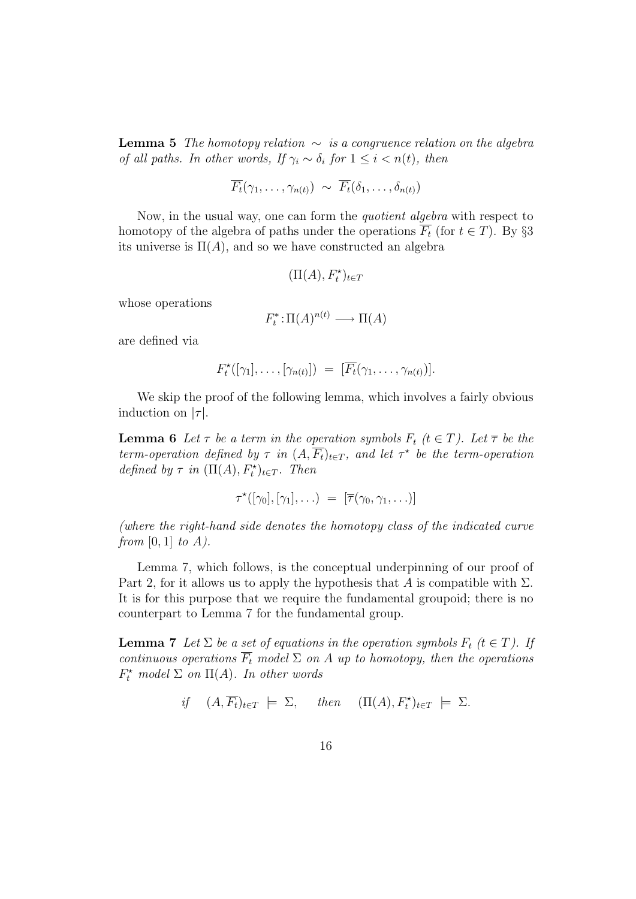**Lemma 5** *The homotopy relation $\sim$ is a congruence relation on the algebra of all paths. In other words, If $\gamma_i \sim \delta_i$ for $1 \leq i < n(t)$, then*

$$\overline{F_t}(\gamma_1, \ldots, \gamma_{n(t)}) \;\sim\; \overline{F_t}(\delta_1, \ldots, \delta_{n(t)})$$

Now, in the usual way, one can form the *quotient algebra* with respect to homotopy of the algebra of paths under the operations $\overline{F_t}$ (for $t \in T$). By §3 its universe is $\Pi(A)$, and so we have constructed an algebra

$$(\Pi(A), F_t^\star)_{t \in T}$$

whose operations

$$F_t^* \colon \Pi(A)^{n(t)} \longrightarrow \Pi(A)$$

are defined via

$$F_t^\star([\gamma_1], \ldots, [\gamma_{n(t)}]) \;=\; [\overline{F_t}(\gamma_1, \ldots, \gamma_{n(t)})].$$

We skip the proof of the following lemma, which involves a fairly obvious induction on $|\tau|$.

**Lemma 6** *Let $\tau$ be a term in the operation symbols $F_t$ ($t \in T$). Let $\overline{\tau}$ be the term-operation defined by $\tau$ in $(A, \overline{F_t})_{t \in T}$, and let $\tau^\star$ be the term-operation defined by $\tau$ in $(\Pi(A), F_t^\star)_{t \in T}$. Then*

$$\tau^\star([\gamma_0], [\gamma_1], \ldots) \;=\; [\overline{\tau}(\gamma_0, \gamma_1, \ldots)]$$

*(where the right-hand side denotes the homotopy class of the indicated curve from $[0, 1]$ to $A$).*

Lemma 7, which follows, is the conceptual underpinning of our proof of Part 2, for it allows us to apply the hypothesis that $A$ is compatible with $\Sigma$. It is for this purpose that we require the fundamental groupoid; there is no counterpart to Lemma 7 for the fundamental group.

**Lemma 7** *Let $\Sigma$ be a set of equations in the operation symbols $F_t$ ($t \in T$). If continuous operations $\overline{F_t}$ model $\Sigma$ on $A$ up to homotopy, then the operations $F_t^\star$ model $\Sigma$ on $\Pi(A)$. In other words*

$$\textit{if} \quad (A, \overline{F_t})_{t \in T} \;\models\; \Sigma, \qquad \textit{then} \quad (\Pi(A), F_t^\star)_{t \in T} \;\models\; \Sigma.$$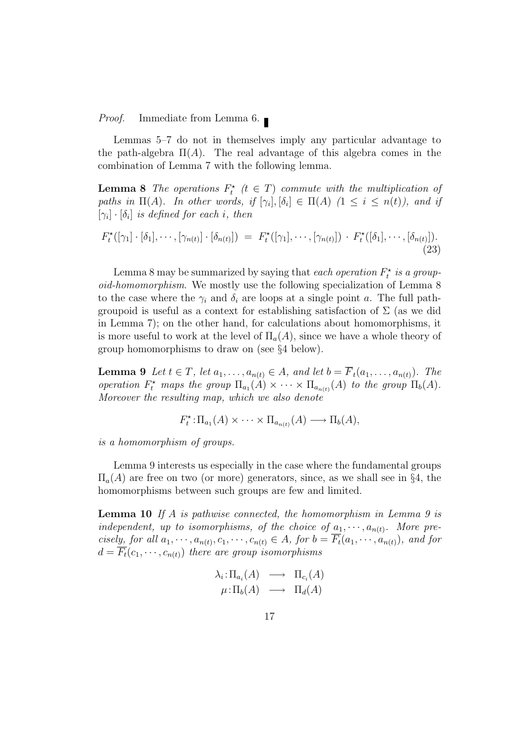*Proof.* Immediate from Lemma 6. ∎

Lemmas 5–7 do not in themselves imply any particular advantage to the path-algebra $\Pi(A)$. The real advantage of this algebra comes in the combination of Lemma 7 with the following lemma.

**Lemma 8** *The operations $F^\star_t$ $(t \in T)$ commute with the multiplication of paths in $\Pi(A)$. In other words, if $[\gamma_i], [\delta_i] \in \Pi(A)$ $(1 \leq i \leq n(t))$, and if $[\gamma_i] \cdot [\delta_i]$ is defined for each $i$, then*

$$F^\star_t([\gamma_1] \cdot [\delta_1], \cdots, [\gamma_{n(t)}] \cdot [\delta_{n(t)}]) \;=\; F^\star_t([\gamma_1], \cdots, [\gamma_{n(t)}]) \,\cdot\, F^\star_t([\delta_1], \cdots, [\delta_{n(t)}]). \tag{23}$$

Lemma 8 may be summarized by saying that *each operation $F^\star_t$ is a groupoid-homomorphism*. We mostly use the following specialization of Lemma 8 to the case where the $\gamma_i$ and $\delta_i$ are loops at a single point $a$. The full path-groupoid is useful as a context for establishing satisfaction of $\Sigma$ (as we did in Lemma 7); on the other hand, for calculations about homomorphisms, it is more useful to work at the level of $\Pi_a(A)$, since we have a whole theory of group homomorphisms to draw on (see §4 below).

**Lemma 9** *Let $t \in T$, let $a_1, \ldots, a_{n(t)} \in A$, and let $b = \overline{F}_t(a_1, \ldots, a_{n(t)})$. The operation $F^\star_t$ maps the group $\Pi_{a_1}(A) \times \cdots \times \Pi_{a_{n(t)}}(A)$ to the group $\Pi_b(A)$. Moreover the resulting map, which we also denote*

$$F^\star_t \colon \Pi_{a_1}(A) \times \cdots \times \Pi_{a_{n(t)}}(A) \longrightarrow \Pi_b(A),$$

*is a homomorphism of groups.*

Lemma 9 interests us especially in the case where the fundamental groups $\Pi_a(A)$ are free on two (or more) generators, since, as we shall see in §4, the homomorphisms between such groups are few and limited.

**Lemma 10** *If $A$ is pathwise connected, the homomorphism in Lemma 9 is independent, up to isomorphisms, of the choice of $a_1, \cdots, a_{n(t)}$. More precisely, for all $a_1, \cdots, a_{n(t)}, c_1, \cdots, c_{n(t)} \in A$, for $b = \overline{F_t}(a_1, \cdots, a_{n(t)})$, and for $d = \overline{F_t}(c_1, \cdots, c_{n(t)})$ there are group isomorphisms*

$$\begin{aligned} \lambda_i \colon \Pi_{a_i}(A) &\longrightarrow \Pi_{c_i}(A) \\ \mu \colon \Pi_b(A) &\longrightarrow \Pi_d(A) \end{aligned}$$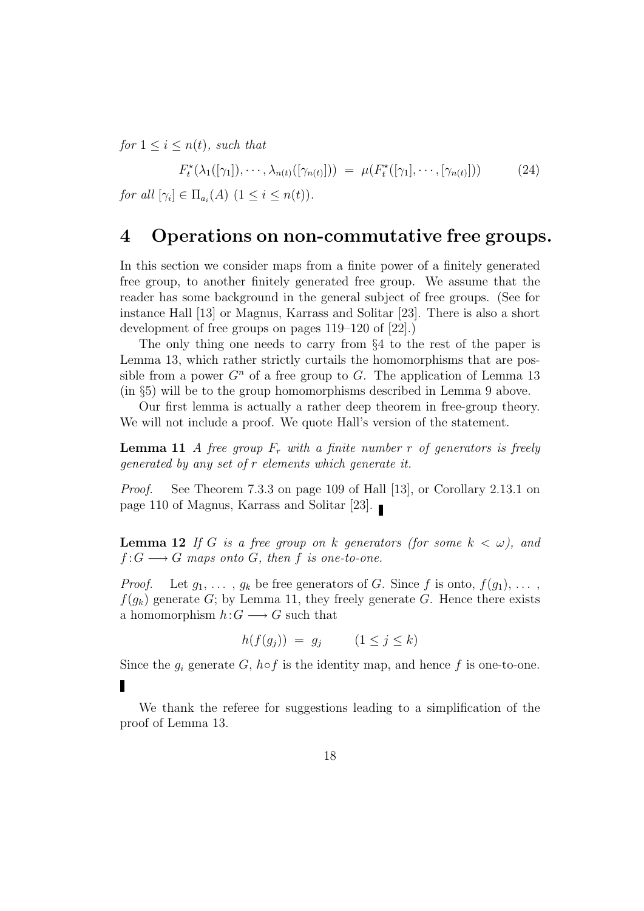*for* $1 \leq i \leq n(t)$*, such that*

$$F_t^\star(\lambda_1([\gamma_1]), \cdots, \lambda_{n(t)}([\gamma_{n(t)}])) \;=\; \mu(F_t^\star([\gamma_1], \cdots, [\gamma_{n(t)}])) \tag{24}$$

*for all* $[\gamma_i] \in \Pi_{a_i}(A)$ $(1 \leq i \leq n(t))$.

# 4 Operations on non-commutative free groups.

In this section we consider maps from a finite power of a finitely generated free group, to another finitely generated free group. We assume that the reader has some background in the general subject of free groups. (See for instance Hall [13] or Magnus, Karrass and Solitar [23]. There is also a short development of free groups on pages 119–120 of [22].)

The only thing one needs to carry from §4 to the rest of the paper is Lemma 13, which rather strictly curtails the homomorphisms that are possible from a power $G^n$ of a free group to $G$. The application of Lemma 13 (in §5) will be to the group homomorphisms described in Lemma 9 above.

Our first lemma is actually a rather deep theorem in free-group theory. We will not include a proof. We quote Hall's version of the statement.

**Lemma 11** *A free group* $F_r$ *with a finite number* $r$ *of generators is freely generated by any set of* $r$ *elements which generate it.*

*Proof.* See Theorem 7.3.3 on page 109 of Hall [13], or Corollary 2.13.1 on page 110 of Magnus, Karrass and Solitar [23]. ∎

**Lemma 12** *If* $G$ *is a free group on* $k$ *generators (for some* $k < \omega$*), and* $f : G \longrightarrow G$ *maps onto* $G$*, then* $f$ *is one-to-one.*

*Proof.* Let $g_1, \ldots, g_k$ be free generators of $G$. Since $f$ is onto, $f(g_1), \ldots, f(g_k)$ generate $G$; by Lemma 11, they freely generate $G$. Hence there exists a homomorphism $h : G \longrightarrow G$ such that

$$h(f(g_j)) \;=\; g_j \qquad (1 \leq j \leq k)$$

Since the $g_i$ generate $G$, $h \circ f$ is the identity map, and hence $f$ is one-to-one. ∎

We thank the referee for suggestions leading to a simplification of the proof of Lemma 13.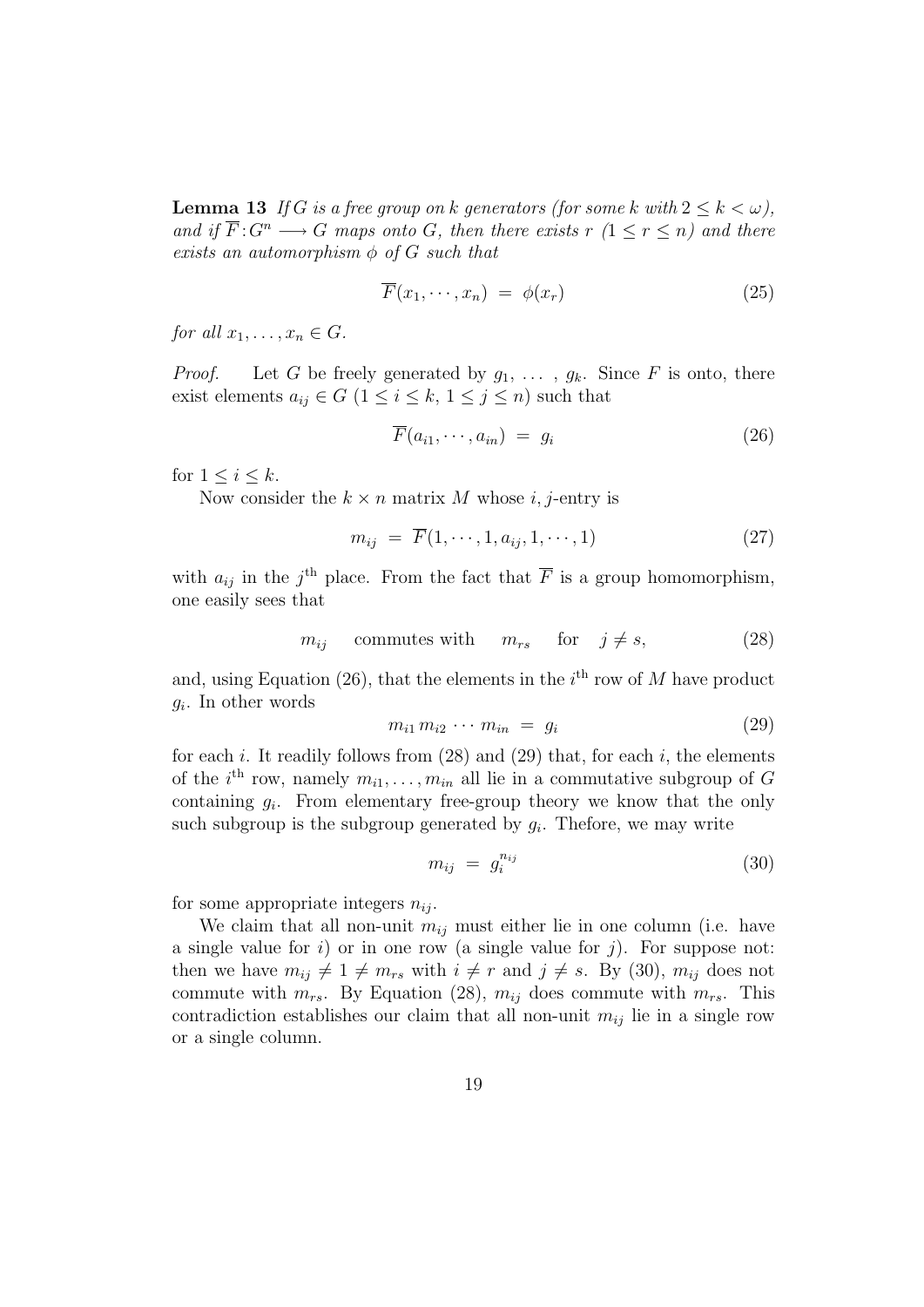**Lemma 13** *If $G$ is a free group on $k$ generators (for some $k$ with $2 \leq k < \omega$), and if $\overline{F} : G^n \longrightarrow G$ maps onto $G$, then there exists $r$ $(1 \leq r \leq n)$ and there exists an automorphism $\phi$ of $G$ such that*

$$\overline{F}(x_1, \cdots, x_n) \;=\; \phi(x_r) \tag{25}$$

*for all $x_1, \ldots, x_n \in G$.*

*Proof.* Let $G$ be freely generated by $g_1, \ldots, g_k$. Since $F$ is onto, there exist elements $a_{ij} \in G$ $(1 \leq i \leq k,\ 1 \leq j \leq n)$ such that

$$\overline{F}(a_{i1}, \cdots, a_{in}) \;=\; g_i \tag{26}$$

for $1 \leq i \leq k$.

Now consider the $k \times n$ matrix $M$ whose $i, j$-entry is

$$m_{ij} \;=\; \overline{F}(1, \cdots, 1, a_{ij}, 1, \cdots, 1) \tag{27}$$

with $a_{ij}$ in the $j^{\text{th}}$ place. From the fact that $\overline{F}$ is a group homomorphism, one easily sees that

$$m_{ij} \quad \text{commutes with} \quad m_{rs} \quad \text{for} \quad j \neq s, \tag{28}$$

and, using Equation (26), that the elements in the $i^{\text{th}}$ row of $M$ have product $g_i$. In other words

$$m_{i1}\, m_{i2} \cdots m_{in} \;=\; g_i \tag{29}$$

for each $i$. It readily follows from (28) and (29) that, for each $i$, the elements of the $i^{\text{th}}$ row, namely $m_{i1}, \ldots, m_{in}$ all lie in a commutative subgroup of $G$ containing $g_i$. From elementary free-group theory we know that the only such subgroup is the subgroup generated by $g_i$. Thefore, we may write

$$m_{ij} \;=\; g_i^{n_{ij}} \tag{30}$$

for some appropriate integers $n_{ij}$.

We claim that all non-unit $m_{ij}$ must either lie in one column (i.e. have a single value for $i$) or in one row (a single value for $j$). For suppose not: then we have $m_{ij} \neq 1 \neq m_{rs}$ with $i \neq r$ and $j \neq s$. By (30), $m_{ij}$ does not commute with $m_{rs}$. By Equation (28), $m_{ij}$ does commute with $m_{rs}$. This contradiction establishes our claim that all non-unit $m_{ij}$ lie in a single row or a single column.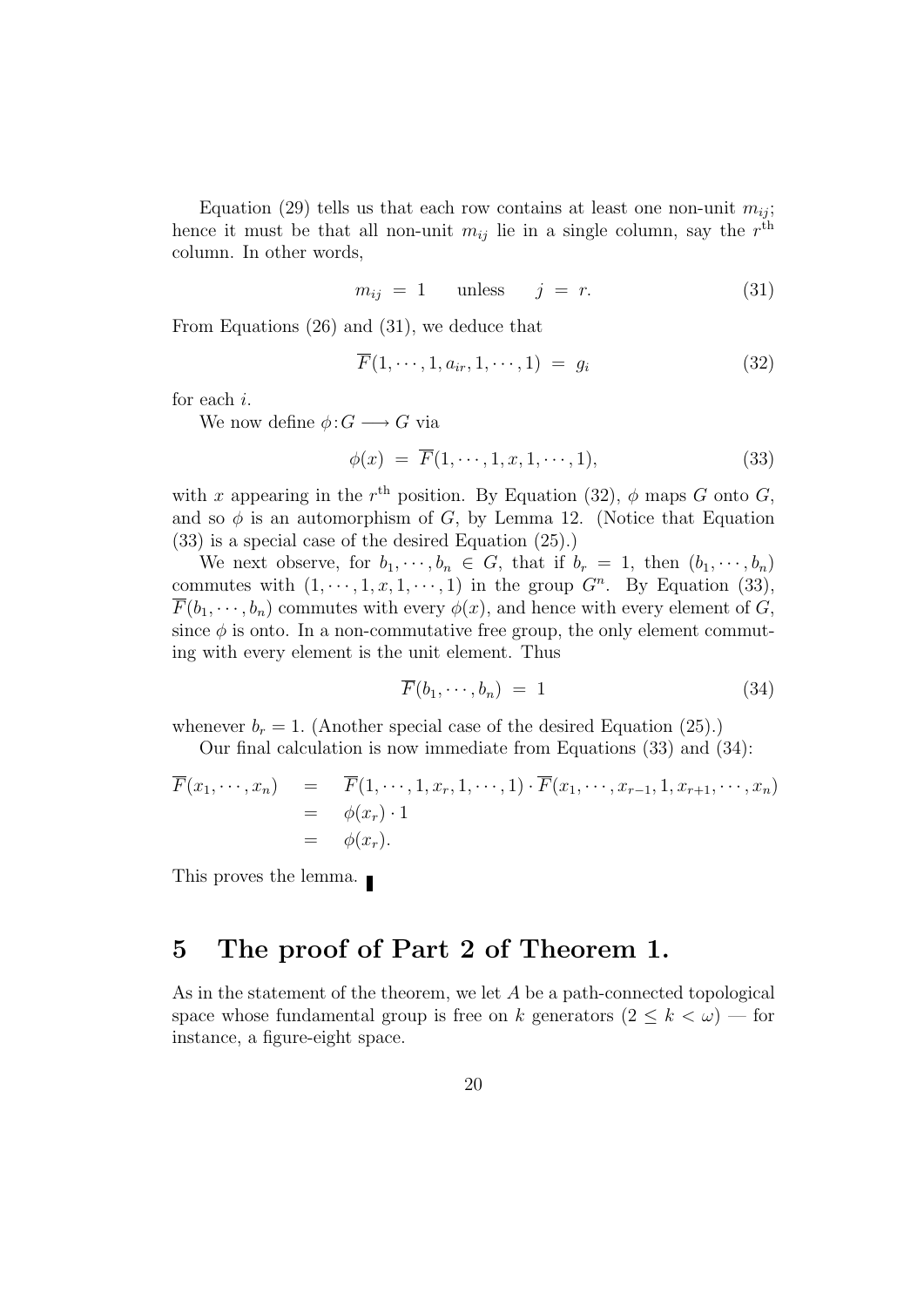Equation (29) tells us that each row contains at least one non-unit $m_{ij}$; hence it must be that all non-unit $m_{ij}$ lie in a single column, say the $r^{\text{th}}$ column. In other words,

$$m_{ij} \;=\; 1 \qquad \text{unless} \qquad j \;=\; r. \tag{31}$$

From Equations (26) and (31), we deduce that

$$\overline{F}(1, \cdots, 1, a_{ir}, 1, \cdots, 1) \;=\; g_i \tag{32}$$

for each $i$.

We now define $\phi\colon G \longrightarrow G$ via

$$\phi(x) \;=\; \overline{F}(1, \cdots, 1, x, 1, \cdots, 1), \tag{33}$$

with $x$ appearing in the $r^{\text{th}}$ position. By Equation (32), $\phi$ maps $G$ onto $G$, and so $\phi$ is an automorphism of $G$, by Lemma 12. (Notice that Equation (33) is a special case of the desired Equation (25).)

We next observe, for $b_1, \cdots, b_n \in G$, that if $b_r = 1$, then $(b_1, \cdots, b_n)$ commutes with $(1, \cdots, 1, x, 1, \cdots, 1)$ in the group $G^n$. By Equation (33), $\overline{F}(b_1, \cdots, b_n)$ commutes with every $\phi(x)$, and hence with every element of $G$, since $\phi$ is onto. In a non-commutative free group, the only element commuting with every element is the unit element. Thus

$$\overline{F}(b_1, \cdots, b_n) \;=\; 1 \tag{34}$$

whenever $b_r = 1$. (Another special case of the desired Equation (25).)

Our final calculation is now immediate from Equations (33) and (34):

$$\begin{aligned}
\overline{F}(x_1, \cdots, x_n) \quad &= \quad \overline{F}(1, \cdots, 1, x_r, 1, \cdots, 1) \cdot \overline{F}(x_1, \cdots, x_{r-1}, 1, x_{r+1}, \cdots, x_n) \\
&= \quad \phi(x_r) \cdot 1 \\
&= \quad \phi(x_r).
\end{aligned}$$

This proves the lemma. ∎

## 5 The proof of Part 2 of Theorem 1.

As in the statement of the theorem, we let $A$ be a path-connected topological space whose fundamental group is free on $k$ generators ($2 \leq k < \omega$) — for instance, a figure-eight space.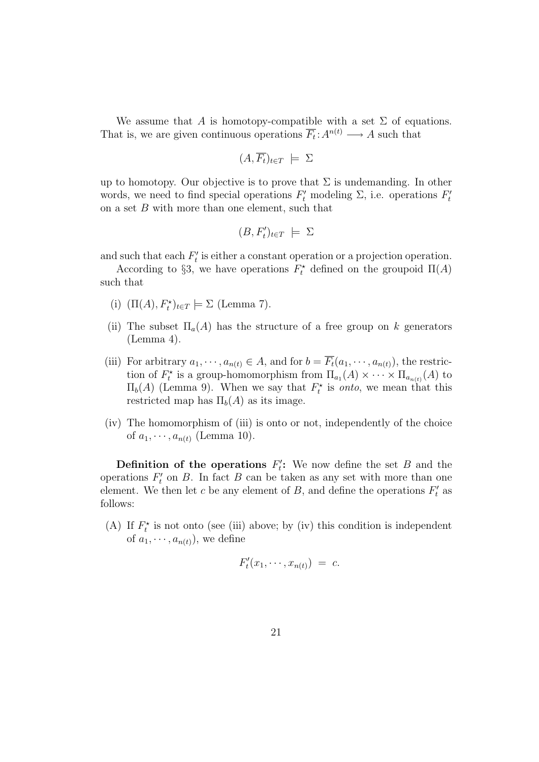We assume that $A$ is homotopy-compatible with a set $\Sigma$ of equations. That is, we are given continuous operations $\overline{F_t}\colon A^{n(t)} \longrightarrow A$ such that

$$(A, \overline{F_t})_{t \in T} \;\models\; \Sigma$$

up to homotopy. Our objective is to prove that $\Sigma$ is undemanding. In other words, we need to find special operations $F'_t$ modeling $\Sigma$, i.e. operations $F'_t$ on a set $B$ with more than one element, such that

$$(B, F'_t)_{t \in T} \;\models\; \Sigma$$

and such that each $F'_t$ is either a constant operation or a projection operation.

According to §3, we have operations $F^\star_t$ defined on the groupoid $\Pi(A)$ such that

(i) $(\Pi(A), F^\star_t)_{t \in T} \models \Sigma$ (Lemma 7).

(ii) The subset $\Pi_a(A)$ has the structure of a free group on $k$ generators (Lemma 4).

(iii) For arbitrary $a_1, \cdots, a_{n(t)} \in A$, and for $b = \overline{F_t}(a_1, \cdots, a_{n(t)})$, the restriction of $F^\star_t$ is a group-homomorphism from $\Pi_{a_1}(A) \times \cdots \times \Pi_{a_{n(t)}}(A)$ to $\Pi_b(A)$ (Lemma 9). When we say that $F^\star_t$ is *onto*, we mean that this restricted map has $\Pi_b(A)$ as its image.

(iv) The homomorphism of (iii) is onto or not, independently of the choice of $a_1, \cdots, a_{n(t)}$ (Lemma 10).

**Definition of the operations $F'_t$:** We now define the set $B$ and the operations $F'_t$ on $B$. In fact $B$ can be taken as any set with more than one element. We then let $c$ be any element of $B$, and define the operations $F'_t$ as follows:

(A) If $F^\star_t$ is not onto (see (iii) above; by (iv) this condition is independent of $a_1, \cdots, a_{n(t)}$), we define

$$F'_t(x_1, \cdots, x_{n(t)}) \;=\; c.$$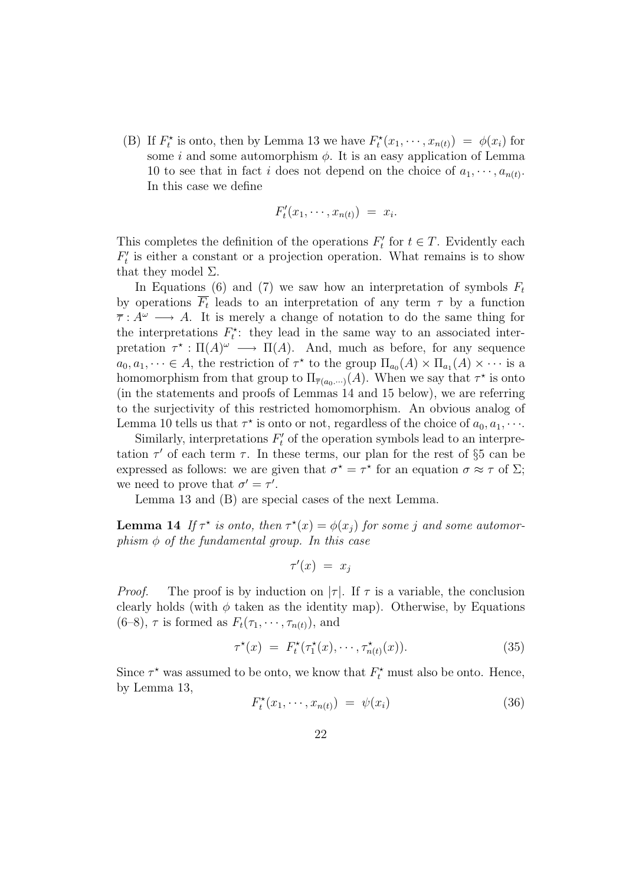(B) If $F_t^\star$ is onto, then by Lemma 13 we have $F_t^\star(x_1, \cdots, x_{n(t)}) = \phi(x_i)$ for some $i$ and some automorphism $\phi$. It is an easy application of Lemma 10 to see that in fact $i$ does not depend on the choice of $a_1, \cdots, a_{n(t)}$. In this case we define

$$F_t'(x_1, \cdots, x_{n(t)}) = x_i.$$

This completes the definition of the operations $F_t'$ for $t \in T$. Evidently each $F_t'$ is either a constant or a projection operation. What remains is to show that they model $\Sigma$.

In Equations (6) and (7) we saw how an interpretation of symbols $F_t$ by operations $\overline{F_t}$ leads to an interpretation of any term $\tau$ by a function $\overline{\tau} : A^\omega \longrightarrow A$. It is merely a change of notation to do the same thing for the interpretations $F_t^\star$: they lead in the same way to an associated interpretation $\tau^\star : \Pi(A)^\omega \longrightarrow \Pi(A)$. And, much as before, for any sequence $a_0, a_1, \cdots \in A$, the restriction of $\tau^\star$ to the group $\Pi_{a_0}(A) \times \Pi_{a_1}(A) \times \cdots$ is a homomorphism from that group to $\Pi_{\overline{\tau}(a_0,\cdots)}(A)$. When we say that $\tau^\star$ is onto (in the statements and proofs of Lemmas 14 and 15 below), we are referring to the surjectivity of this restricted homomorphism. An obvious analog of Lemma 10 tells us that $\tau^\star$ is onto or not, regardless of the choice of $a_0, a_1, \cdots$.

Similarly, interpretations $F_t'$ of the operation symbols lead to an interpretation $\tau'$ of each term $\tau$. In these terms, our plan for the rest of §5 can be expressed as follows: we are given that $\sigma^\star = \tau^\star$ for an equation $\sigma \approx \tau$ of $\Sigma$; we need to prove that $\sigma' = \tau'$.

Lemma 13 and (B) are special cases of the next Lemma.

**Lemma 14** *If $\tau^\star$ is onto, then $\tau^\star(x) = \phi(x_j)$ for some $j$ and some automorphism $\phi$ of the fundamental group. In this case*

$$\tau'(x) = x_j$$

*Proof.* The proof is by induction on $|\tau|$. If $\tau$ is a variable, the conclusion clearly holds (with $\phi$ taken as the identity map). Otherwise, by Equations (6–8), $\tau$ is formed as $F_t(\tau_1, \cdots, \tau_{n(t)})$, and

$$\tau^\star(x) = F_t^\star(\tau_1^\star(x), \cdots, \tau_{n(t)}^\star(x)). \tag{35}$$

Since $\tau^\star$ was assumed to be onto, we know that $F_t^\star$ must also be onto. Hence, by Lemma 13,

$$F_t^\star(x_1, \cdots, x_{n(t)}) = \psi(x_i) \tag{36}$$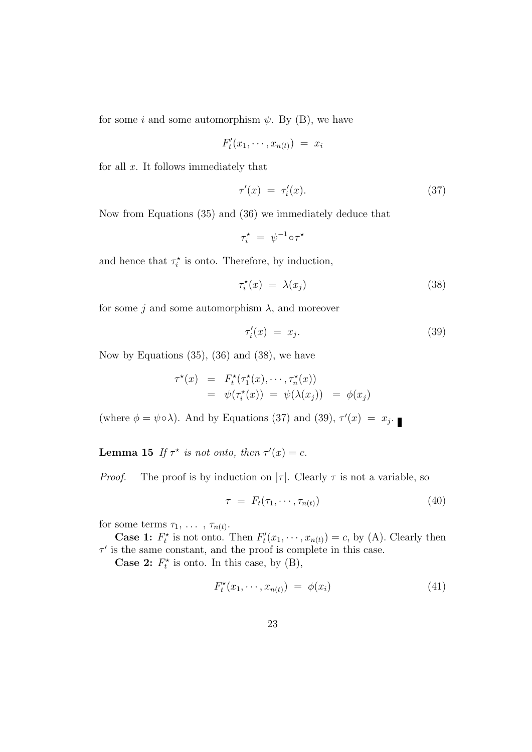for some $i$ and some automorphism $\psi$. By (B), we have

$$F'_t(x_1, \cdots, x_{n(t)}) \;=\; x_i$$

for all $x$. It follows immediately that

$$\tau'(x) \;=\; \tau'_i(x). \tag{37}$$

Now from Equations (35) and (36) we immediately deduce that

$$\tau^\star_i \;=\; \psi^{-1} \circ \tau^\star$$

and hence that $\tau^\star_i$ is onto. Therefore, by induction,

$$\tau^\star_i(x) \;=\; \lambda(x_j) \tag{38}$$

for some $j$ and some automorphism $\lambda$, and moreover

$$\tau'_i(x) \;=\; x_j. \tag{39}$$

Now by Equations (35), (36) and (38), we have

$$\begin{aligned}
\tau^\star(x) \;&=\; F^\star_t(\tau^\star_1(x), \cdots, \tau^\star_n(x)) \\
&=\; \psi(\tau^\star_i(x)) \;=\; \psi(\lambda(x_j)) \;\;=\; \phi(x_j)
\end{aligned}$$

(where $\phi = \psi \circ \lambda$). And by Equations (37) and (39), $\tau'(x) \;=\; x_j$. ∎

**Lemma 15** *If $\tau^\star$ is not onto, then $\tau'(x) = c$.*

*Proof.* The proof is by induction on $|\tau|$. Clearly $\tau$ is not a variable, so

$$\tau \;=\; F_t(\tau_1, \cdots, \tau_{n(t)}) \tag{40}$$

for some terms $\tau_1, \ \ldots \ , \tau_{n(t)}$.

**Case 1:** $F^\star_t$ is not onto. Then $F'_t(x_1, \cdots, x_{n(t)}) = c$, by (A). Clearly then $\tau'$ is the same constant, and the proof is complete in this case.

**Case 2:** $F^\star_t$ is onto. In this case, by (B),

$$F^\star_t(x_1, \cdots, x_{n(t)}) \;=\; \phi(x_i) \tag{41}$$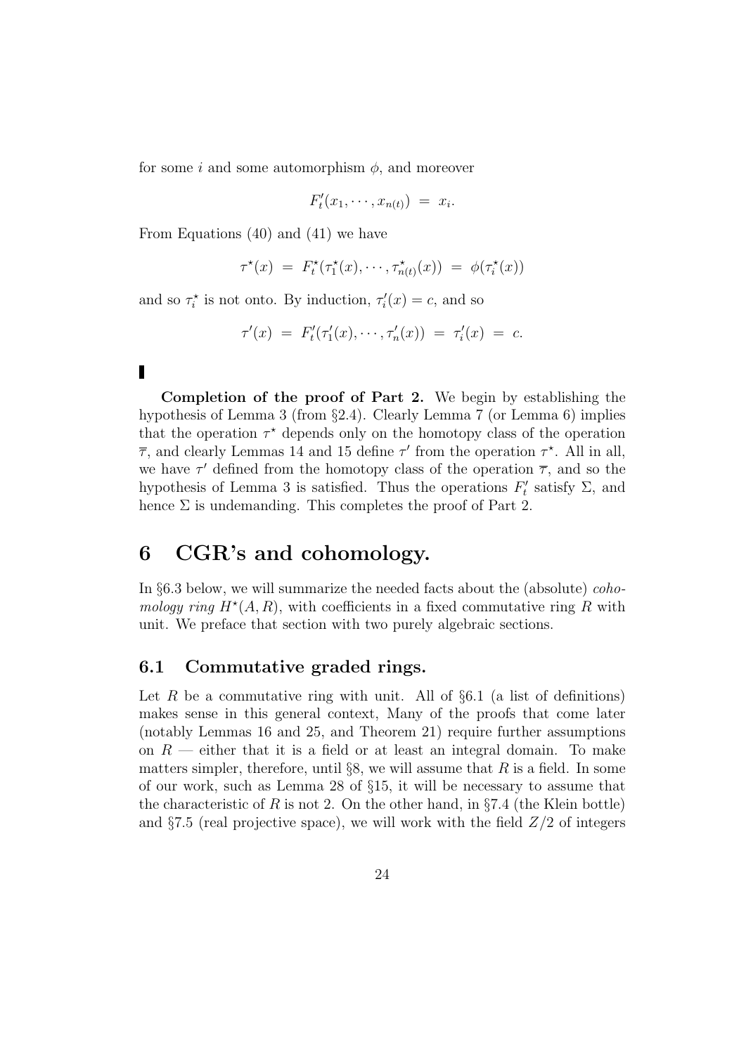for some $i$ and some automorphism $\phi$, and moreover

$$F'_t(x_1, \cdots, x_{n(t)}) \;=\; x_i.$$

From Equations (40) and (41) we have

$$\tau^\star(x) \;=\; F^\star_t(\tau^\star_1(x), \cdots, \tau^\star_{n(t)}(x)) \;=\; \phi(\tau^\star_i(x))$$

and so $\tau^\star_i$ is not onto. By induction, $\tau'_i(x) = c$, and so

$$\tau'(x) \;=\; F'_t(\tau'_1(x), \cdots, \tau'_n(x)) \;=\; \tau'_i(x) \;=\; c.$$

▮

**Completion of the proof of Part 2.** We begin by establishing the hypothesis of Lemma 3 (from §2.4). Clearly Lemma 7 (or Lemma 6) implies that the operation $\tau^\star$ depends only on the homotopy class of the operation $\overline{\tau}$, and clearly Lemmas 14 and 15 define $\tau'$ from the operation $\tau^\star$. All in all, we have $\tau'$ defined from the homotopy class of the operation $\overline{\tau}$, and so the hypothesis of Lemma 3 is satisfied. Thus the operations $F'_t$ satisfy $\Sigma$, and hence $\Sigma$ is undemanding. This completes the proof of Part 2.

# 6 CGR's and cohomology.

In §6.3 below, we will summarize the needed facts about the (absolute) *cohomology ring* $H^\star(A, R)$, with coefficients in a fixed commutative ring $R$ with unit. We preface that section with two purely algebraic sections.

## 6.1 Commutative graded rings.

Let $R$ be a commutative ring with unit. All of §6.1 (a list of definitions) makes sense in this general context, Many of the proofs that come later (notably Lemmas 16 and 25, and Theorem 21) require further assumptions on $R$ — either that it is a field or at least an integral domain. To make matters simpler, therefore, until §8, we will assume that $R$ is a field. In some of our work, such as Lemma 28 of §15, it will be necessary to assume that the characteristic of $R$ is not 2. On the other hand, in §7.4 (the Klein bottle) and §7.5 (real projective space), we will work with the field $Z/2$ of integers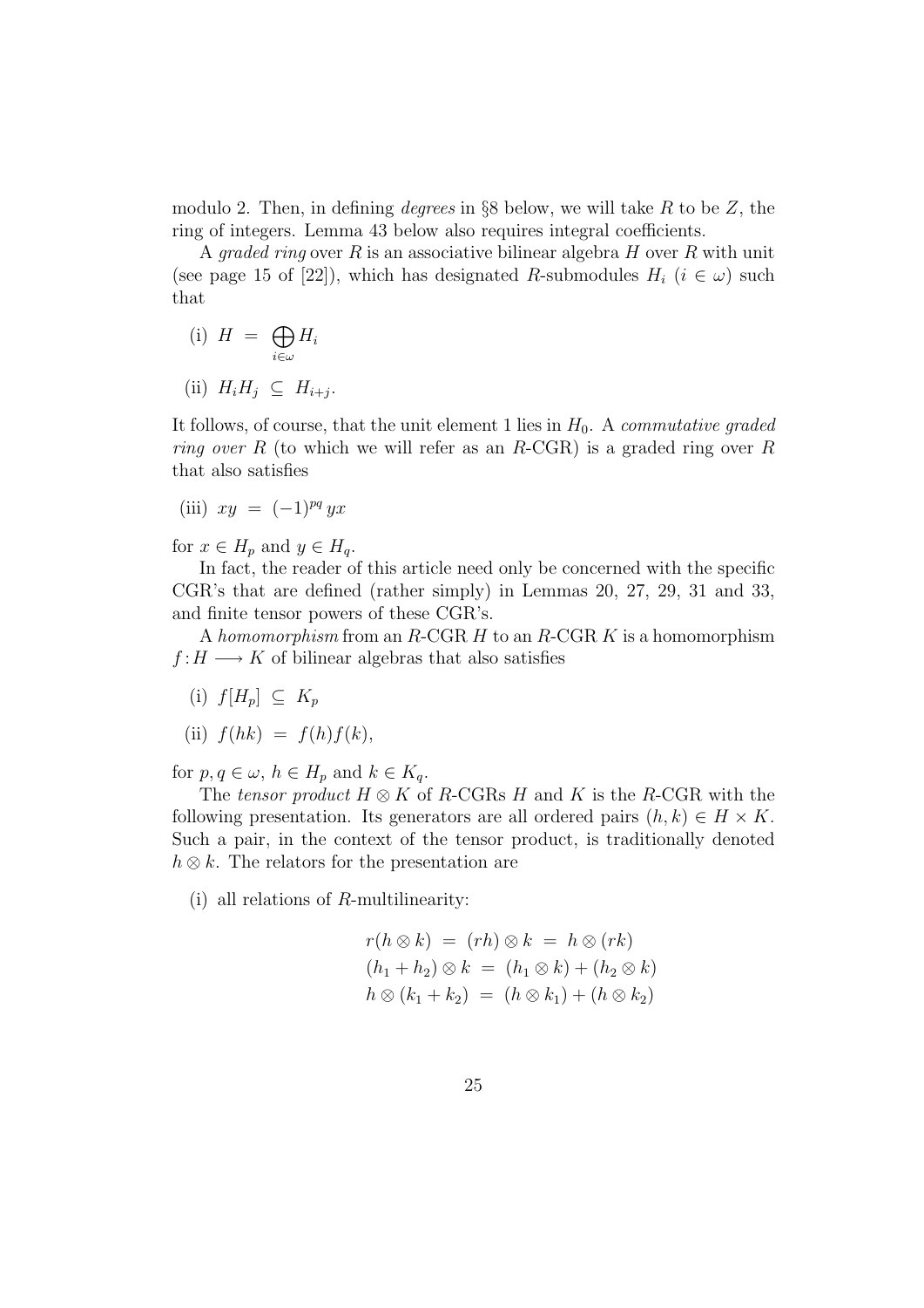modulo 2. Then, in defining *degrees* in §8 below, we will take $R$ to be $Z$, the ring of integers. Lemma 43 below also requires integral coefficients.

A *graded ring* over $R$ is an associative bilinear algebra $H$ over $R$ with unit (see page 15 of [22]), which has designated $R$-submodules $H_i$ ($i \in \omega$) such that

(i) $H \;=\; \bigoplus_{i\in\omega} H_i$

(ii) $H_i H_j \;\subseteq\; H_{i+j}$.

It follows, of course, that the unit element 1 lies in $H_0$. A *commutative graded ring over $R$* (to which we will refer as an $R$-CGR) is a graded ring over $R$ that also satisfies

(iii) $xy \;=\; (-1)^{pq}\, yx$

for $x \in H_p$ and $y \in H_q$.

In fact, the reader of this article need only be concerned with the specific CGR's that are defined (rather simply) in Lemmas 20, 27, 29, 31 and 33, and finite tensor powers of these CGR's.

A *homomorphism* from an $R$-CGR $H$ to an $R$-CGR $K$ is a homomorphism $f : H \longrightarrow K$ of bilinear algebras that also satisfies

(i) $f[H_p] \;\subseteq\; K_p$

(ii) $f(hk) \;=\; f(h)f(k)$,

for $p, q \in \omega$, $h \in H_p$ and $k \in K_q$.

The *tensor product* $H \otimes K$ of $R$-CGRs $H$ and $K$ is the $R$-CGR with the following presentation. Its generators are all ordered pairs $(h, k) \in H \times K$. Such a pair, in the context of the tensor product, is traditionally denoted $h \otimes k$. The relators for the presentation are

(i) all relations of $R$-multilinearity:

$$r(h \otimes k) \;=\; (rh) \otimes k \;=\; h \otimes (rk)$$
$$(h_1 + h_2) \otimes k \;=\; (h_1 \otimes k) + (h_2 \otimes k)$$
$$h \otimes (k_1 + k_2) \;=\; (h \otimes k_1) + (h \otimes k_2)$$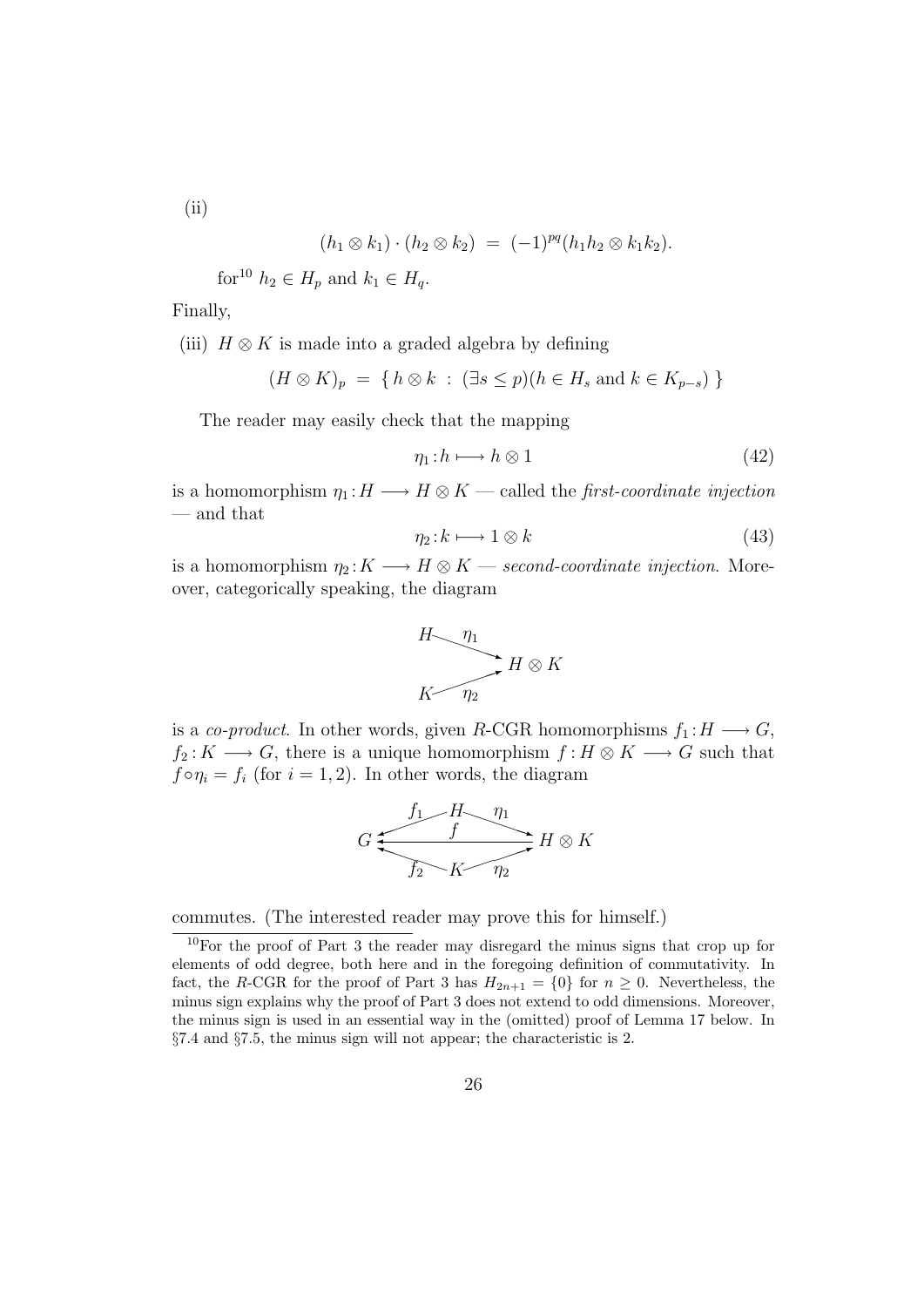(ii)

$$(h_1 \otimes k_1) \cdot (h_2 \otimes k_2) \;=\; (-1)^{pq}(h_1 h_2 \otimes k_1 k_2).$$

for[10] $h_2 \in H_p$ and $k_1 \in H_q$.

Finally,

(iii) $H \otimes K$ is made into a graded algebra by defining

$$(H \otimes K)_p \;=\; \{\, h \otimes k \;:\; (\exists s \leq p)(h \in H_s \text{ and } k \in K_{p-s}) \,\}$$

The reader may easily check that the mapping

$$\eta_1 : h \longmapsto h \otimes 1 \tag{42}$$

is a homomorphism $\eta_1 : H \longrightarrow H \otimes K$ — called the *first-coordinate injection* — and that

$$\eta_2 : k \longmapsto 1 \otimes k \tag{43}$$

is a homomorphism $\eta_2 : K \longrightarrow H \otimes K$ — *second-coordinate injection*. Moreover, categorically speaking, the diagram

$$\begin{array}{ccc} H & \xrightarrow{\ \eta_1\ } & \\ & & H \otimes K \\ K & \xrightarrow{\ \eta_2\ } & \end{array}$$

is a *co-product*. In other words, given $R$-CGR homomorphisms $f_1 : H \longrightarrow G$, $f_2 : K \longrightarrow G$, there is a unique homomorphism $f : H \otimes K \longrightarrow G$ such that $f \circ \eta_i = f_i$ (for $i = 1, 2$). In other words, the diagram

$$\begin{array}{ccccc} & f_1 & H & \eta_1 & \\ G & \longleftarrow & f & \longrightarrow & H \otimes K \\ & f_2 & K & \eta_2 & \end{array}$$

commutes. (The interested reader may prove this for himself.)

[10] For the proof of Part 3 the reader may disregard the minus signs that crop up for elements of odd degree, both here and in the foregoing definition of commutativity. In fact, the $R$-CGR for the proof of Part 3 has $H_{2n+1} = \{0\}$ for $n \geq 0$. Nevertheless, the minus sign explains why the proof of Part 3 does not extend to odd dimensions. Moreover, the minus sign is used in an essential way in the (omitted) proof of Lemma 17 below. In §7.4 and §7.5, the minus sign will not appear; the characteristic is 2.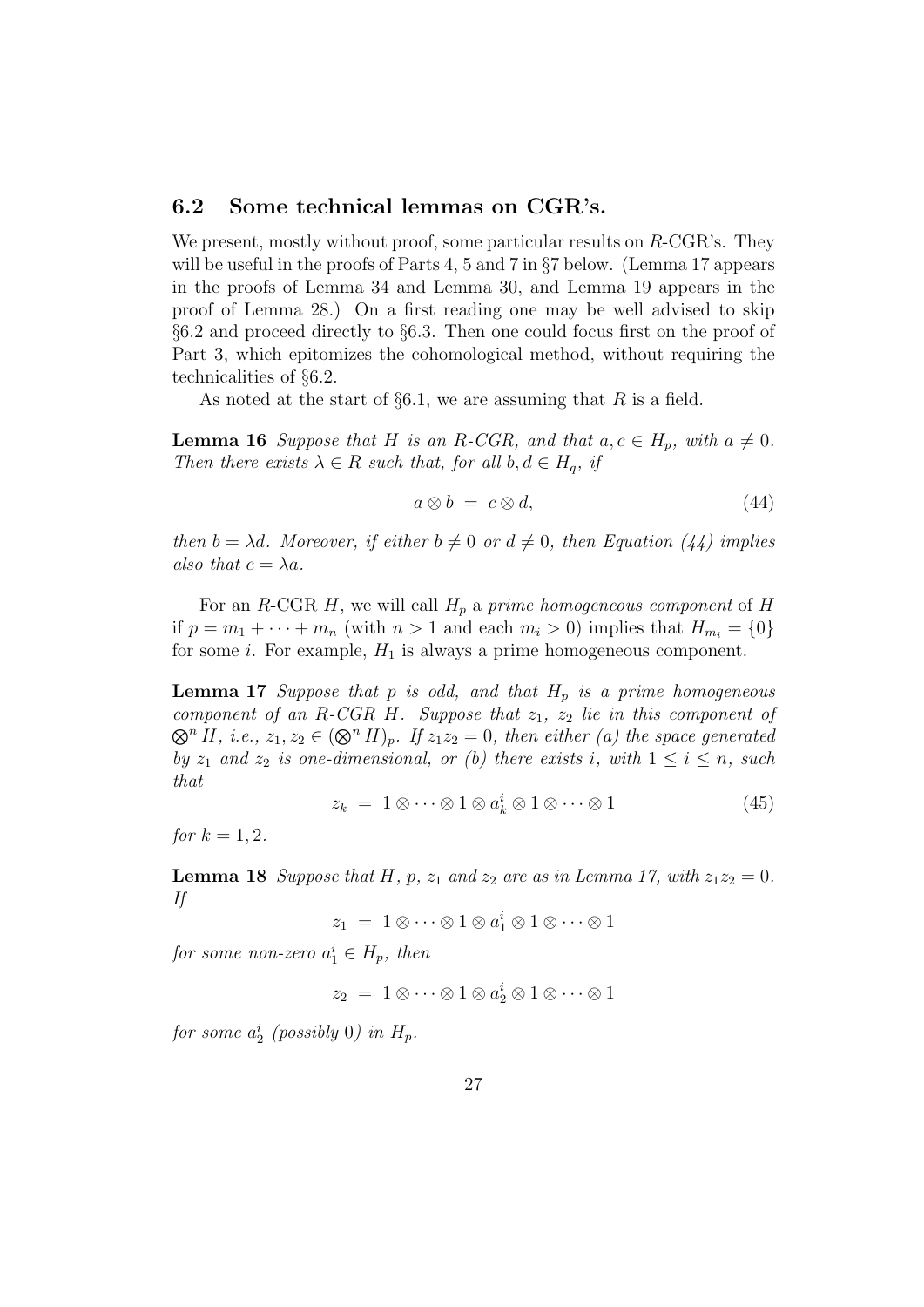### 6.2 Some technical lemmas on CGR's.

We present, mostly without proof, some particular results on $R$-CGR's. They will be useful in the proofs of Parts 4, 5 and 7 in §7 below. (Lemma 17 appears in the proofs of Lemma 34 and Lemma 30, and Lemma 19 appears in the proof of Lemma 28.) On a first reading one may be well advised to skip §6.2 and proceed directly to §6.3. Then one could focus first on the proof of Part 3, which epitomizes the cohomological method, without requiring the technicalities of §6.2.

As noted at the start of §6.1, we are assuming that $R$ is a field.

**Lemma 16** *Suppose that $H$ is an $R$-CGR, and that $a, c \in H_p$, with $a \neq 0$. Then there exists $\lambda \in R$ such that, for all $b, d \in H_q$, if*

$$a \otimes b \;=\; c \otimes d, \tag{44}$$

*then $b = \lambda d$. Moreover, if either $b \neq 0$ or $d \neq 0$, then Equation (44) implies also that $c = \lambda a$.*

For an $R$-CGR $H$, we will call $H_p$ a *prime homogeneous component* of $H$ if $p = m_1 + \cdots + m_n$ (with $n > 1$ and each $m_i > 0$) implies that $H_{m_i} = \{0\}$ for some $i$. For example, $H_1$ is always a prime homogeneous component.

**Lemma 17** *Suppose that $p$ is odd, and that $H_p$ is a prime homogeneous component of an $R$-CGR $H$. Suppose that $z_1$, $z_2$ lie in this component of $\bigotimes^n H$, i.e., $z_1, z_2 \in (\bigotimes^n H)_p$. If $z_1 z_2 = 0$, then either (a) the space generated by $z_1$ and $z_2$ is one-dimensional, or (b) there exists $i$, with $1 \leq i \leq n$, such that*

$$z_k \;=\; 1 \otimes \cdots \otimes 1 \otimes a_k^i \otimes 1 \otimes \cdots \otimes 1 \tag{45}$$

*for $k = 1, 2$.*

**Lemma 18** *Suppose that $H$, $p$, $z_1$ and $z_2$ are as in Lemma 17, with $z_1 z_2 = 0$. If*

$$z_1 \;=\; 1 \otimes \cdots \otimes 1 \otimes a_1^i \otimes 1 \otimes \cdots \otimes 1$$

*for some non-zero $a_1^i \in H_p$, then*

$$z_2 \;=\; 1 \otimes \cdots \otimes 1 \otimes a_2^i \otimes 1 \otimes \cdots \otimes 1$$

*for some $a_2^i$ (possibly 0) in $H_p$.*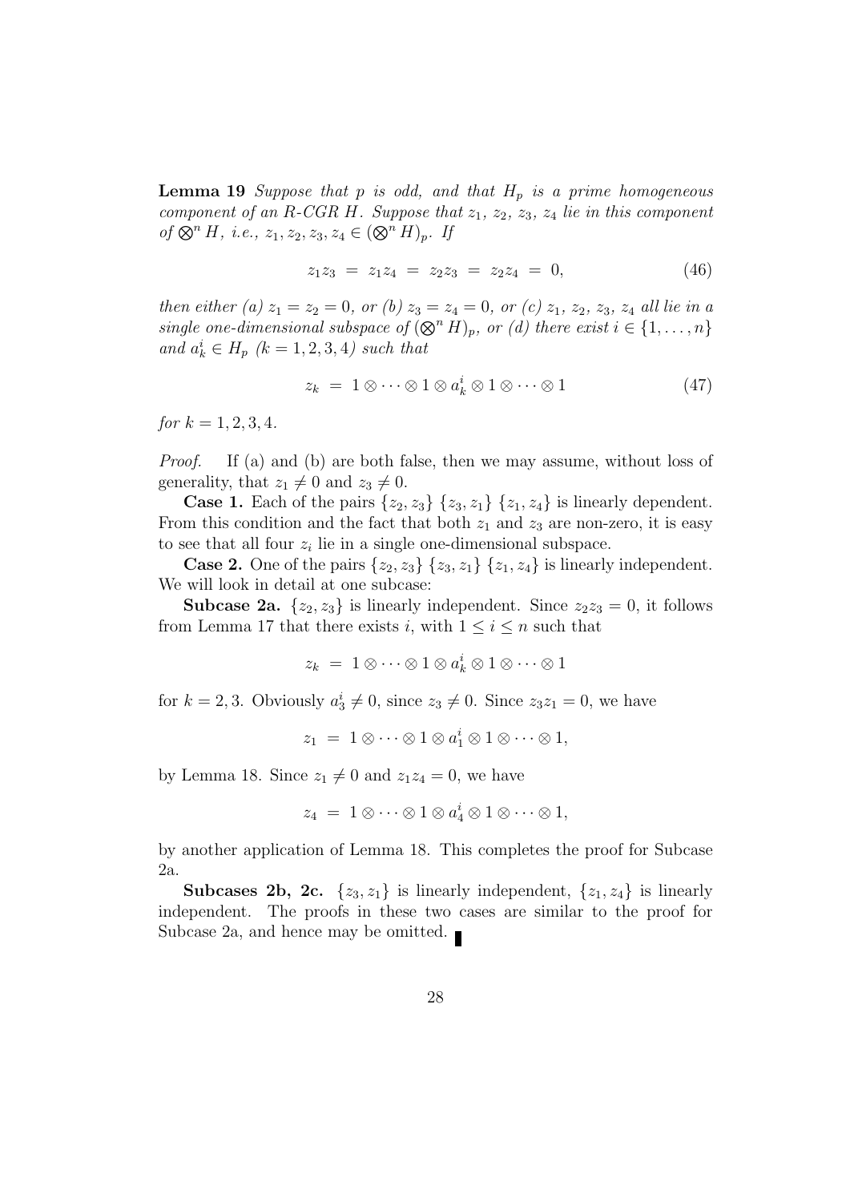**Lemma 19** *Suppose that $p$ is odd, and that $H_p$ is a prime homogeneous component of an R-CGR $H$. Suppose that $z_1$, $z_2$, $z_3$, $z_4$ lie in this component of $\bigotimes^n H$, i.e., $z_1, z_2, z_3, z_4 \in (\bigotimes^n H)_p$. If*

$$z_1 z_3 \;=\; z_1 z_4 \;=\; z_2 z_3 \;=\; z_2 z_4 \;=\; 0, \tag{46}$$

*then either (a) $z_1 = z_2 = 0$, or (b) $z_3 = z_4 = 0$, or (c) $z_1$, $z_2$, $z_3$, $z_4$ all lie in a single one-dimensional subspace of $(\bigotimes^n H)_p$, or (d) there exist $i \in \{1, \ldots, n\}$ and $a_k^i \in H_p$ ($k = 1, 2, 3, 4$) such that*

$$z_k \;=\; 1 \otimes \cdots \otimes 1 \otimes a_k^i \otimes 1 \otimes \cdots \otimes 1 \tag{47}$$

*for $k = 1, 2, 3, 4$.*

*Proof.* If (a) and (b) are both false, then we may assume, without loss of generality, that $z_1 \neq 0$ and $z_3 \neq 0$.

**Case 1.** Each of the pairs $\{z_2, z_3\}$ $\{z_3, z_1\}$ $\{z_1, z_4\}$ is linearly dependent. From this condition and the fact that both $z_1$ and $z_3$ are non-zero, it is easy to see that all four $z_i$ lie in a single one-dimensional subspace.

**Case 2.** One of the pairs $\{z_2, z_3\}$ $\{z_3, z_1\}$ $\{z_1, z_4\}$ is linearly independent. We will look in detail at one subcase:

**Subcase 2a.** $\{z_2, z_3\}$ is linearly independent. Since $z_2 z_3 = 0$, it follows from Lemma 17 that there exists $i$, with $1 \leq i \leq n$ such that

$$z_k \;=\; 1 \otimes \cdots \otimes 1 \otimes a_k^i \otimes 1 \otimes \cdots \otimes 1$$

for $k = 2, 3$. Obviously $a_3^i \neq 0$, since $z_3 \neq 0$. Since $z_3 z_1 = 0$, we have

$$z_1 \;=\; 1 \otimes \cdots \otimes 1 \otimes a_1^i \otimes 1 \otimes \cdots \otimes 1,$$

by Lemma 18. Since $z_1 \neq 0$ and $z_1 z_4 = 0$, we have

$$z_4 \;=\; 1 \otimes \cdots \otimes 1 \otimes a_4^i \otimes 1 \otimes \cdots \otimes 1,$$

by another application of Lemma 18. This completes the proof for Subcase 2a.

**Subcases 2b, 2c.** $\{z_3, z_1\}$ is linearly independent, $\{z_1, z_4\}$ is linearly independent. The proofs in these two cases are similar to the proof for Subcase 2a, and hence may be omitted. ∎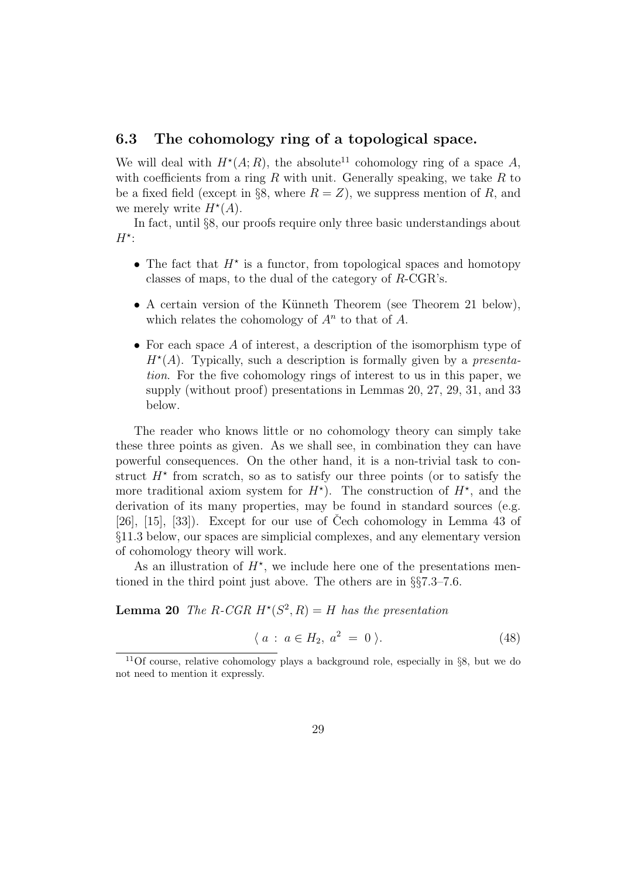### 6.3 The cohomology ring of a topological space.

We will deal with $H^\star(A; R)$, the absolute[11] cohomology ring of a space $A$, with coefficients from a ring $R$ with unit. Generally speaking, we take $R$ to be a fixed field (except in §8, where $R = Z$), we suppress mention of $R$, and we merely write $H^\star(A)$.

In fact, until §8, our proofs require only three basic understandings about $H^\star$:

- The fact that $H^\star$ is a functor, from topological spaces and homotopy classes of maps, to the dual of the category of $R$-CGR's.
- A certain version of the Künneth Theorem (see Theorem 21 below), which relates the cohomology of $A^n$ to that of $A$.
- For each space $A$ of interest, a description of the isomorphism type of $H^\star(A)$. Typically, such a description is formally given by a *presentation*. For the five cohomology rings of interest to us in this paper, we supply (without proof) presentations in Lemmas 20, 27, 29, 31, and 33 below.

The reader who knows little or no cohomology theory can simply take these three points as given. As we shall see, in combination they can have powerful consequences. On the other hand, it is a non-trivial task to construct $H^\star$ from scratch, so as to satisfy our three points (or to satisfy the more traditional axiom system for $H^\star$). The construction of $H^\star$, and the derivation of its many properties, may be found in standard sources (e.g. [26], [15], [33]). Except for our use of Čech cohomology in Lemma 43 of §11.3 below, our spaces are simplicial complexes, and any elementary version of cohomology theory will work.

As an illustration of $H^\star$, we include here one of the presentations mentioned in the third point just above. The others are in §§7.3–7.6.

**Lemma 20** *The $R$-CGR $H^\star(S^2, R) = H$ has the presentation*

$$\langle\, a \,:\, a \in H_2,\ a^2 \,=\, 0 \,\rangle. \tag{48}$$

[11] Of course, relative cohomology plays a background role, especially in §8, but we do not need to mention it expressly.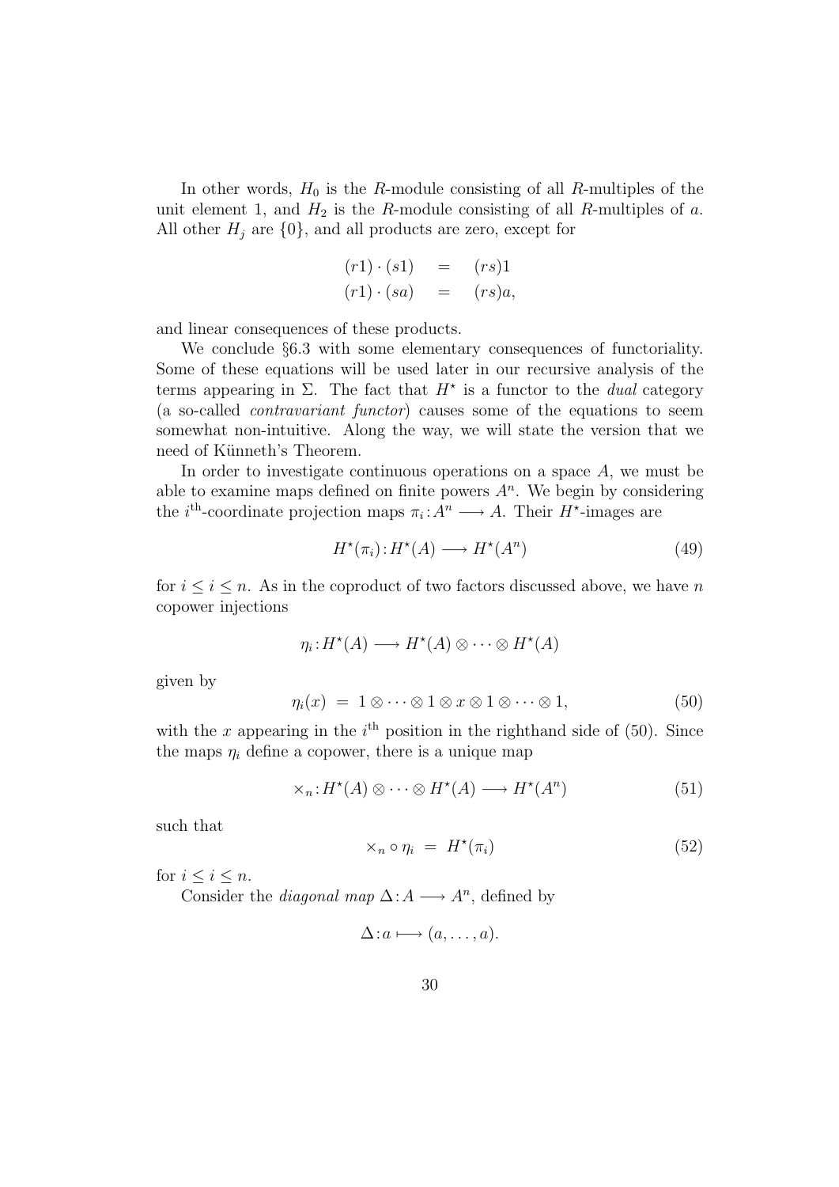In other words, $H_0$ is the $R$-module consisting of all $R$-multiples of the unit element 1, and $H_2$ is the $R$-module consisting of all $R$-multiples of $a$. All other $H_j$ are $\{0\}$, and all products are zero, except for

$$
\begin{aligned}
(r1) \cdot (s1) &= (rs)1 \\
(r1) \cdot (sa) &= (rs)a,
\end{aligned}
$$

and linear consequences of these products.

We conclude §6.3 with some elementary consequences of functoriality. Some of these equations will be used later in our recursive analysis of the terms appearing in $\Sigma$. The fact that $H^\star$ is a functor to the *dual* category (a so-called *contravariant functor*) causes some of the equations to seem somewhat non-intuitive. Along the way, we will state the version that we need of Künneth's Theorem.

In order to investigate continuous operations on a space $A$, we must be able to examine maps defined on finite powers $A^n$. We begin by considering the $i^{\text{th}}$-coordinate projection maps $\pi_i : A^n \longrightarrow A$. Their $H^\star$-images are

$$
H^\star(\pi_i) : H^\star(A) \longrightarrow H^\star(A^n) \tag{49}
$$

for $i \leq i \leq n$. As in the coproduct of two factors discussed above, we have $n$ copower injections

$$
\eta_i : H^\star(A) \longrightarrow H^\star(A) \otimes \cdots \otimes H^\star(A)
$$

given by

$$
\eta_i(x) \;=\; 1 \otimes \cdots \otimes 1 \otimes x \otimes 1 \otimes \cdots \otimes 1, \tag{50}
$$

with the $x$ appearing in the $i^{\text{th}}$ position in the righthand side of (50). Since the maps $\eta_i$ define a copower, there is a unique map

$$
\times_n : H^\star(A) \otimes \cdots \otimes H^\star(A) \longrightarrow H^\star(A^n) \tag{51}
$$

such that

$$
\times_n \circ \eta_i \;=\; H^\star(\pi_i) \tag{52}
$$

for $i \leq i \leq n$.

Consider the *diagonal map* $\Delta : A \longrightarrow A^n$, defined by

$$
\Delta : a \longmapsto (a, \ldots, a).
$$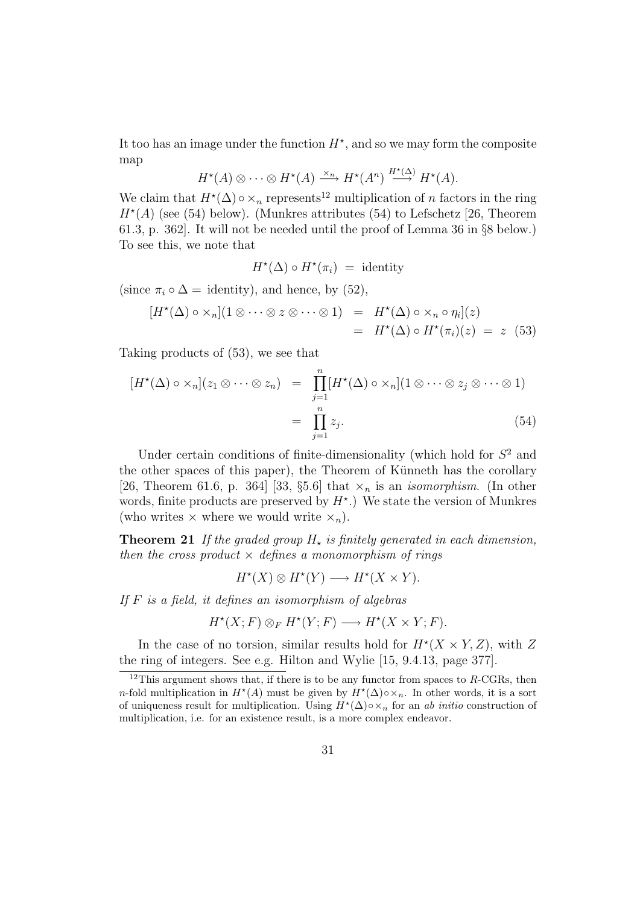It too has an image under the function $H^\star$, and so we may form the composite map

$$H^\star(A) \otimes \cdots \otimes H^\star(A) \xrightarrow{\times_n} H^\star(A^n) \xrightarrow{H^\star(\Delta)} H^\star(A).$$

We claim that $H^\star(\Delta) \circ \times_n$ represents[12] multiplication of $n$ factors in the ring $H^\star(A)$ (see (54) below). (Munkres attributes (54) to Lefschetz [26, Theorem 61.3, p. 362]. It will not be needed until the proof of Lemma 36 in §8 below.) To see this, we note that

$$H^\star(\Delta) \circ H^\star(\pi_i) \;=\; \text{identity}$$

(since $\pi_i \circ \Delta =$ identity), and hence, by (52),

$$\begin{aligned} [H^\star(\Delta) \circ \times_n](1 \otimes \cdots \otimes z \otimes \cdots \otimes 1) &= H^\star(\Delta) \circ \times_n \circ \eta_i](z) \\ &= H^\star(\Delta) \circ H^\star(\pi_i)(z) \;=\; z \quad (53) \end{aligned}$$

Taking products of (53), we see that

$$\begin{aligned} [H^\star(\Delta) \circ \times_n](z_1 \otimes \cdots \otimes z_n) &= \prod_{j=1}^{n} [H^\star(\Delta) \circ \times_n](1 \otimes \cdots \otimes z_j \otimes \cdots \otimes 1) \\ &= \prod_{j=1}^{n} z_j. \end{aligned} \tag{54}$$

Under certain conditions of finite-dimensionality (which hold for $S^2$ and the other spaces of this paper), the Theorem of Künneth has the corollary [26, Theorem 61.6, p. 364] [33, §5.6] that $\times_n$ is an *isomorphism*. (In other words, finite products are preserved by $H^\star$.) We state the version of Munkres (who writes $\times$ where we would write $\times_n$).

**Theorem 21** *If the graded group $H_\star$ is finitely generated in each dimension, then the cross product $\times$ defines a monomorphism of rings*

$$H^\star(X) \otimes H^\star(Y) \longrightarrow H^\star(X \times Y).$$

*If $F$ is a field, it defines an isomorphism of algebras*

$$H^\star(X; F) \otimes_F H^\star(Y; F) \longrightarrow H^\star(X \times Y; F).$$

In the case of no torsion, similar results hold for $H^\star(X \times Y, Z)$, with $Z$ the ring of integers. See e.g. Hilton and Wylie [15, 9.4.13, page 377].

[12] This argument shows that, if there is to be any functor from spaces to $R$-CGRs, then $n$-fold multiplication in $H^\star(A)$ must be given by $H^\star(\Delta) \circ \times_n$. In other words, it is a sort of uniqueness result for multiplication. Using $H^\star(\Delta) \circ \times_n$ for an *ab initio* construction of multiplication, i.e. for an existence result, is a more complex endeavor.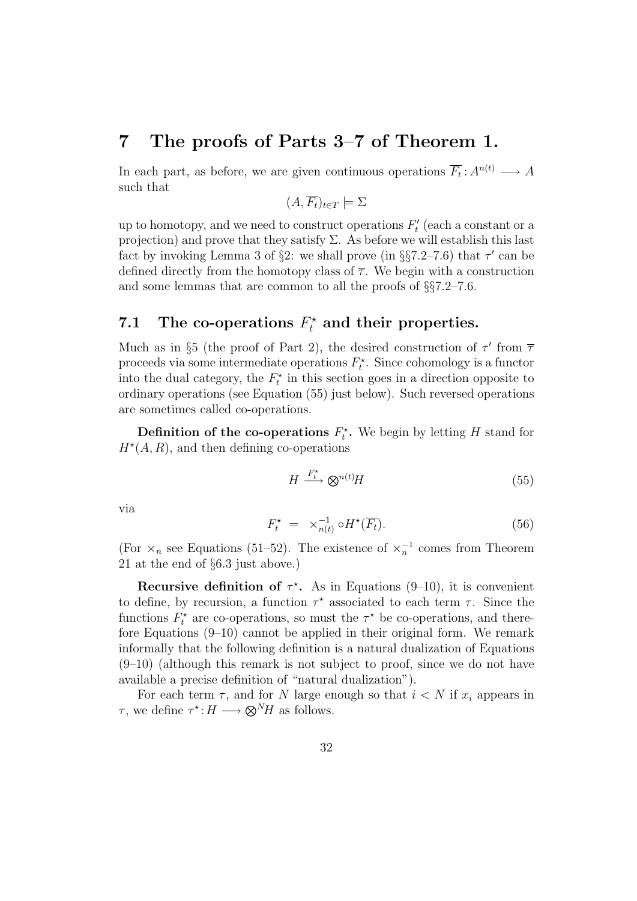# 7 The proofs of Parts 3–7 of Theorem 1.

In each part, as before, we are given continuous operations $\overline{F_t}\colon A^{n(t)} \longrightarrow A$ such that

$$(A, \overline{F_t})_{t\in T} \models \Sigma$$

up to homotopy, and we need to construct operations $F'_t$ (each a constant or a projection) and prove that they satisfy $\Sigma$. As before we will establish this last fact by invoking Lemma 3 of §2: we shall prove (in §§7.2–7.6) that $\tau'$ can be defined directly from the homotopy class of $\overline{\tau}$. We begin with a construction and some lemmas that are common to all the proofs of §§7.2–7.6.

## 7.1 The co-operations $F_t^\star$ and their properties.

Much as in §5 (the proof of Part 2), the desired construction of $\tau'$ from $\overline{\tau}$ proceeds via some intermediate operations $F_t^\star$. Since cohomology is a functor into the dual category, the $F_t^\star$ in this section goes in a direction opposite to ordinary operations (see Equation (55) just below). Such reversed operations are sometimes called co-operations.

**Definition of the co-operations $F_t^\star$.** We begin by letting $H$ stand for $H^\star(A, R)$, and then defining co-operations

$$H \xrightarrow{F_t^\star} \bigotimes\nolimits^{n(t)} H \tag{55}$$

via

$$F_t^\star \;=\; \times_{n(t)}^{-1} \circ H^\star(\overline{F_t}). \tag{56}$$

(For $\times_n$ see Equations (51–52). The existence of $\times_n^{-1}$ comes from Theorem 21 at the end of §6.3 just above.)

**Recursive definition of $\tau^\star$.** As in Equations (9–10), it is convenient to define, by recursion, a function $\tau^\star$ associated to each term $\tau$. Since the functions $F_t^\star$ are co-operations, so must the $\tau^\star$ be co-operations, and therefore Equations (9–10) cannot be applied in their original form. We remark informally that the following definition is a natural dualization of Equations (9–10) (although this remark is not subject to proof, since we do not have available a precise definition of "natural dualization").

For each term $\tau$, and for $N$ large enough so that $i < N$ if $x_i$ appears in $\tau$, we define $\tau^\star\colon H \longrightarrow \bigotimes^N H$ as follows.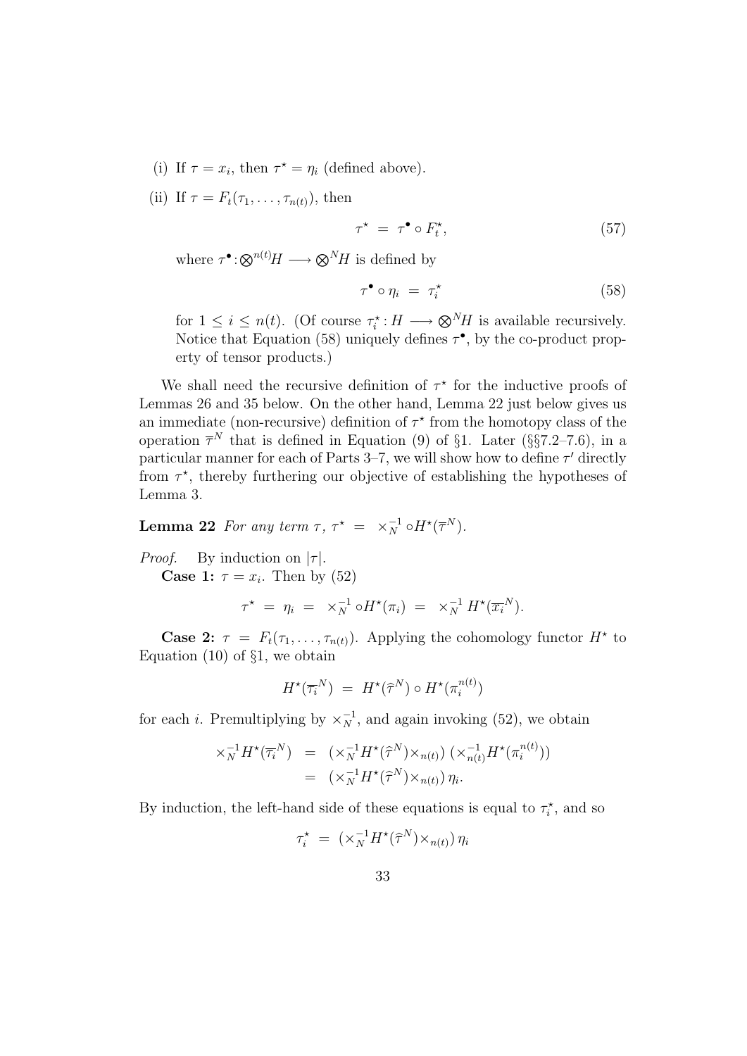(i) If $\tau = x_i$, then $\tau^\star = \eta_i$ (defined above).

(ii) If $\tau = F_t(\tau_1, \ldots, \tau_{n(t)})$, then

$$\tau^\star \; = \; \tau^\bullet \circ F_t^\star, \tag{57}$$

where $\tau^\bullet : \bigotimes^{n(t)} H \longrightarrow \bigotimes^N H$ is defined by

$$\tau^\bullet \circ \eta_i \; = \; \tau_i^\star \tag{58}$$

for $1 \le i \le n(t)$. (Of course $\tau_i^\star : H \longrightarrow \bigotimes^N H$ is available recursively. Notice that Equation (58) uniquely defines $\tau^\bullet$, by the co-product property of tensor products.)

We shall need the recursive definition of $\tau^\star$ for the inductive proofs of Lemmas 26 and 35 below. On the other hand, Lemma 22 just below gives us an immediate (non-recursive) definition of $\tau^\star$ from the homotopy class of the operation $\overline{\tau}^N$ that is defined in Equation (9) of §1. Later (§§7.2–7.6), in a particular manner for each of Parts 3–7, we will show how to define $\tau'$ directly from $\tau^\star$, thereby furthering our objective of establishing the hypotheses of Lemma 3.

**Lemma 22** *For any term $\tau$, $\tau^\star \; = \; \times_N^{-1} \circ H^\star(\overline{\tau}^N)$.*

*Proof.* By induction on $|\tau|$.

**Case 1:** $\tau = x_i$. Then by (52)

$$\tau^\star \; = \; \eta_i \; = \; \times_N^{-1} \circ H^\star(\pi_i) \; = \; \times_N^{-1} H^\star(\overline{x_i}^N).$$

**Case 2:** $\tau = F_t(\tau_1, \ldots, \tau_{n(t)})$. Applying the cohomology functor $H^\star$ to Equation (10) of §1, we obtain

$$H^\star(\overline{\tau_i}^N) \; = \; H^\star(\widehat{\tau}^N) \circ H^\star(\pi_i^{n(t)})$$

for each $i$. Premultiplying by $\times_N^{-1}$, and again invoking (52), we obtain

$$\begin{aligned} \times_N^{-1} H^\star(\overline{\tau_i}^N) \; &= \; (\times_N^{-1} H^\star(\widehat{\tau}^N) \times_{n(t)}) \, (\times_{n(t)}^{-1} H^\star(\pi_i^{n(t)})) \\ &= \; (\times_N^{-1} H^\star(\widehat{\tau}^N) \times_{n(t)}) \, \eta_i. \end{aligned}$$

By induction, the left-hand side of these equations is equal to $\tau_i^\star$, and so

$$\tau_i^\star \; = \; (\times_N^{-1} H^\star(\widehat{\tau}^N) \times_{n(t)}) \, \eta_i$$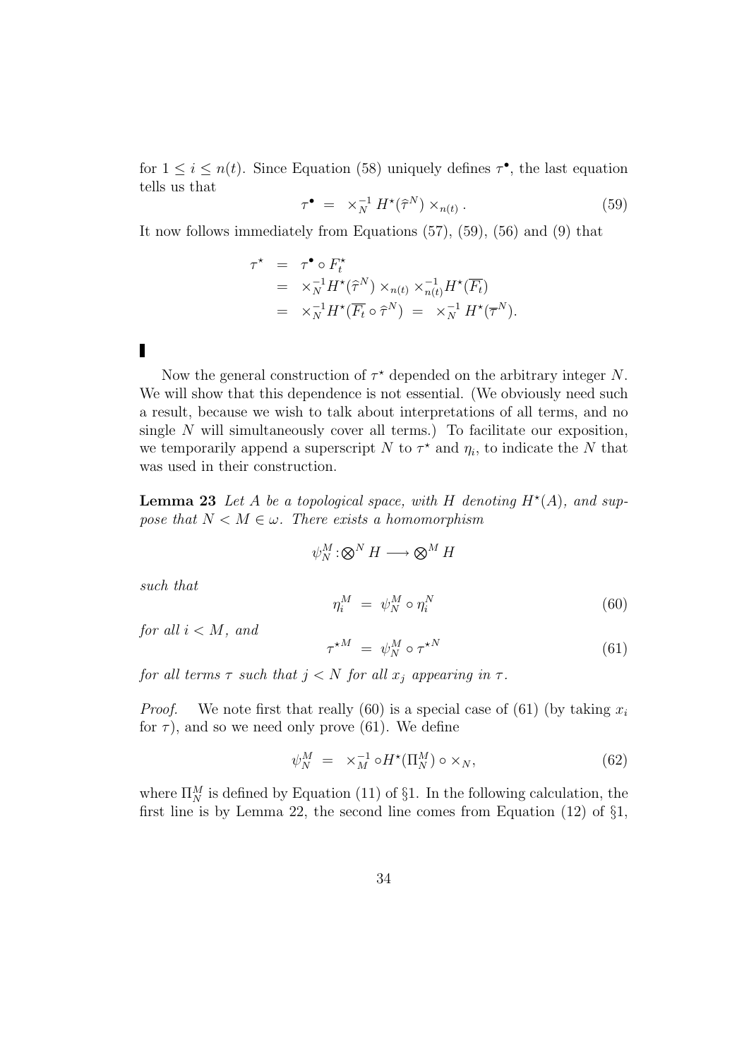for $1 \leq i \leq n(t)$. Since Equation (58) uniquely defines $\tau^\bullet$, the last equation tells us that

$$\tau^\bullet \;=\; \times_N^{-1} \, H^\star(\widehat{\tau}^N) \times_{n(t)} . \tag{59}$$

It now follows immediately from Equations (57), (59), (56) and (9) that

$$\begin{aligned}
\tau^\star &= \tau^\bullet \circ F_t^\star \\
&= \times_N^{-1} H^\star(\widehat{\tau}^N) \times_{n(t)} \times_{n(t)}^{-1} H^\star(\overline{F_t}) \\
&= \times_N^{-1} H^\star(\overline{F_t} \circ \widehat{\tau}^N) \;=\; \times_N^{-1} \, H^\star(\overline{\tau}^N).
\end{aligned}$$

▌

Now the general construction of $\tau^\star$ depended on the arbitrary integer $N$. We will show that this dependence is not essential. (We obviously need such a result, because we wish to talk about interpretations of all terms, and no single $N$ will simultaneously cover all terms.) To facilitate our exposition, we temporarily append a superscript $N$ to $\tau^\star$ and $\eta_i$, to indicate the $N$ that was used in their construction.

**Lemma 23** *Let $A$ be a topological space, with $H$ denoting $H^\star(A)$, and suppose that $N < M \in \omega$. There exists a homomorphism*

$$\psi_N^M \colon \bigotimes^N H \longrightarrow \bigotimes^M H$$

*such that*

$$\eta_i^M \;=\; \psi_N^M \circ \eta_i^N \tag{60}$$

*for all $i < M$, and*

$$\tau^{\star M} \;=\; \psi_N^M \circ \tau^{\star N} \tag{61}$$

*for all terms $\tau$ such that $j < N$ for all $x_j$ appearing in $\tau$.*

*Proof.* We note first that really (60) is a special case of (61) (by taking $x_i$ for $\tau$), and so we need only prove (61). We define

$$\psi_N^M \;=\; \times_M^{-1} \circ H^\star(\Pi_N^M) \circ \times_N, \tag{62}$$

where $\Pi_N^M$ is defined by Equation (11) of §1. In the following calculation, the first line is by Lemma 22, the second line comes from Equation (12) of §1,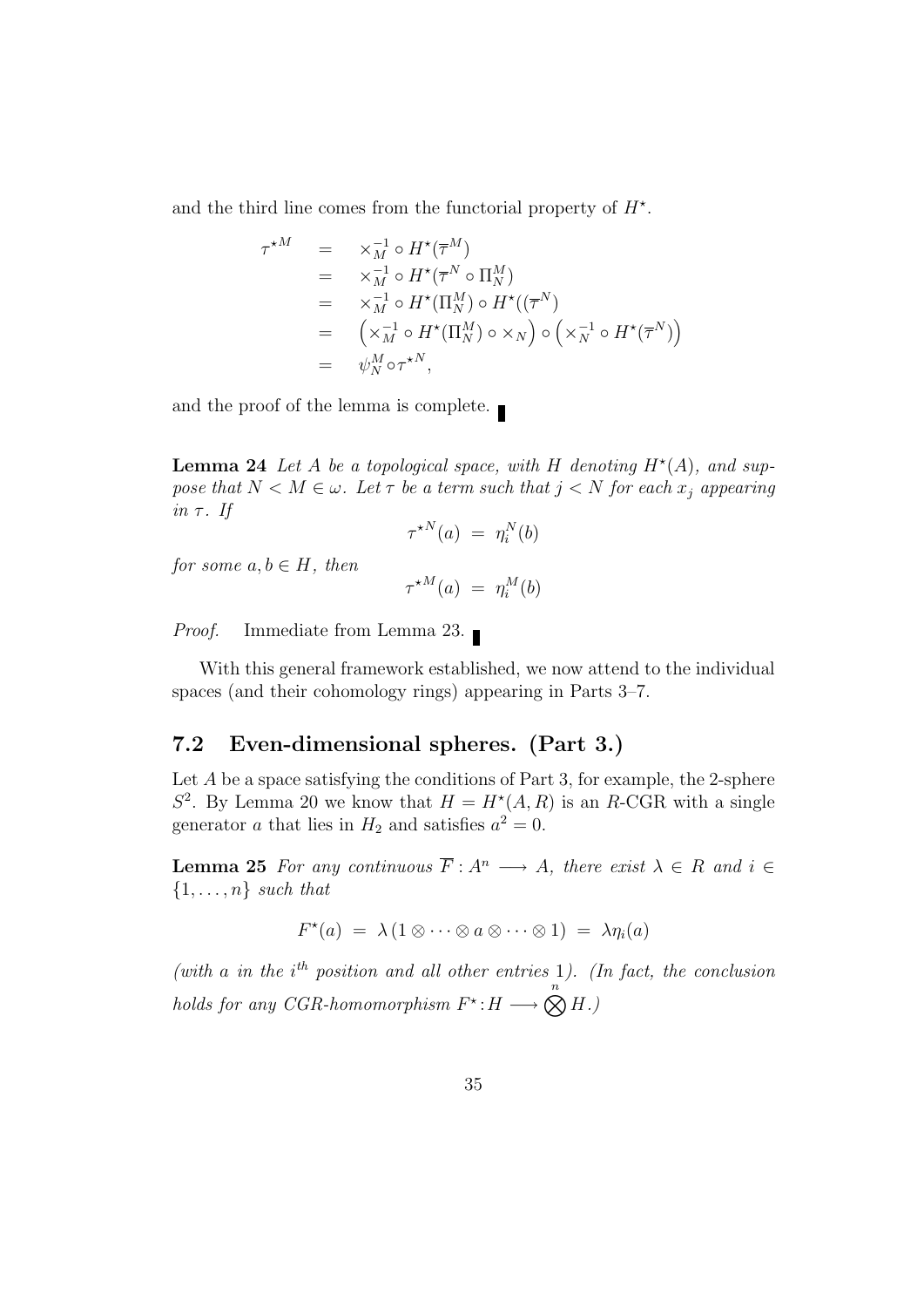and the third line comes from the functorial property of $H^\star$.

$$
\begin{aligned}
\tau^{\star M} &= \times_M^{-1} \circ H^\star(\overline{\tau}^M) \\
&= \times_M^{-1} \circ H^\star(\overline{\tau}^N \circ \Pi_N^M) \\
&= \times_M^{-1} \circ H^\star(\Pi_N^M) \circ H^\star((\overline{\tau}^N) \\
&= \left(\times_M^{-1} \circ H^\star(\Pi_N^M) \circ \times_N\right) \circ \left(\times_N^{-1} \circ H^\star(\overline{\tau}^N)\right) \\
&= \psi_N^M \circ \tau^{\star N},
\end{aligned}
$$

and the proof of the lemma is complete. ∎

**Lemma 24** *Let $A$ be a topological space, with $H$ denoting $H^\star(A)$, and suppose that $N < M \in \omega$. Let $\tau$ be a term such that $j < N$ for each $x_j$ appearing in $\tau$. If*

$$\tau^{\star N}(a) \;=\; \eta_i^N(b)$$

*for some $a, b \in H$, then*

$$\tau^{\star M}(a) \;=\; \eta_i^M(b)$$

*Proof.* Immediate from Lemma 23. ∎

With this general framework established, we now attend to the individual spaces (and their cohomology rings) appearing in Parts 3–7.

## 7.2 Even-dimensional spheres. (Part 3.)

Let $A$ be a space satisfying the conditions of Part 3, for example, the 2-sphere $S^2$. By Lemma 20 we know that $H = H^\star(A, R)$ is an $R$-CGR with a single generator $a$ that lies in $H_2$ and satisfies $a^2 = 0$.

**Lemma 25** *For any continuous $\overline{F} : A^n \longrightarrow A$, there exist $\lambda \in R$ and $i \in \{1, \ldots, n\}$ such that*

$$F^\star(a) \;=\; \lambda\,(1 \otimes \cdots \otimes a \otimes \cdots \otimes 1) \;=\; \lambda \eta_i(a)$$

*(with $a$ in the $i^{th}$ position and all other entries 1). (In fact, the conclusion holds for any CGR-homomorphism $F^\star : H \longrightarrow \bigotimes^n H$.)*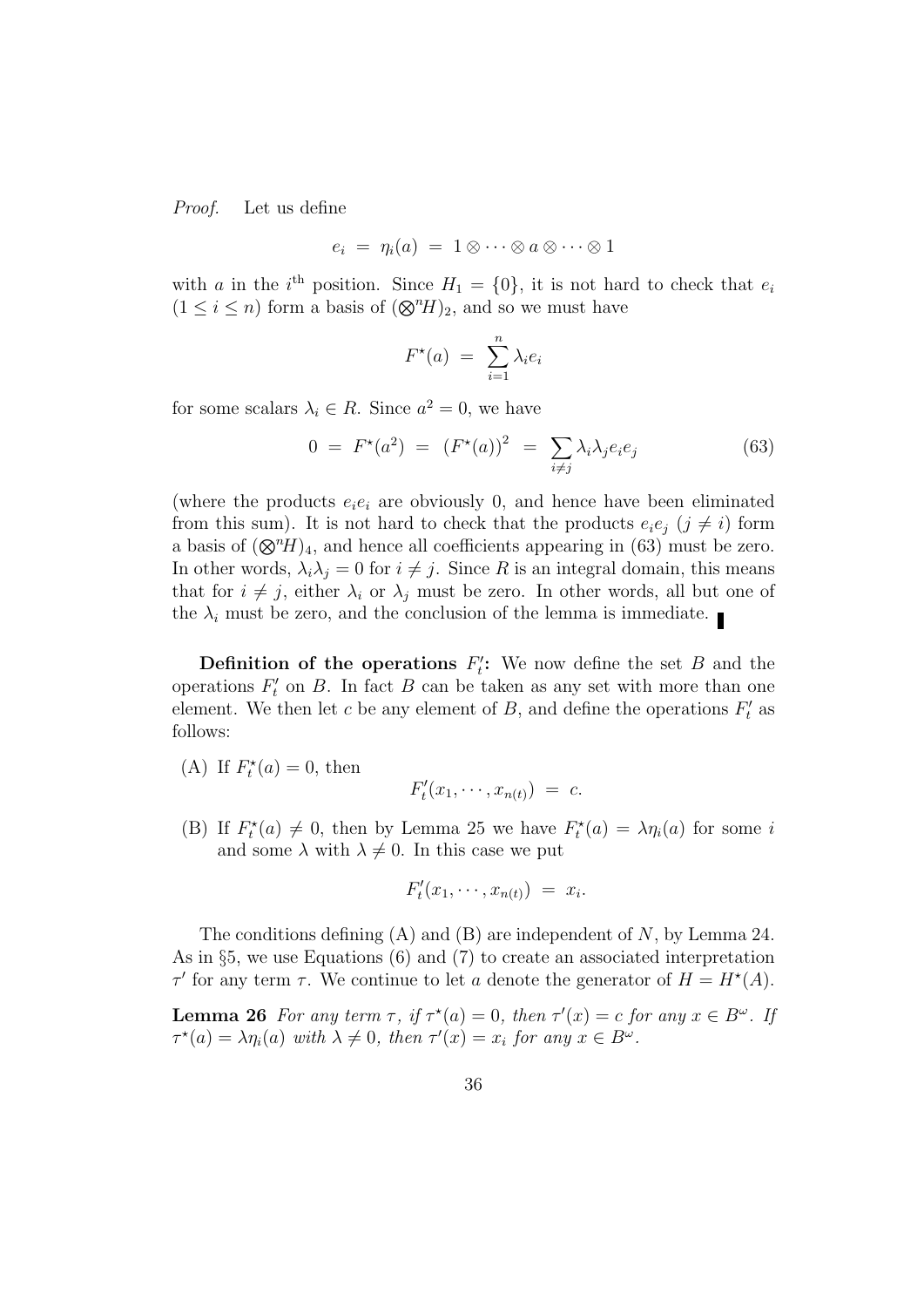*Proof.* Let us define

$$e_i \;=\; \eta_i(a) \;=\; 1 \otimes \cdots \otimes a \otimes \cdots \otimes 1$$

with $a$ in the $i^{\text{th}}$ position. Since $H_1 = \{0\}$, it is not hard to check that $e_i$ ($1 \leq i \leq n$) form a basis of $(\bigotimes^n H)_2$, and so we must have

$$F^\star(a) \;=\; \sum_{i=1}^{n} \lambda_i e_i$$

for some scalars $\lambda_i \in R$. Since $a^2 = 0$, we have

$$0 \;=\; F^\star(a^2) \;=\; (F^\star(a))^2 \;=\; \sum_{i \neq j} \lambda_i \lambda_j e_i e_j \tag{63}$$

(where the products $e_i e_i$ are obviously 0, and hence have been eliminated from this sum). It is not hard to check that the products $e_i e_j$ ($j \neq i$) form a basis of $(\bigotimes^n H)_4$, and hence all coefficients appearing in (63) must be zero. In other words, $\lambda_i \lambda_j = 0$ for $i \neq j$. Since $R$ is an integral domain, this means that for $i \neq j$, either $\lambda_i$ or $\lambda_j$ must be zero. In other words, all but one of the $\lambda_i$ must be zero, and the conclusion of the lemma is immediate. ∎

**Definition of the operations $F'_t$:** We now define the set $B$ and the operations $F'_t$ on $B$. In fact $B$ can be taken as any set with more than one element. We then let $c$ be any element of $B$, and define the operations $F'_t$ as follows:

(A) If $F^\star_t(a) = 0$, then
$$F'_t(x_1, \cdots, x_{n(t)}) \;=\; c.$$

(B) If $F^\star_t(a) \neq 0$, then by Lemma 25 we have $F^\star_t(a) = \lambda \eta_i(a)$ for some $i$ and some $\lambda$ with $\lambda \neq 0$. In this case we put
$$F'_t(x_1, \cdots, x_{n(t)}) \;=\; x_i.$$

The conditions defining (A) and (B) are independent of $N$, by Lemma 24. As in §5, we use Equations (6) and (7) to create an associated interpretation $\tau'$ for any term $\tau$. We continue to let $a$ denote the generator of $H = H^\star(A)$.

**Lemma 26** *For any term $\tau$, if $\tau^\star(a) = 0$, then $\tau'(x) = c$ for any $x \in B^\omega$. If $\tau^\star(a) = \lambda \eta_i(a)$ with $\lambda \neq 0$, then $\tau'(x) = x_i$ for any $x \in B^\omega$.*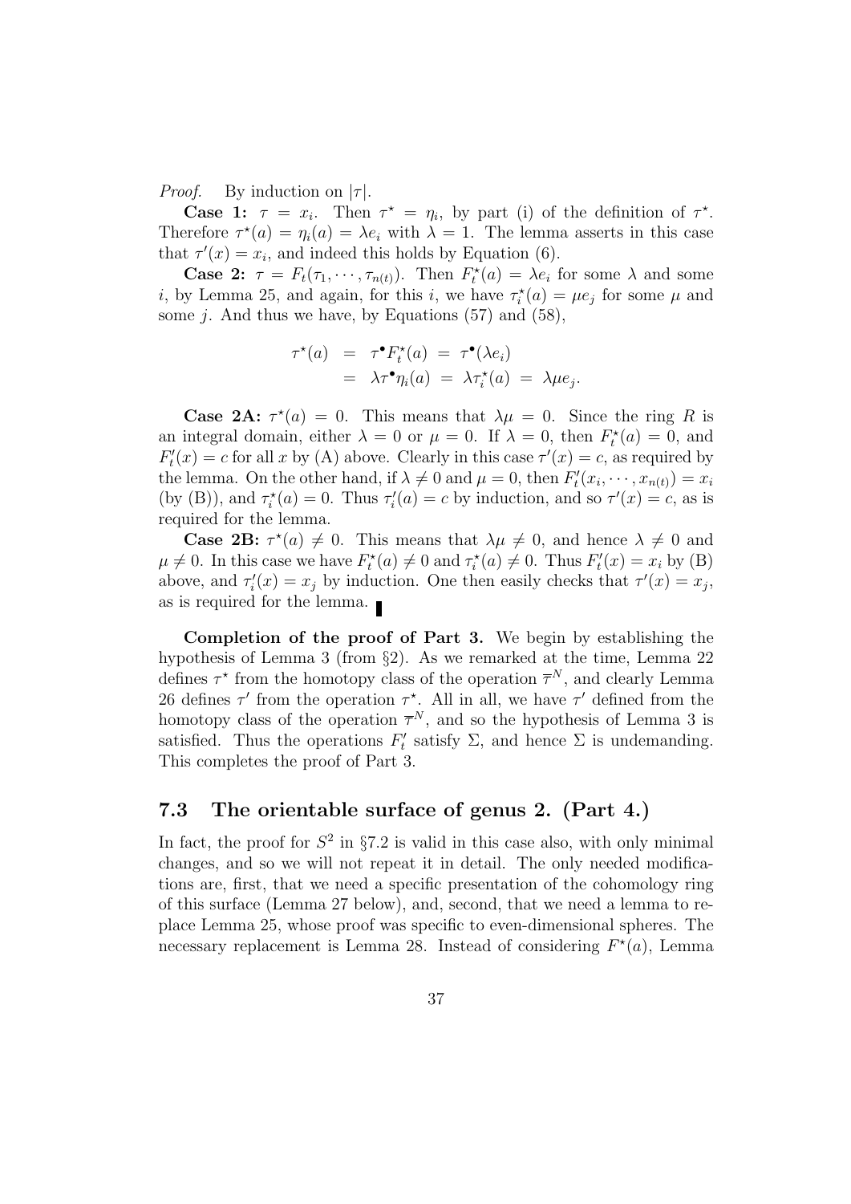*Proof.* By induction on $|\tau|$.

**Case 1:** $\tau = x_i$. Then $\tau^\star = \eta_i$, by part (i) of the definition of $\tau^\star$. Therefore $\tau^\star(a) = \eta_i(a) = \lambda e_i$ with $\lambda = 1$. The lemma asserts in this case that $\tau'(x) = x_i$, and indeed this holds by Equation (6).

**Case 2:** $\tau = F_t(\tau_1, \cdots, \tau_{n(t)})$. Then $F_t^\star(a) = \lambda e_i$ for some $\lambda$ and some $i$, by Lemma 25, and again, for this $i$, we have $\tau_i^\star(a) = \mu e_j$ for some $\mu$ and some $j$. And thus we have, by Equations (57) and (58),

$$
\begin{aligned}
\tau^\star(a) &= \tau^\bullet F_t^\star(a) \;=\; \tau^\bullet(\lambda e_i) \\
&= \lambda \tau^\bullet \eta_i(a) \;=\; \lambda \tau_i^\star(a) \;=\; \lambda\mu e_j.
\end{aligned}
$$

**Case 2A:** $\tau^\star(a) = 0$. This means that $\lambda\mu = 0$. Since the ring $R$ is an integral domain, either $\lambda = 0$ or $\mu = 0$. If $\lambda = 0$, then $F_t^\star(a) = 0$, and $F_t'(x) = c$ for all $x$ by (A) above. Clearly in this case $\tau'(x) = c$, as required by the lemma. On the other hand, if $\lambda \neq 0$ and $\mu = 0$, then $F_t'(x_i, \cdots, x_{n(t)}) = x_i$ (by (B)), and $\tau_i^\star(a) = 0$. Thus $\tau_i'(a) = c$ by induction, and so $\tau'(x) = c$, as is required for the lemma.

**Case 2B:** $\tau^\star(a) \neq 0$. This means that $\lambda\mu \neq 0$, and hence $\lambda \neq 0$ and $\mu \neq 0$. In this case we have $F_t^\star(a) \neq 0$ and $\tau_i^\star(a) \neq 0$. Thus $F_t'(x) = x_i$ by (B) above, and $\tau_i'(x) = x_j$ by induction. One then easily checks that $\tau'(x) = x_j$, as is required for the lemma. ∎

**Completion of the proof of Part 3.** We begin by establishing the hypothesis of Lemma 3 (from §2). As we remarked at the time, Lemma 22 defines $\tau^\star$ from the homotopy class of the operation $\overline{\tau}^N$, and clearly Lemma 26 defines $\tau'$ from the operation $\tau^\star$. All in all, we have $\tau'$ defined from the homotopy class of the operation $\overline{\tau}^N$, and so the hypothesis of Lemma 3 is satisfied. Thus the operations $F_t'$ satisfy $\Sigma$, and hence $\Sigma$ is undemanding. This completes the proof of Part 3.

## 7.3 The orientable surface of genus 2. (Part 4.)

In fact, the proof for $S^2$ in §7.2 is valid in this case also, with only minimal changes, and so we will not repeat it in detail. The only needed modifications are, first, that we need a specific presentation of the cohomology ring of this surface (Lemma 27 below), and, second, that we need a lemma to replace Lemma 25, whose proof was specific to even-dimensional spheres. The necessary replacement is Lemma 28. Instead of considering $F^\star(a)$, Lemma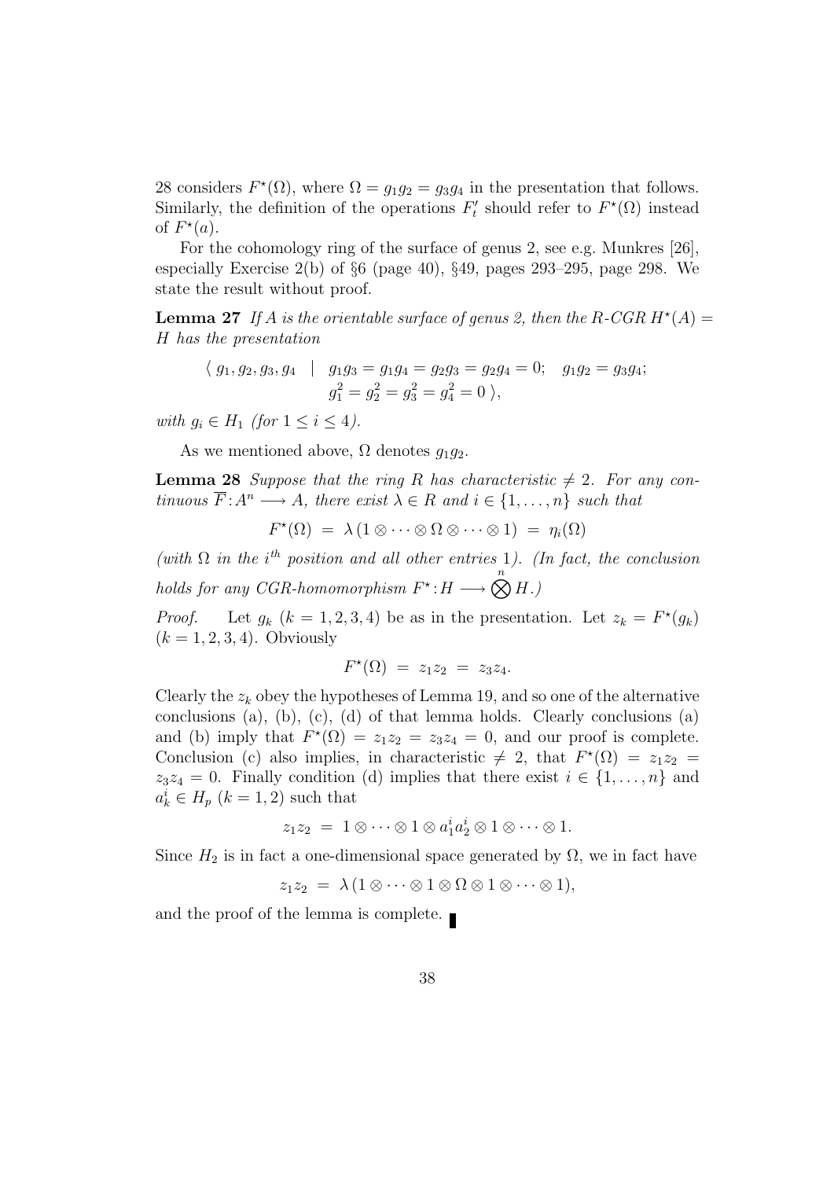28 considers $F^\star(\Omega)$, where $\Omega = g_1 g_2 = g_3 g_4$ in the presentation that follows. Similarly, the definition of the operations $F'_t$ should refer to $F^\star(\Omega)$ instead of $F^\star(a)$.

For the cohomology ring of the surface of genus 2, see e.g. Munkres [26], especially Exercise 2(b) of §6 (page 40), §49, pages 293–295, page 298. We state the result without proof.

**Lemma 27** *If $A$ is the orientable surface of genus 2, then the $R$-CGR $H^\star(A) = H$ has the presentation*

$$\langle\, g_1, g_2, g_3, g_4 \quad | \quad g_1g_3 = g_1g_4 = g_2g_3 = g_2g_4 = 0; \quad g_1g_2 = g_3g_4; \\ g_1^2 = g_2^2 = g_3^2 = g_4^2 = 0 \,\rangle,$$

*with $g_i \in H_1$ (for $1 \le i \le 4$).*

As we mentioned above, $\Omega$ denotes $g_1g_2$.

**Lemma 28** *Suppose that the ring $R$ has characteristic $\neq 2$. For any continuous $\overline{F}: A^n \longrightarrow A$, there exist $\lambda \in R$ and $i \in \{1, \ldots, n\}$ such that*

$$F^\star(\Omega) \;=\; \lambda\,(1 \otimes \cdots \otimes \Omega \otimes \cdots \otimes 1) \;=\; \eta_i(\Omega)$$

*(with $\Omega$ in the $i^{th}$ position and all other entries 1). (In fact, the conclusion holds for any CGR-homomorphism $F^\star: H \longrightarrow \bigotimes^n H$.)*

*Proof.* Let $g_k$ $(k = 1, 2, 3, 4)$ be as in the presentation. Let $z_k = F^\star(g_k)$ $(k = 1, 2, 3, 4)$. Obviously

$$F^\star(\Omega) \;=\; z_1 z_2 \;=\; z_3 z_4.$$

Clearly the $z_k$ obey the hypotheses of Lemma 19, and so one of the alternative conclusions (a), (b), (c), (d) of that lemma holds. Clearly conclusions (a) and (b) imply that $F^\star(\Omega) = z_1z_2 = z_3z_4 = 0$, and our proof is complete. Conclusion (c) also implies, in characteristic $\neq 2$, that $F^\star(\Omega) = z_1z_2 = z_3z_4 = 0$. Finally condition (d) implies that there exist $i \in \{1, \ldots, n\}$ and $a_k^i \in H_p$ $(k = 1, 2)$ such that

$$z_1 z_2 \;=\; 1 \otimes \cdots \otimes 1 \otimes a_1^i a_2^i \otimes 1 \otimes \cdots \otimes 1.$$

Since $H_2$ is in fact a one-dimensional space generated by $\Omega$, we in fact have

$$z_1 z_2 \;=\; \lambda\,(1 \otimes \cdots \otimes 1 \otimes \Omega \otimes 1 \otimes \cdots \otimes 1),$$

and the proof of the lemma is complete. ∎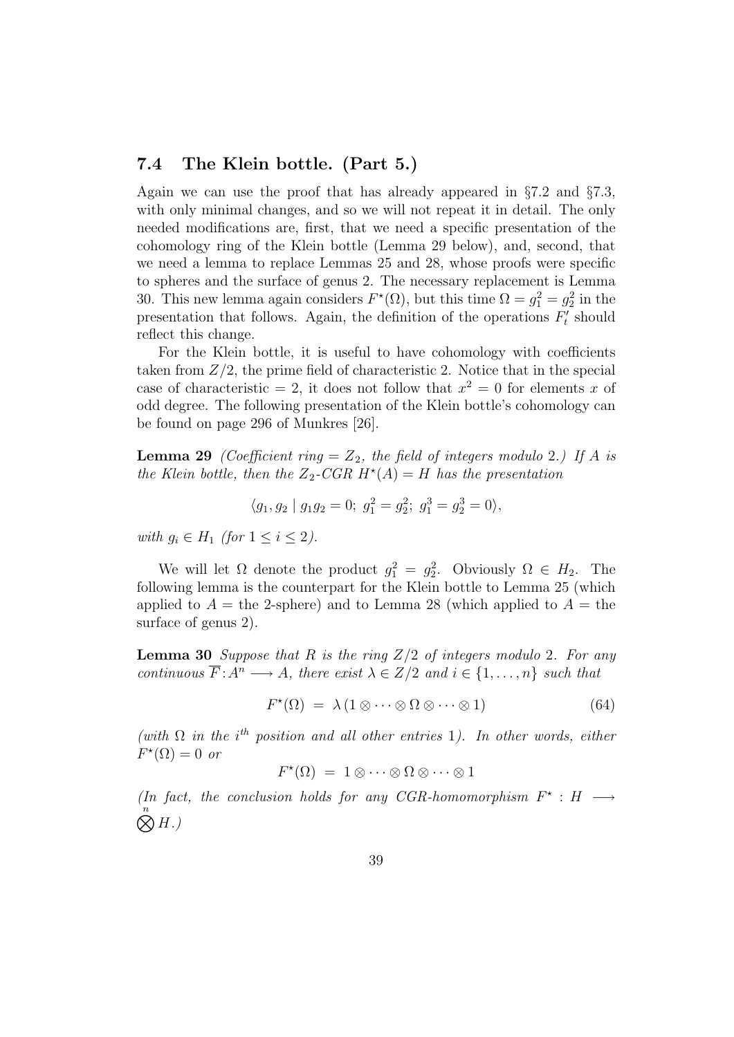### 7.4 The Klein bottle. (Part 5.)

Again we can use the proof that has already appeared in §7.2 and §7.3, with only minimal changes, and so we will not repeat it in detail. The only needed modifications are, first, that we need a specific presentation of the cohomology ring of the Klein bottle (Lemma 29 below), and, second, that we need a lemma to replace Lemmas 25 and 28, whose proofs were specific to spheres and the surface of genus 2. The necessary replacement is Lemma 30. This new lemma again considers $F^\star(\Omega)$, but this time $\Omega = g_1^2 = g_2^2$ in the presentation that follows. Again, the definition of the operations $F_t'$ should reflect this change.

For the Klein bottle, it is useful to have cohomology with coefficients taken from $Z/2$, the prime field of characteristic 2. Notice that in the special case of characteristic = 2, it does not follow that $x^2 = 0$ for elements $x$ of odd degree. The following presentation of the Klein bottle's cohomology can be found on page 296 of Munkres [26].

**Lemma 29** *(Coefficient ring = $Z_2$, the field of integers modulo 2.) If $A$ is the Klein bottle, then the $Z_2$-CGR $H^\star(A) = H$ has the presentation*

$$\langle g_1, g_2 \mid g_1 g_2 = 0;\ g_1^2 = g_2^2;\ g_1^3 = g_2^3 = 0 \rangle,$$

*with $g_i \in H_1$ (for $1 \leq i \leq 2$).*

We will let $\Omega$ denote the product $g_1^2 = g_2^2$. Obviously $\Omega \in H_2$. The following lemma is the counterpart for the Klein bottle to Lemma 25 (which applied to $A$ = the 2-sphere) and to Lemma 28 (which applied to $A$ = the surface of genus 2).

**Lemma 30** *Suppose that $R$ is the ring $Z/2$ of integers modulo 2. For any continuous $\overline{F} : A^n \longrightarrow A$, there exist $\lambda \in Z/2$ and $i \in \{1, \ldots, n\}$ such that*

$$F^\star(\Omega) \;=\; \lambda \, (1 \otimes \cdots \otimes \Omega \otimes \cdots \otimes 1) \tag{64}$$

*(with $\Omega$ in the $i^{th}$ position and all other entries 1). In other words, either $F^\star(\Omega) = 0$ or*

$$F^\star(\Omega) \;=\; 1 \otimes \cdots \otimes \Omega \otimes \cdots \otimes 1$$

*(In fact, the conclusion holds for any CGR-homomorphism $F^\star : H \longrightarrow \bigotimes^n H$.)*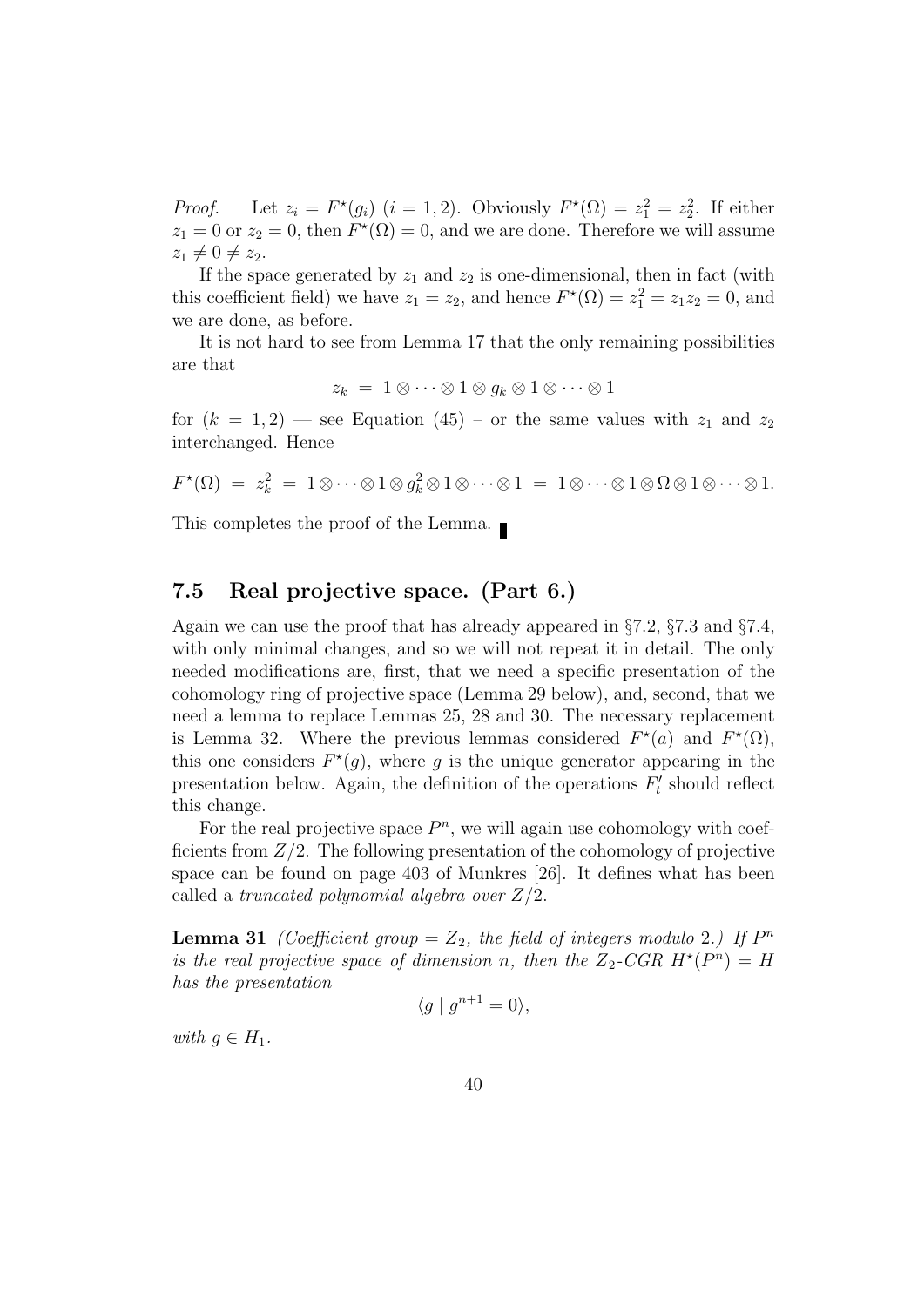*Proof.* Let $z_i = F^\star(g_i)$ $(i = 1, 2)$. Obviously $F^\star(\Omega) = z_1^2 = z_2^2$. If either $z_1 = 0$ or $z_2 = 0$, then $F^\star(\Omega) = 0$, and we are done. Therefore we will assume $z_1 \neq 0 \neq z_2$.

If the space generated by $z_1$ and $z_2$ is one-dimensional, then in fact (with this coefficient field) we have $z_1 = z_2$, and hence $F^\star(\Omega) = z_1^2 = z_1 z_2 = 0$, and we are done, as before.

It is not hard to see from Lemma 17 that the only remaining possibilities are that

$$z_k \;=\; 1 \otimes \cdots \otimes 1 \otimes g_k \otimes 1 \otimes \cdots \otimes 1$$

for $(k = 1, 2)$ — see Equation (45) – or the same values with $z_1$ and $z_2$ interchanged. Hence

$$F^\star(\Omega) \;=\; z_k^2 \;=\; 1 \otimes \cdots \otimes 1 \otimes g_k^2 \otimes 1 \otimes \cdots \otimes 1 \;=\; 1 \otimes \cdots \otimes 1 \otimes \Omega \otimes 1 \otimes \cdots \otimes 1.$$

This completes the proof of the Lemma. ∎

## 7.5 Real projective space. (Part 6.)

Again we can use the proof that has already appeared in §7.2, §7.3 and §7.4, with only minimal changes, and so we will not repeat it in detail. The only needed modifications are, first, that we need a specific presentation of the cohomology ring of projective space (Lemma 29 below), and, second, that we need a lemma to replace Lemmas 25, 28 and 30. The necessary replacement is Lemma 32. Where the previous lemmas considered $F^\star(a)$ and $F^\star(\Omega)$, this one considers $F^\star(g)$, where $g$ is the unique generator appearing in the presentation below. Again, the definition of the operations $F'_t$ should reflect this change.

For the real projective space $P^n$, we will again use cohomology with coefficients from $Z/2$. The following presentation of the cohomology of projective space can be found on page 403 of Munkres [26]. It defines what has been called a *truncated polynomial algebra over* $Z/2$.

**Lemma 31** *(Coefficient group* $= Z_2$*, the field of integers modulo* 2.*) If* $P^n$ *is the real projective space of dimension* $n$*, then the* $Z_2$*-CGR* $H^\star(P^n) = H$ *has the presentation*

$$\langle g \mid g^{n+1} = 0 \rangle,$$

*with* $g \in H_1$.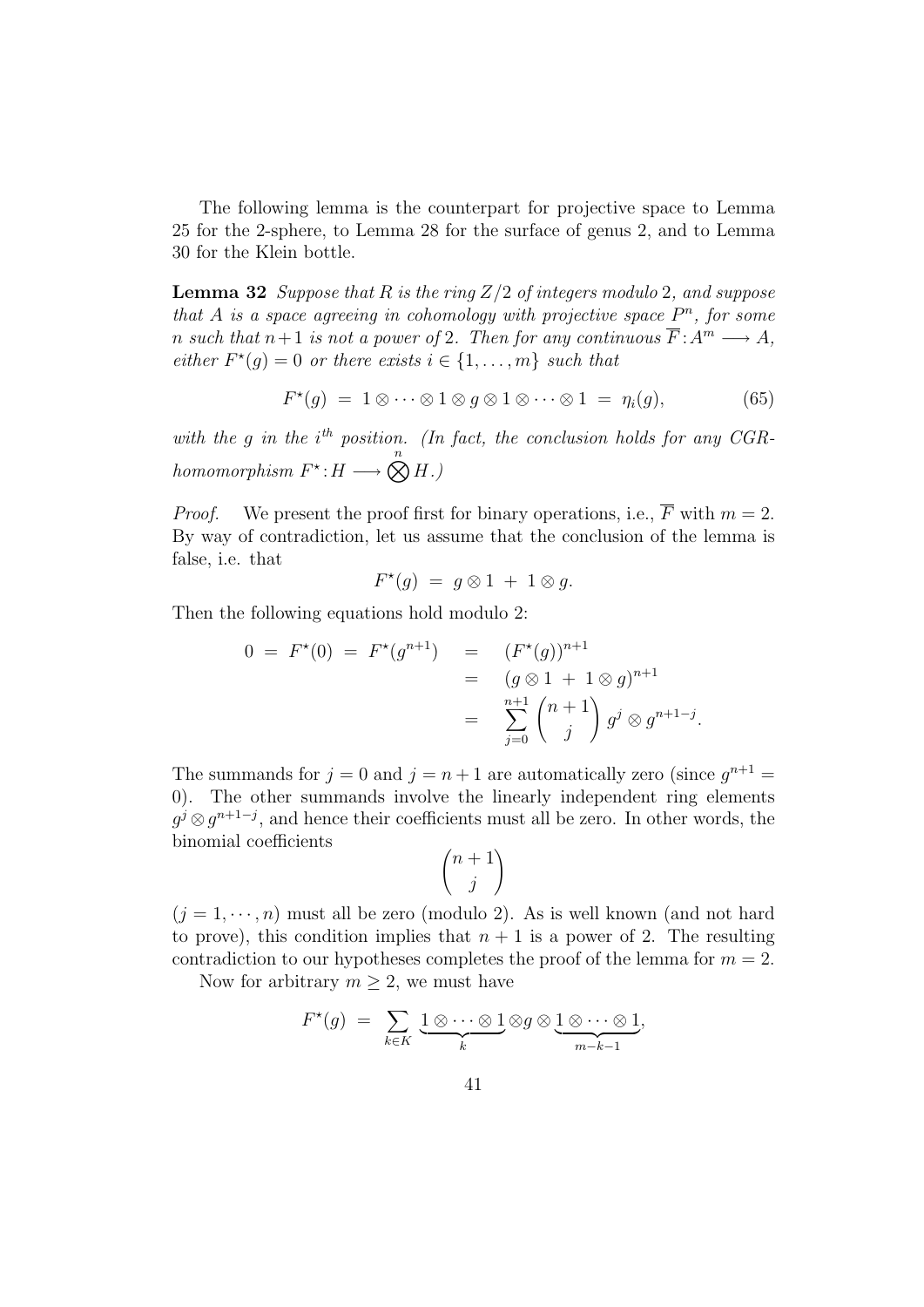The following lemma is the counterpart for projective space to Lemma 25 for the 2-sphere, to Lemma 28 for the surface of genus 2, and to Lemma 30 for the Klein bottle.

**Lemma 32** *Suppose that $R$ is the ring $Z/2$ of integers modulo 2, and suppose that $A$ is a space agreeing in cohomology with projective space $P^n$, for some $n$ such that $n+1$ is not a power of 2. Then for any continuous $\overline{F}: A^m \longrightarrow A$, either $F^\star(g) = 0$ or there exists $i \in \{1, \ldots, m\}$ such that*

$$F^\star(g) \;=\; 1 \otimes \cdots \otimes 1 \otimes g \otimes 1 \otimes \cdots \otimes 1 \;=\; \eta_i(g), \tag{65}$$

*with the $g$ in the $i^{th}$ position. (In fact, the conclusion holds for any CGR-homomorphism $F^\star: H \longrightarrow \bigotimes^n H$.)*

*Proof.* We present the proof first for binary operations, i.e., $\overline{F}$ with $m = 2$. By way of contradiction, let us assume that the conclusion of the lemma is false, i.e. that

$$F^\star(g) \;=\; g \otimes 1 \;+\; 1 \otimes g.$$

Then the following equations hold modulo 2:

$$\begin{aligned} 0 \;=\; F^\star(0) \;=\; F^\star(g^{n+1}) \;&=\; (F^\star(g))^{n+1} \\ &=\; (g \otimes 1 \;+\; 1 \otimes g)^{n+1} \\ &=\; \sum_{j=0}^{n+1} \binom{n+1}{j} g^j \otimes g^{n+1-j}. \end{aligned}$$

The summands for $j = 0$ and $j = n+1$ are automatically zero (since $g^{n+1} = 0$). The other summands involve the linearly independent ring elements $g^j \otimes g^{n+1-j}$, and hence their coefficients must all be zero. In other words, the binomial coefficients

$$\binom{n+1}{j}$$

$(j = 1, \cdots, n)$ must all be zero (modulo 2). As is well known (and not hard to prove), this condition implies that $n+1$ is a power of 2. The resulting contradiction to our hypotheses completes the proof of the lemma for $m = 2$.

Now for arbitrary $m \geq 2$, we must have

$$F^\star(g) \;=\; \sum_{k \in K} \underbrace{1 \otimes \cdots \otimes 1}_{k} \otimes g \otimes \underbrace{1 \otimes \cdots \otimes 1}_{m-k-1},$$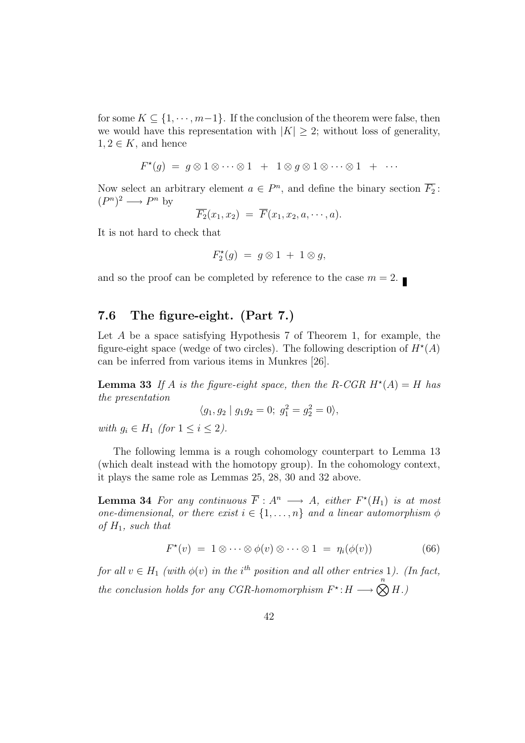for some $K \subseteq \{1, \cdots, m-1\}$. If the conclusion of the theorem were false, then we would have this representation with $|K| \geq 2$; without loss of generality, $1, 2 \in K$, and hence

$$F^\star(g) \;=\; g \otimes 1 \otimes \cdots \otimes 1 \;\;+\;\; 1 \otimes g \otimes 1 \otimes \cdots \otimes 1 \;\;+\;\; \cdots$$

Now select an arbitrary element $a \in P^n$, and define the binary section $\overline{F_2}\colon (P^n)^2 \longrightarrow P^n$ by

$$\overline{F_2}(x_1, x_2) \;=\; \overline{F}(x_1, x_2, a, \cdots, a).$$

It is not hard to check that

$$F_2^\star(g) \;=\; g \otimes 1 \;+\; 1 \otimes g,$$

and so the proof can be completed by reference to the case $m = 2$. ∎

## 7.6 The figure-eight. (Part 7.)

Let $A$ be a space satisfying Hypothesis 7 of Theorem 1, for example, the figure-eight space (wedge of two circles). The following description of $H^\star(A)$ can be inferred from various items in Munkres [26].

**Lemma 33** *If $A$ is the figure-eight space, then the R-CGR $H^\star(A) = H$ has the presentation*

$$\langle g_1, g_2 \mid g_1 g_2 = 0;\; g_1^2 = g_2^2 = 0\rangle,$$

*with $g_i \in H_1$ (for $1 \leq i \leq 2$).*

The following lemma is a rough cohomology counterpart to Lemma 13 (which dealt instead with the homotopy group). In the cohomology context, it plays the same role as Lemmas 25, 28, 30 and 32 above.

**Lemma 34** *For any continuous $\overline{F} : A^n \longrightarrow A$, either $F^\star(H_1)$ is at most one-dimensional, or there exist $i \in \{1, \ldots, n\}$ and a linear automorphism $\phi$ of $H_1$, such that*

$$F^\star(v) \;=\; 1 \otimes \cdots \otimes \phi(v) \otimes \cdots \otimes 1 \;=\; \eta_i(\phi(v)) \tag{66}$$

*for all $v \in H_1$ (with $\phi(v)$ in the $i^{th}$ position and all other entries 1). (In fact, the conclusion holds for any CGR-homomorphism $F^\star\colon H \longrightarrow \bigotimes^n H$.)*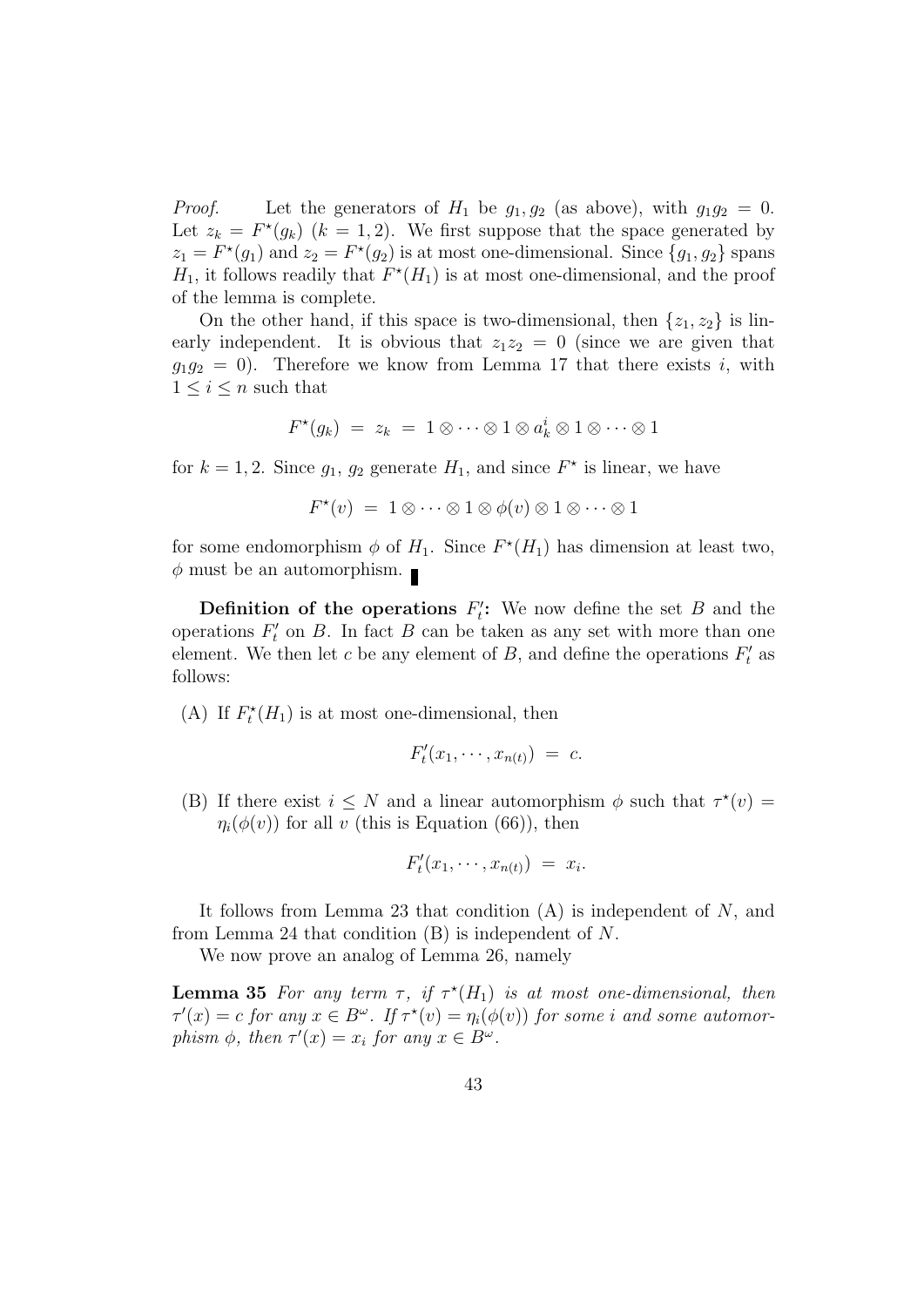*Proof.* Let the generators of $H_1$ be $g_1, g_2$ (as above), with $g_1 g_2 = 0$. Let $z_k = F^\star(g_k)$ $(k = 1, 2)$. We first suppose that the space generated by $z_1 = F^\star(g_1)$ and $z_2 = F^\star(g_2)$ is at most one-dimensional. Since $\{g_1, g_2\}$ spans $H_1$, it follows readily that $F^\star(H_1)$ is at most one-dimensional, and the proof of the lemma is complete.

On the other hand, if this space is two-dimensional, then $\{z_1, z_2\}$ is linearly independent. It is obvious that $z_1 z_2 = 0$ (since we are given that $g_1 g_2 = 0$). Therefore we know from Lemma 17 that there exists $i$, with $1 \le i \le n$ such that

$$F^\star(g_k) \;=\; z_k \;=\; 1 \otimes \cdots \otimes 1 \otimes a_k^i \otimes 1 \otimes \cdots \otimes 1$$

for $k = 1, 2$. Since $g_1$, $g_2$ generate $H_1$, and since $F^\star$ is linear, we have

$$F^\star(v) \;=\; 1 \otimes \cdots \otimes 1 \otimes \phi(v) \otimes 1 \otimes \cdots \otimes 1$$

for some endomorphism $\phi$ of $H_1$. Since $F^\star(H_1)$ has dimension at least two, $\phi$ must be an automorphism. ∎

**Definition of the operations $F_t'$:** We now define the set $B$ and the operations $F_t'$ on $B$. In fact $B$ can be taken as any set with more than one element. We then let $c$ be any element of $B$, and define the operations $F_t'$ as follows:

(A) If $F_t^\star(H_1)$ is at most one-dimensional, then

$$F_t'(x_1, \cdots, x_{n(t)}) \;=\; c.$$

(B) If there exist $i \le N$ and a linear automorphism $\phi$ such that $\tau^\star(v) = \eta_i(\phi(v))$ for all $v$ (this is Equation (66)), then

$$F_t'(x_1, \cdots, x_{n(t)}) \;=\; x_i.$$

It follows from Lemma 23 that condition (A) is independent of $N$, and from Lemma 24 that condition (B) is independent of $N$.

We now prove an analog of Lemma 26, namely

**Lemma 35** *For any term $\tau$, if $\tau^\star(H_1)$ is at most one-dimensional, then $\tau'(x) = c$ for any $x \in B^\omega$. If $\tau^\star(v) = \eta_i(\phi(v))$ for some $i$ and some automorphism $\phi$, then $\tau'(x) = x_i$ for any $x \in B^\omega$.*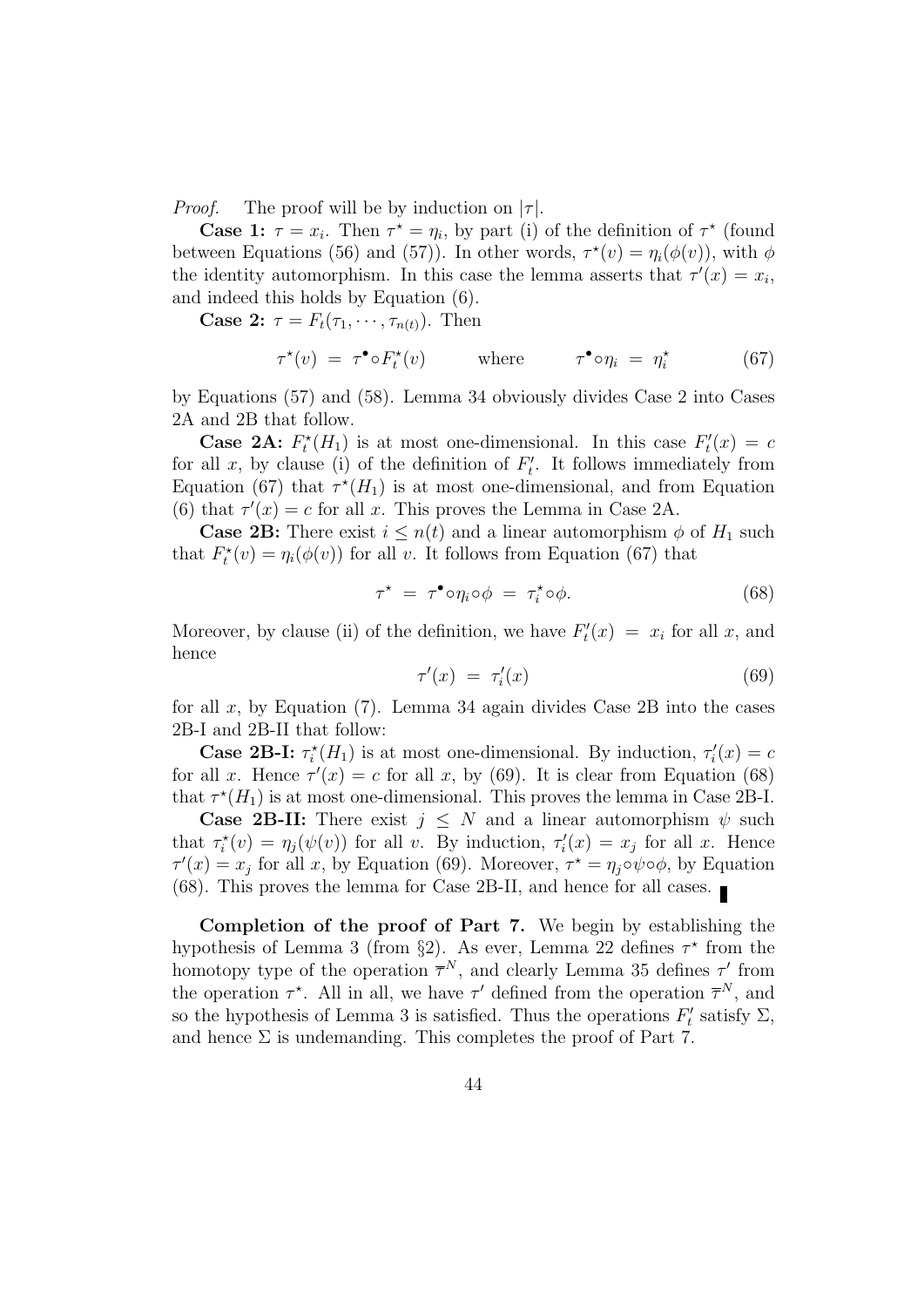*Proof.* The proof will be by induction on $|\tau|$.

**Case 1:** $\tau = x_i$. Then $\tau^\star = \eta_i$, by part (i) of the definition of $\tau^\star$ (found between Equations (56) and (57)). In other words, $\tau^\star(v) = \eta_i(\phi(v))$, with $\phi$ the identity automorphism. In this case the lemma asserts that $\tau'(x) = x_i$, and indeed this holds by Equation (6).

**Case 2:** $\tau = F_t(\tau_1, \cdots, \tau_{n(t)})$. Then

$$\tau^\star(v) \;=\; \tau^\bullet \circ F_t^\star(v) \qquad \text{where} \qquad \tau^\bullet \circ \eta_i \;=\; \eta_i^\star \tag{67}$$

by Equations (57) and (58). Lemma 34 obviously divides Case 2 into Cases 2A and 2B that follow.

**Case 2A:** $F_t^\star(H_1)$ is at most one-dimensional. In this case $F_t'(x) = c$ for all $x$, by clause (i) of the definition of $F_t'$. It follows immediately from Equation (67) that $\tau^\star(H_1)$ is at most one-dimensional, and from Equation (6) that $\tau'(x) = c$ for all $x$. This proves the Lemma in Case 2A.

**Case 2B:** There exist $i \leq n(t)$ and a linear automorphism $\phi$ of $H_1$ such that $F_t^\star(v) = \eta_i(\phi(v))$ for all $v$. It follows from Equation (67) that

$$\tau^\star \;=\; \tau^\bullet \circ \eta_i \circ \phi \;=\; \tau_i^\star \circ \phi. \tag{68}$$

Moreover, by clause (ii) of the definition, we have $F_t'(x) \;=\; x_i$ for all $x$, and hence

$$\tau'(x) \;=\; \tau_i'(x) \tag{69}$$

for all $x$, by Equation (7). Lemma 34 again divides Case 2B into the cases 2B-I and 2B-II that follow:

**Case 2B-I:** $\tau_i^\star(H_1)$ is at most one-dimensional. By induction, $\tau_i'(x) = c$ for all $x$. Hence $\tau'(x) = c$ for all $x$, by (69). It is clear from Equation (68) that $\tau^\star(H_1)$ is at most one-dimensional. This proves the lemma in Case 2B-I.

**Case 2B-II:** There exist $j \leq N$ and a linear automorphism $\psi$ such that $\tau_i^\star(v) = \eta_j(\psi(v))$ for all $v$. By induction, $\tau_i'(x) = x_j$ for all $x$. Hence $\tau'(x) = x_j$ for all $x$, by Equation (69). Moreover, $\tau^\star = \eta_j \circ \psi \circ \phi$, by Equation (68). This proves the lemma for Case 2B-II, and hence for all cases. ∎

**Completion of the proof of Part 7.** We begin by establishing the hypothesis of Lemma 3 (from §2). As ever, Lemma 22 defines $\tau^\star$ from the homotopy type of the operation $\overline{\tau}^N$, and clearly Lemma 35 defines $\tau'$ from the operation $\tau^\star$. All in all, we have $\tau'$ defined from the operation $\overline{\tau}^N$, and so the hypothesis of Lemma 3 is satisfied. Thus the operations $F_t'$ satisfy $\Sigma$, and hence $\Sigma$ is undemanding. This completes the proof of Part 7.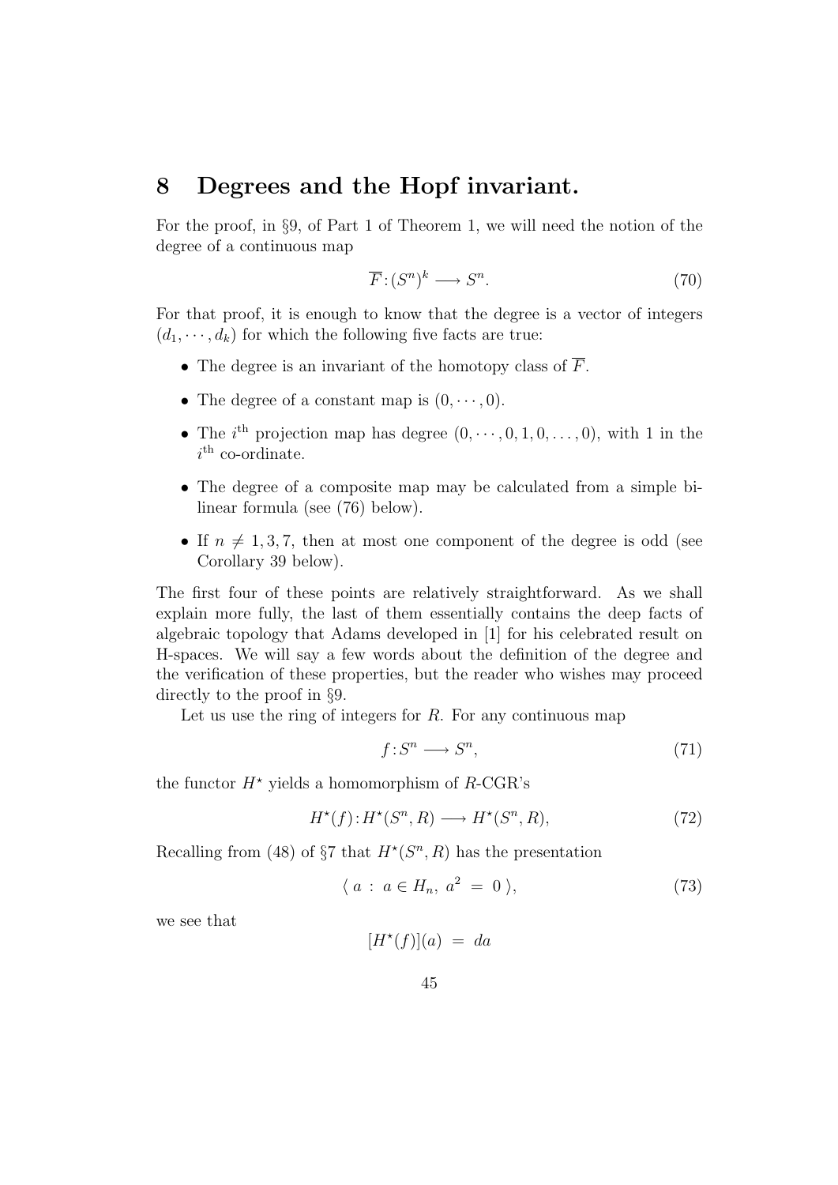## 8 Degrees and the Hopf invariant.

For the proof, in §9, of Part 1 of Theorem 1, we will need the notion of the degree of a continuous map

$$\overline{F} : (S^n)^k \longrightarrow S^n. \tag{70}$$

For that proof, it is enough to know that the degree is a vector of integers $(d_1, \cdots, d_k)$ for which the following five facts are true:

- The degree is an invariant of the homotopy class of $\overline{F}$.
- The degree of a constant map is $(0, \cdots, 0)$.
- The $i^{\text{th}}$ projection map has degree $(0, \cdots, 0, 1, 0, \ldots, 0)$, with 1 in the $i^{\text{th}}$ co-ordinate.
- The degree of a composite map may be calculated from a simple bilinear formula (see (76) below).
- If $n \neq 1, 3, 7$, then at most one component of the degree is odd (see Corollary 39 below).

The first four of these points are relatively straightforward. As we shall explain more fully, the last of them essentially contains the deep facts of algebraic topology that Adams developed in [1] for his celebrated result on H-spaces. We will say a few words about the definition of the degree and the verification of these properties, but the reader who wishes may proceed directly to the proof in §9.

Let us use the ring of integers for $R$. For any continuous map

$$f : S^n \longrightarrow S^n, \tag{71}$$

the functor $H^\star$ yields a homomorphism of $R$-CGR's

$$H^\star(f) : H^\star(S^n, R) \longrightarrow H^\star(S^n, R), \tag{72}$$

Recalling from (48) of §7 that $H^\star(S^n, R)$ has the presentation

$$\langle\ a\ :\ a \in H_n,\ a^2\ =\ 0\ \rangle, \tag{73}$$

we see that

$$[H^\star(f)](a)\ =\ da$$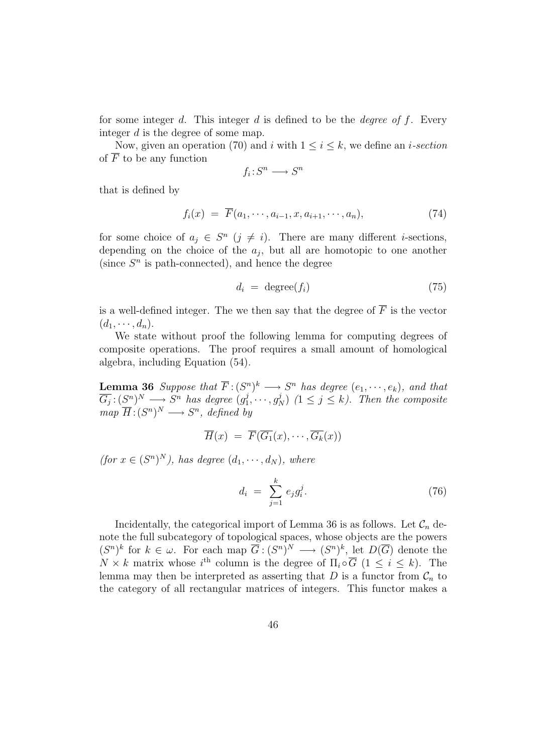for some integer $d$. This integer $d$ is defined to be the *degree of* $f$. Every integer $d$ is the degree of some map.

Now, given an operation (70) and $i$ with $1 \leq i \leq k$, we define an *i-section* of $\overline{F}$ to be any function

$$f_i : S^n \longrightarrow S^n$$

that is defined by

$$f_i(x) \;=\; \overline{F}(a_1, \cdots, a_{i-1}, x, a_{i+1}, \cdots, a_n), \tag{74}$$

for some choice of $a_j \in S^n$ $(j \neq i)$. There are many different $i$-sections, depending on the choice of the $a_j$, but all are homotopic to one another (since $S^n$ is path-connected), and hence the degree

$$d_i \;=\; \text{degree}(f_i) \tag{75}$$

is a well-defined integer. The we then say that the degree of $\overline{F}$ is the vector $(d_1, \cdots, d_n)$.

We state without proof the following lemma for computing degrees of composite operations. The proof requires a small amount of homological algebra, including Equation (54).

**Lemma 36** *Suppose that* $\overline{F} : (S^n)^k \longrightarrow S^n$ *has degree* $(e_1, \cdots, e_k)$*, and that* $\overline{G_j} : (S^n)^N \longrightarrow S^n$ *has degree* $(g_1^j, \cdots, g_N^j)$ $(1 \leq j \leq k)$*. Then the composite map* $\overline{H} : (S^n)^N \longrightarrow S^n$*, defined by*

$$\overline{H}(x) \;=\; \overline{F}(\overline{G_1}(x), \cdots, \overline{G_k}(x))$$

*(for* $x \in (S^n)^N$*), has degree* $(d_1, \cdots, d_N)$*, where*

$$d_i \;=\; \sum_{j=1}^{k} e_j g_i^j. \tag{76}$$

Incidentally, the categorical import of Lemma 36 is as follows. Let $\mathcal{C}_n$ denote the full subcategory of topological spaces, whose objects are the powers $(S^n)^k$ for $k \in \omega$. For each map $\overline{G} : (S^n)^N \longrightarrow (S^n)^k$, let $D(\overline{G})$ denote the $N \times k$ matrix whose $i^{\text{th}}$ column is the degree of $\Pi_i \circ \overline{G}$ $(1 \leq i \leq k)$. The lemma may then be interpreted as asserting that $D$ is a functor from $\mathcal{C}_n$ to the category of all rectangular matrices of integers. This functor makes a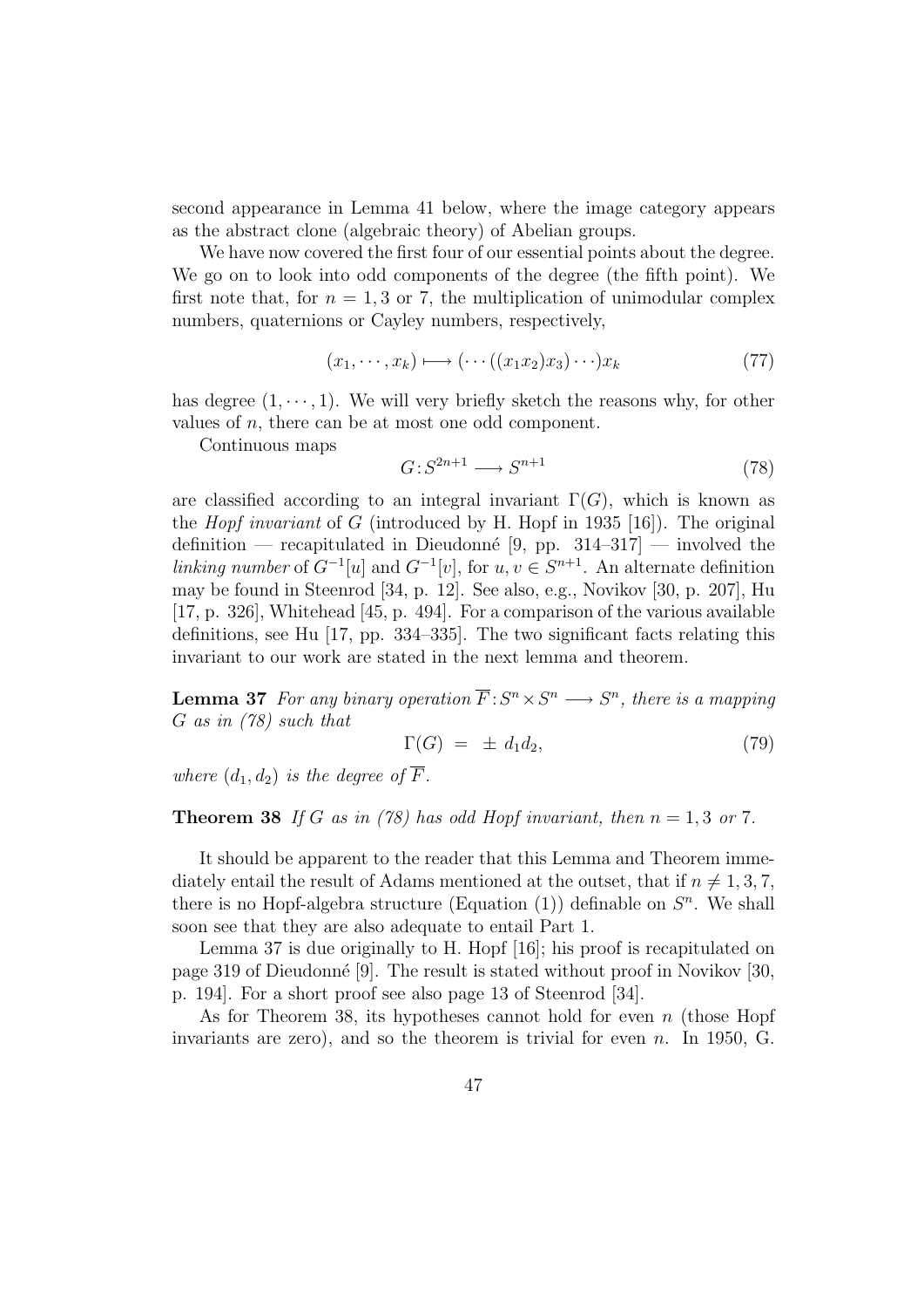second appearance in Lemma 41 below, where the image category appears as the abstract clone (algebraic theory) of Abelian groups.

We have now covered the first four of our essential points about the degree. We go on to look into odd components of the degree (the fifth point). We first note that, for $n = 1, 3$ or $7$, the multiplication of unimodular complex numbers, quaternions or Cayley numbers, respectively,

$$(x_1, \cdots, x_k) \longmapsto (\cdots((x_1 x_2)x_3)\cdots)x_k \tag{77}$$

has degree $(1, \cdots, 1)$. We will very briefly sketch the reasons why, for other values of $n$, there can be at most one odd component.

Continuous maps

$$G\colon S^{2n+1} \longrightarrow S^{n+1} \tag{78}$$

are classified according to an integral invariant $\Gamma(G)$, which is known as the *Hopf invariant* of $G$ (introduced by H. Hopf in 1935 [16]). The original definition — recapitulated in Dieudonné [9, pp. 314–317] — involved the *linking number* of $G^{-1}[u]$ and $G^{-1}[v]$, for $u, v \in S^{n+1}$. An alternate definition may be found in Steenrod [34, p. 12]. See also, e.g., Novikov [30, p. 207], Hu [17, p. 326], Whitehead [45, p. 494]. For a comparison of the various available definitions, see Hu [17, pp. 334–335]. The two significant facts relating this invariant to our work are stated in the next lemma and theorem.

**Lemma 37** *For any binary operation $\overline{F}\colon S^n \times S^n \longrightarrow S^n$, there is a mapping $G$ as in (78) such that*

$$\Gamma(G) \;=\; \pm\, d_1 d_2, \tag{79}$$

*where $(d_1, d_2)$ is the degree of $\overline{F}$.*

**Theorem 38** *If $G$ as in (78) has odd Hopf invariant, then $n = 1, 3$ or $7$.*

It should be apparent to the reader that this Lemma and Theorem immediately entail the result of Adams mentioned at the outset, that if $n \neq 1, 3, 7$, there is no Hopf-algebra structure (Equation (1)) definable on $S^n$. We shall soon see that they are also adequate to entail Part 1.

Lemma 37 is due originally to H. Hopf [16]; his proof is recapitulated on page 319 of Dieudonné [9]. The result is stated without proof in Novikov [30, p. 194]. For a short proof see also page 13 of Steenrod [34].

As for Theorem 38, its hypotheses cannot hold for even $n$ (those Hopf invariants are zero), and so the theorem is trivial for even $n$. In 1950, G.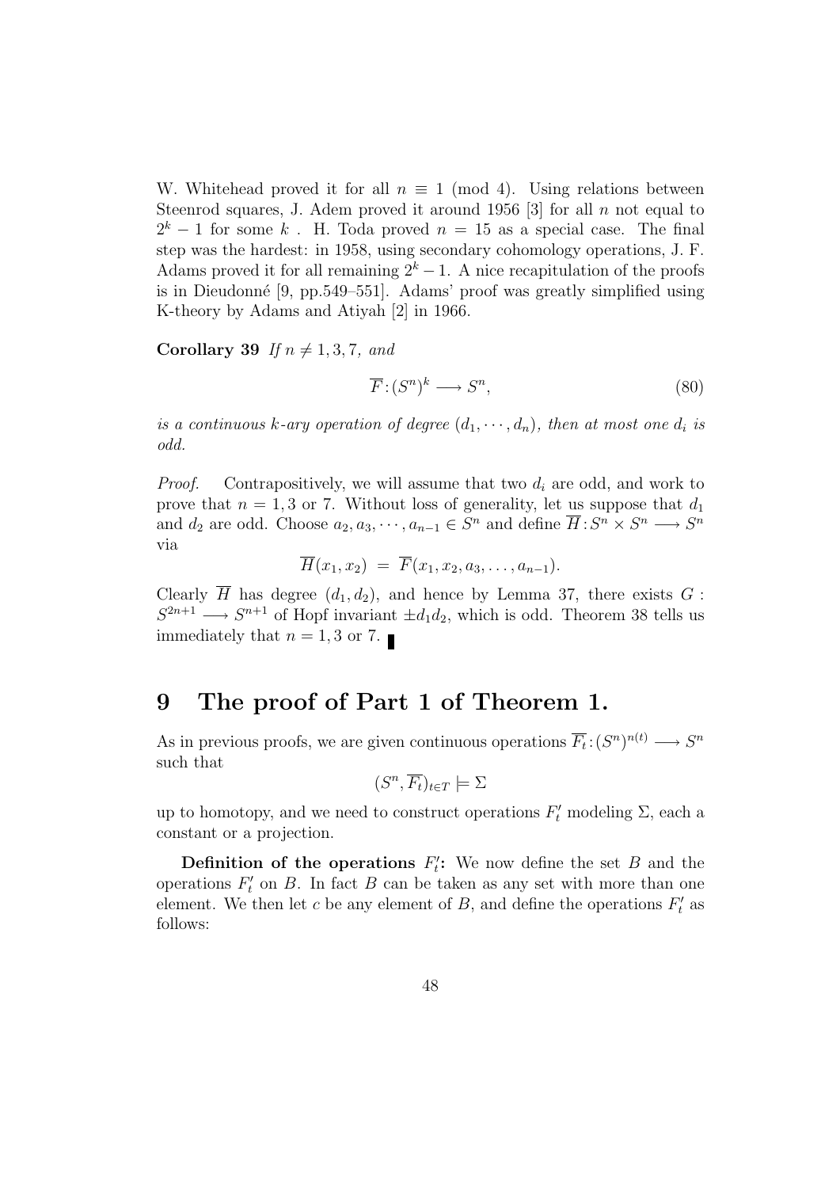W. Whitehead proved it for all $n \equiv 1 \pmod 4$. Using relations between Steenrod squares, J. Adem proved it around 1956 [3] for all $n$ not equal to $2^k - 1$ for some $k$ . H. Toda proved $n = 15$ as a special case. The final step was the hardest: in 1958, using secondary cohomology operations, J. F. Adams proved it for all remaining $2^k - 1$. A nice recapitulation of the proofs is in Dieudonné [9, pp.549–551]. Adams' proof was greatly simplified using K-theory by Adams and Atiyah [2] in 1966.

**Corollary 39** *If $n \neq 1, 3, 7$, and*

$$\overline{F} : (S^n)^k \longrightarrow S^n, \tag{80}$$

*is a continuous $k$-ary operation of degree $(d_1, \cdots, d_n)$, then at most one $d_i$ is odd.*

*Proof.* Contrapositively, we will assume that two $d_i$ are odd, and work to prove that $n = 1, 3$ or 7. Without loss of generality, let us suppose that $d_1$ and $d_2$ are odd. Choose $a_2, a_3, \cdots, a_{n-1} \in S^n$ and define $\overline{H} : S^n \times S^n \longrightarrow S^n$ via

$$\overline{H}(x_1, x_2) \ = \ \overline{F}(x_1, x_2, a_3, \ldots, a_{n-1}).$$

Clearly $\overline{H}$ has degree $(d_1, d_2)$, and hence by Lemma 37, there exists $G : S^{2n+1} \longrightarrow S^{n+1}$ of Hopf invariant $\pm d_1 d_2$, which is odd. Theorem 38 tells us immediately that $n = 1, 3$ or 7. ∎

# 9 The proof of Part 1 of Theorem 1.

As in previous proofs, we are given continuous operations $\overline{F_t} : (S^n)^{n(t)} \longrightarrow S^n$ such that

$$(S^n, \overline{F_t})_{t \in T} \models \Sigma$$

up to homotopy, and we need to construct operations $F'_t$ modeling $\Sigma$, each a constant or a projection.

**Definition of the operations $F'_t$:** We now define the set $B$ and the operations $F'_t$ on $B$. In fact $B$ can be taken as any set with more than one element. We then let $c$ be any element of $B$, and define the operations $F'_t$ as follows: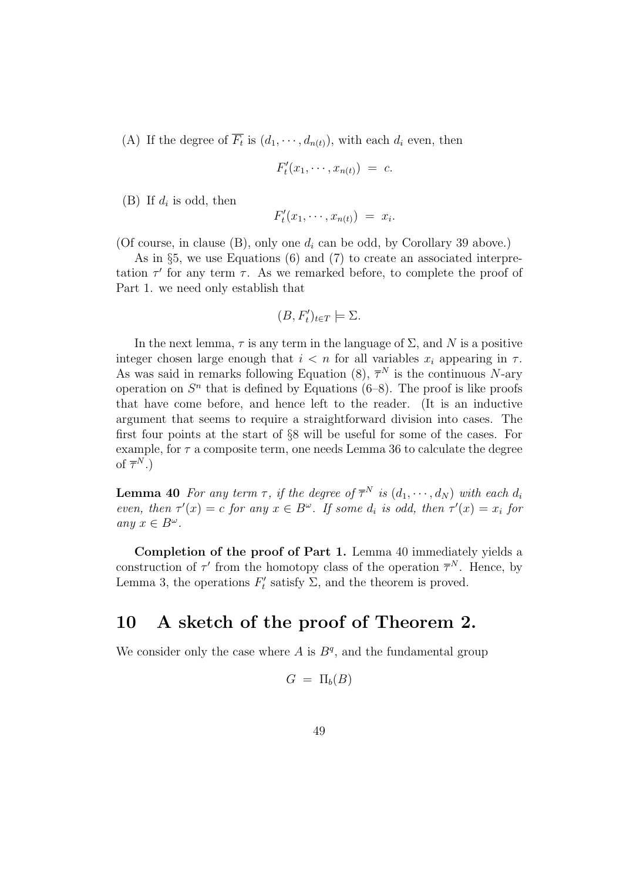(A) If the degree of $\overline{F_t}$ is $(d_1, \cdots, d_{n(t)})$, with each $d_i$ even, then

$$F'_t(x_1, \cdots, x_{n(t)}) \;=\; c.$$

(B) If $d_i$ is odd, then

$$F'_t(x_1, \cdots, x_{n(t)}) \;=\; x_i.$$

(Of course, in clause (B), only one $d_i$ can be odd, by Corollary 39 above.)

As in §5, we use Equations (6) and (7) to create an associated interpretation $\tau'$ for any term $\tau$. As we remarked before, to complete the proof of Part 1. we need only establish that

$$(B, F'_t)_{t \in T} \models \Sigma.$$

In the next lemma, $\tau$ is any term in the language of $\Sigma$, and $N$ is a positive integer chosen large enough that $i < n$ for all variables $x_i$ appearing in $\tau$. As was said in remarks following Equation (8), $\overline{\tau}^N$ is the continuous $N$-ary operation on $S^n$ that is defined by Equations (6–8). The proof is like proofs that have come before, and hence left to the reader. (It is an inductive argument that seems to require a straightforward division into cases. The first four points at the start of §8 will be useful for some of the cases. For example, for $\tau$ a composite term, one needs Lemma 36 to calculate the degree of $\overline{\tau}^N$.)

**Lemma 40** *For any term $\tau$, if the degree of $\overline{\tau}^N$ is $(d_1, \cdots, d_N)$ with each $d_i$ even, then $\tau'(x) = c$ for any $x \in B^\omega$. If some $d_i$ is odd, then $\tau'(x) = x_i$ for any $x \in B^\omega$.*

**Completion of the proof of Part 1.** Lemma 40 immediately yields a construction of $\tau'$ from the homotopy class of the operation $\overline{\tau}^N$. Hence, by Lemma 3, the operations $F'_t$ satisfy $\Sigma$, and the theorem is proved.

# 10 A sketch of the proof of Theorem 2.

We consider only the case where $A$ is $B^q$, and the fundamental group

$$G \;=\; \Pi_b(B)$$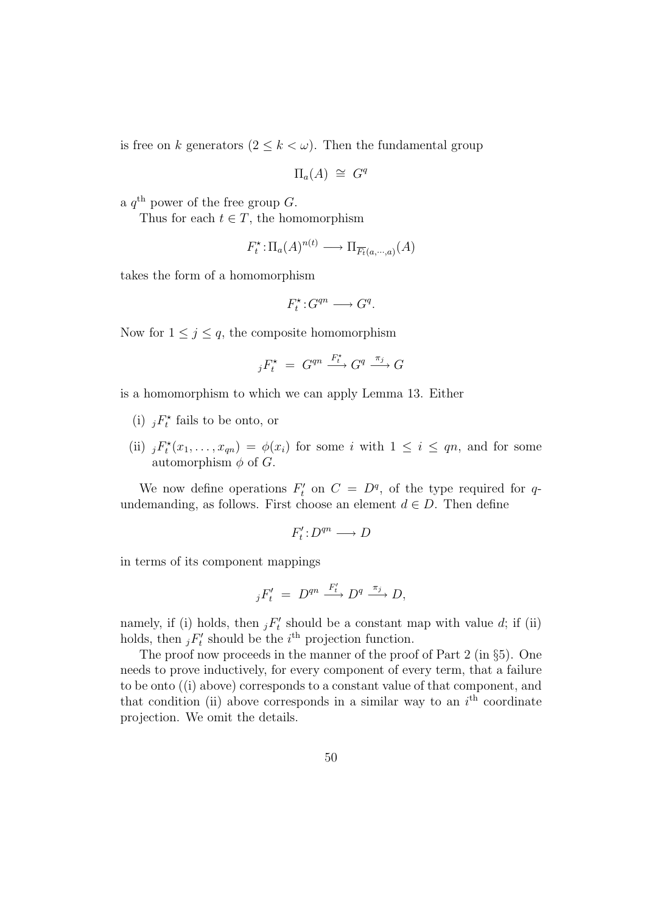is free on $k$ generators ($2 \leq k < \omega$). Then the fundamental group

$$\Pi_a(A) \;\cong\; G^q$$

a $q^{\text{th}}$ power of the free group $G$.

Thus for each $t \in T$, the homomorphism

$$F_t^\star : \Pi_a(A)^{n(t)} \longrightarrow \Pi_{\overline{F_t}(a,\cdots,a)}(A)$$

takes the form of a homomorphism

$$F_t^\star : G^{qn} \longrightarrow G^q.$$

Now for $1 \leq j \leq q$, the composite homomorphism

$${}_jF_t^\star \;=\; G^{qn} \xrightarrow{F_t^\star} G^q \xrightarrow{\pi_j} G$$

is a homomorphism to which we can apply Lemma 13. Either

(i) ${}_jF_t^\star$ fails to be onto, or

(ii) ${}_jF_t^\star(x_1, \ldots, x_{qn}) = \phi(x_i)$ for some $i$ with $1 \leq i \leq qn$, and for some automorphism $\phi$ of $G$.

We now define operations $F_t'$ on $C = D^q$, of the type required for $q$-undemanding, as follows. First choose an element $d \in D$. Then define

$$F_t' : D^{qn} \longrightarrow D$$

in terms of its component mappings

$${}_jF_t' \;=\; D^{qn} \xrightarrow{F_t'} D^q \xrightarrow{\pi_j} D,$$

namely, if (i) holds, then ${}_jF_t'$ should be a constant map with value $d$; if (ii) holds, then ${}_jF_t'$ should be the $i^{\text{th}}$ projection function.

The proof now proceeds in the manner of the proof of Part 2 (in §5). One needs to prove inductively, for every component of every term, that a failure to be onto ((i) above) corresponds to a constant value of that component, and that condition (ii) above corresponds in a similar way to an $i^{\text{th}}$ coordinate projection. We omit the details.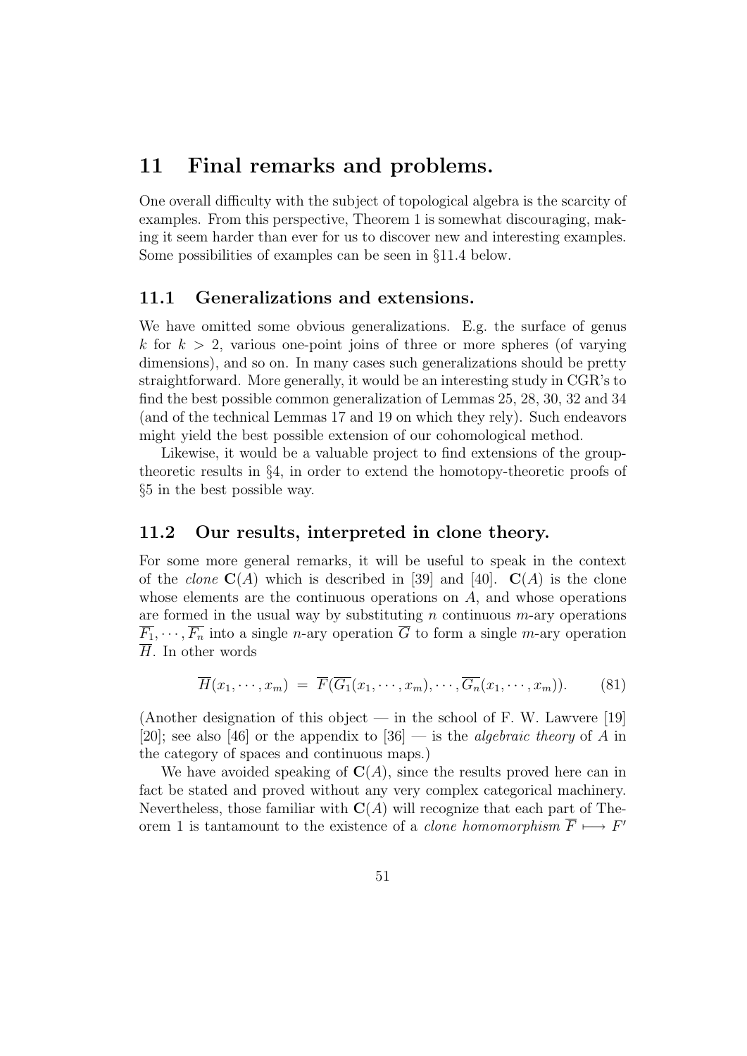# 11 Final remarks and problems.

One overall difficulty with the subject of topological algebra is the scarcity of examples. From this perspective, Theorem 1 is somewhat discouraging, making it seem harder than ever for us to discover new and interesting examples. Some possibilities of examples can be seen in §11.4 below.

## 11.1 Generalizations and extensions.

We have omitted some obvious generalizations. E.g. the surface of genus $k$ for $k > 2$, various one-point joins of three or more spheres (of varying dimensions), and so on. In many cases such generalizations should be pretty straightforward. More generally, it would be an interesting study in CGR's to find the best possible common generalization of Lemmas 25, 28, 30, 32 and 34 (and of the technical Lemmas 17 and 19 on which they rely). Such endeavors might yield the best possible extension of our cohomological method.

Likewise, it would be a valuable project to find extensions of the group-theoretic results in §4, in order to extend the homotopy-theoretic proofs of §5 in the best possible way.

## 11.2 Our results, interpreted in clone theory.

For some more general remarks, it will be useful to speak in the context of the *clone* $\mathbf{C}(A)$ which is described in [39] and [40]. $\mathbf{C}(A)$ is the clone whose elements are the continuous operations on $A$, and whose operations are formed in the usual way by substituting $n$ continuous $m$-ary operations $\overline{F_1}, \cdots, \overline{F_n}$ into a single $n$-ary operation $\overline{G}$ to form a single $m$-ary operation $\overline{H}$. In other words

$$\overline{H}(x_1, \cdots, x_m) \;=\; \overline{F}(\overline{G_1}(x_1, \cdots, x_m), \cdots, \overline{G_n}(x_1, \cdots, x_m)). \tag{81}$$

(Another designation of this object — in the school of F. W. Lawvere [19] [20]; see also [46] or the appendix to [36] — is the *algebraic theory* of $A$ in the category of spaces and continuous maps.)

We have avoided speaking of $\mathbf{C}(A)$, since the results proved here can in fact be stated and proved without any very complex categorical machinery. Nevertheless, those familiar with $\mathbf{C}(A)$ will recognize that each part of Theorem 1 is tantamount to the existence of a *clone homomorphism* $\overline{F} \longmapsto F'$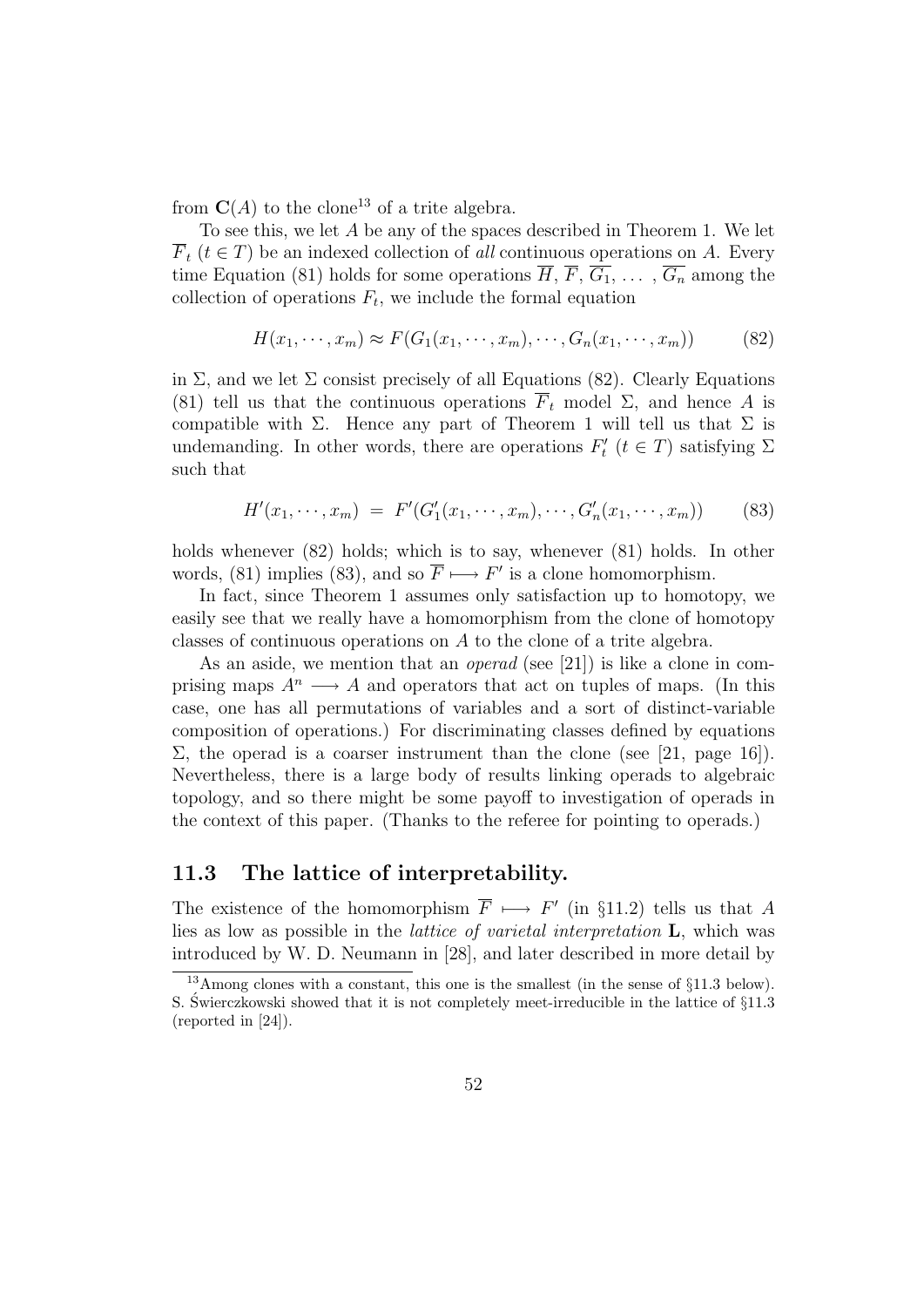from $\mathbf{C}(A)$ to the clone[13] of a trite algebra.

To see this, we let $A$ be any of the spaces described in Theorem 1. We let $\overline{F}_t$ $(t \in T)$ be an indexed collection of *all* continuous operations on $A$. Every time Equation (81) holds for some operations $\overline{H}$, $\overline{F}$, $\overline{G_1}$, $\ldots$ , $\overline{G_n}$ among the collection of operations $F_t$, we include the formal equation

$$H(x_1, \cdots, x_m) \approx F(G_1(x_1, \cdots, x_m), \cdots, G_n(x_1, \cdots, x_m)) \tag{82}$$

in $\Sigma$, and we let $\Sigma$ consist precisely of all Equations (82). Clearly Equations (81) tell us that the continuous operations $\overline{F}_t$ model $\Sigma$, and hence $A$ is compatible with $\Sigma$. Hence any part of Theorem 1 will tell us that $\Sigma$ is undemanding. In other words, there are operations $F'_t$ $(t \in T)$ satisfying $\Sigma$ such that

$$H'(x_1, \cdots, x_m) \;=\; F'(G'_1(x_1, \cdots, x_m), \cdots, G'_n(x_1, \cdots, x_m)) \tag{83}$$

holds whenever (82) holds; which is to say, whenever (81) holds. In other words, (81) implies (83), and so $\overline{F} \longmapsto F'$ is a clone homomorphism.

In fact, since Theorem 1 assumes only satisfaction up to homotopy, we easily see that we really have a homomorphism from the clone of homotopy classes of continuous operations on $A$ to the clone of a trite algebra.

As an aside, we mention that an *operad* (see [21]) is like a clone in comprising maps $A^n \longrightarrow A$ and operators that act on tuples of maps. (In this case, one has all permutations of variables and a sort of distinct-variable composition of operations.) For discriminating classes defined by equations $\Sigma$, the operad is a coarser instrument than the clone (see [21, page 16]). Nevertheless, there is a large body of results linking operads to algebraic topology, and so there might be some payoff to investigation of operads in the context of this paper. (Thanks to the referee for pointing to operads.)

## 11.3 The lattice of interpretability.

The existence of the homomorphism $\overline{F} \longmapsto F'$ (in §11.2) tells us that $A$ lies as low as possible in the *lattice of varietal interpretation* $\mathbf{L}$, which was introduced by W. D. Neumann in [28], and later described in more detail by

[13] Among clones with a constant, this one is the smallest (in the sense of §11.3 below). S. Świerczkowski showed that it is not completely meet-irreducible in the lattice of §11.3 (reported in [24]).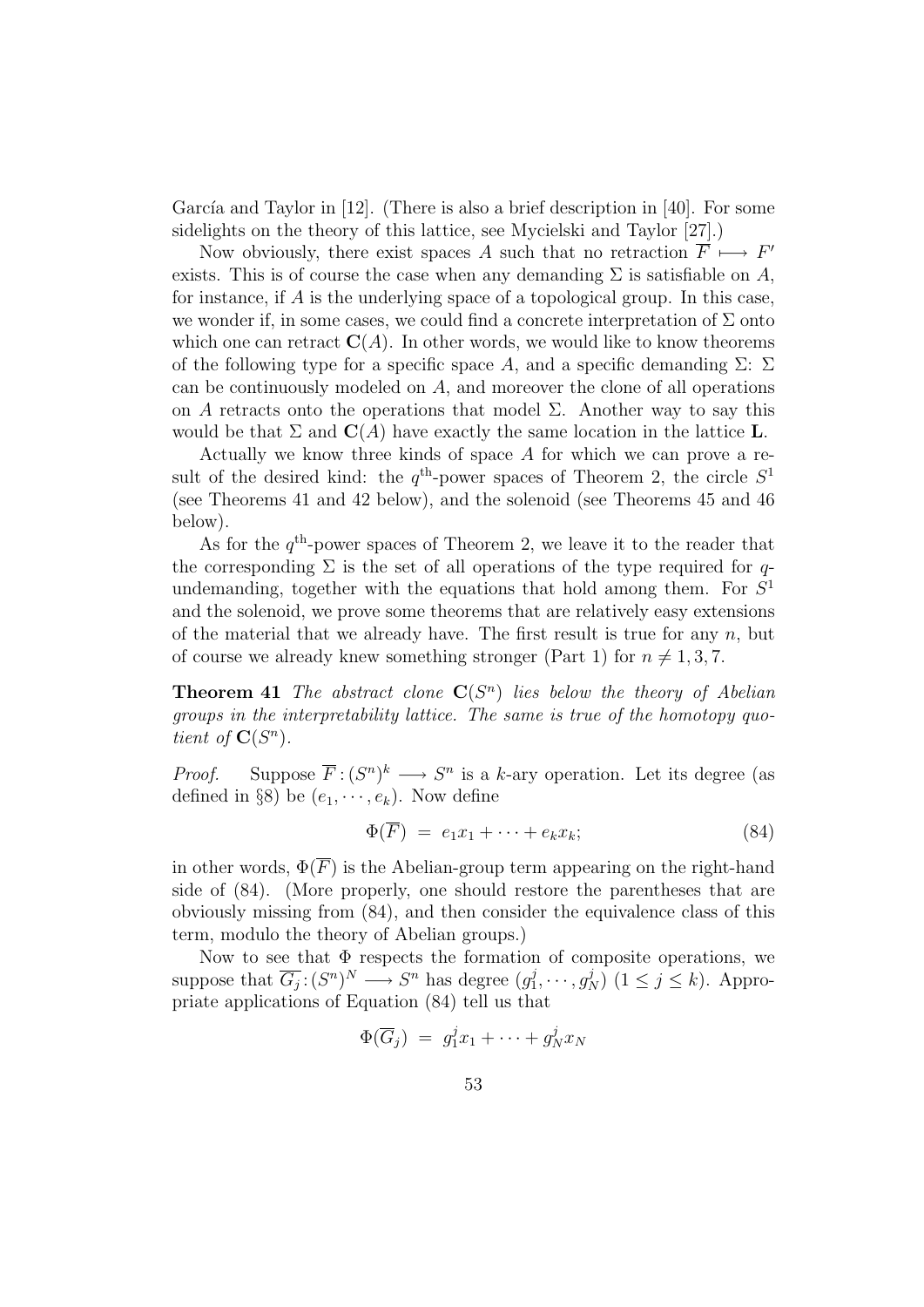García and Taylor in [12]. (There is also a brief description in [40]. For some sidelights on the theory of this lattice, see Mycielski and Taylor [27].)

Now obviously, there exist spaces $A$ such that no retraction $\overline{F} \longmapsto F'$ exists. This is of course the case when any demanding $\Sigma$ is satisfiable on $A$, for instance, if $A$ is the underlying space of a topological group. In this case, we wonder if, in some cases, we could find a concrete interpretation of $\Sigma$ onto which one can retract $\mathbf{C}(A)$. In other words, we would like to know theorems of the following type for a specific space $A$, and a specific demanding $\Sigma$: $\Sigma$ can be continuously modeled on $A$, and moreover the clone of all operations on $A$ retracts onto the operations that model $\Sigma$. Another way to say this would be that $\Sigma$ and $\mathbf{C}(A)$ have exactly the same location in the lattice $\mathbf{L}$.

Actually we know three kinds of space $A$ for which we can prove a result of the desired kind: the $q^{\text{th}}$-power spaces of Theorem 2, the circle $S^1$ (see Theorems 41 and 42 below), and the solenoid (see Theorems 45 and 46 below).

As for the $q^{\text{th}}$-power spaces of Theorem 2, we leave it to the reader that the corresponding $\Sigma$ is the set of all operations of the type required for $q$-undemanding, together with the equations that hold among them. For $S^1$ and the solenoid, we prove some theorems that are relatively easy extensions of the material that we already have. The first result is true for any $n$, but of course we already knew something stronger (Part 1) for $n \neq 1, 3, 7$.

**Theorem 41** *The abstract clone $\mathbf{C}(S^n)$ lies below the theory of Abelian groups in the interpretability lattice. The same is true of the homotopy quotient of $\mathbf{C}(S^n)$.*

*Proof.* Suppose $\overline{F} : (S^n)^k \longrightarrow S^n$ is a $k$-ary operation. Let its degree (as defined in §8) be $(e_1, \cdots, e_k)$. Now define

$$\Phi(\overline{F}) \;=\; e_1x_1 + \cdots + e_kx_k; \tag{84}$$

in other words, $\Phi(\overline{F})$ is the Abelian-group term appearing on the right-hand side of (84). (More properly, one should restore the parentheses that are obviously missing from (84), and then consider the equivalence class of this term, modulo the theory of Abelian groups.)

Now to see that $\Phi$ respects the formation of composite operations, we suppose that $\overline{G_j} : (S^n)^N \longrightarrow S^n$ has degree $(g_1^j, \cdots, g_N^j)$ $(1 \leq j \leq k)$. Appropriate applications of Equation (84) tell us that

$$\Phi(\overline{G}_j) \;=\; g_1^j x_1 + \cdots + g_N^j x_N$$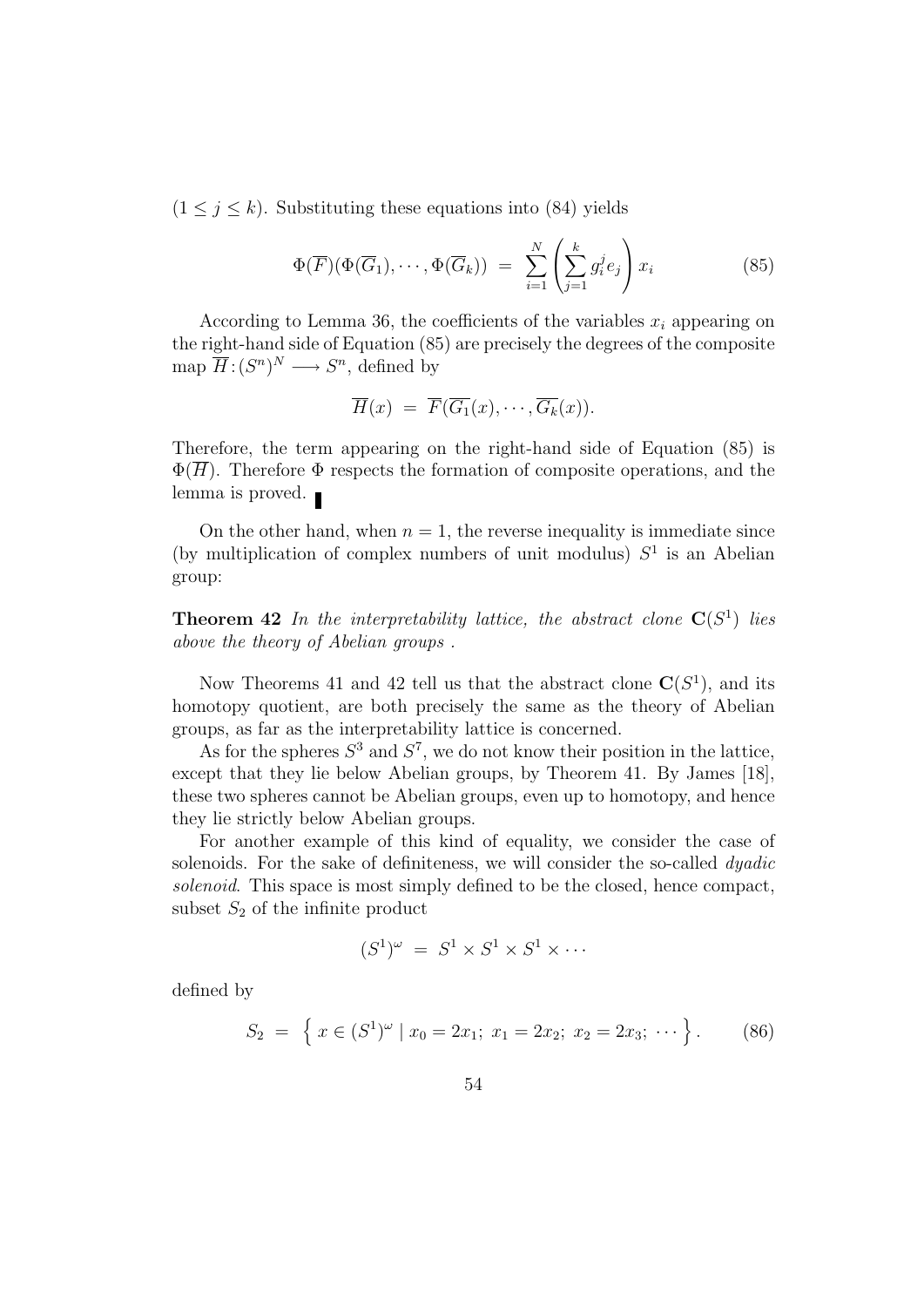$(1 \leq j \leq k)$. Substituting these equations into (84) yields

$$\Phi(\overline{F})(\Phi(\overline{G}_1), \cdots, \Phi(\overline{G}_k)) \;=\; \sum_{i=1}^{N} \left( \sum_{j=1}^{k} g_i^j e_j \right) x_i \tag{85}$$

According to Lemma 36, the coefficients of the variables $x_i$ appearing on the right-hand side of Equation (85) are precisely the degrees of the composite map $\overline{H} : (S^n)^N \longrightarrow S^n$, defined by

$$\overline{H}(x) \;=\; \overline{F}(\overline{G_1}(x), \cdots, \overline{G_k}(x)).$$

Therefore, the term appearing on the right-hand side of Equation (85) is $\Phi(\overline{H})$. Therefore $\Phi$ respects the formation of composite operations, and the lemma is proved. ∎

On the other hand, when $n = 1$, the reverse inequality is immediate since (by multiplication of complex numbers of unit modulus) $S^1$ is an Abelian group:

**Theorem 42** *In the interpretability lattice, the abstract clone* $\mathbf{C}(S^1)$ *lies above the theory of Abelian groups .*

Now Theorems 41 and 42 tell us that the abstract clone $\mathbf{C}(S^1)$, and its homotopy quotient, are both precisely the same as the theory of Abelian groups, as far as the interpretability lattice is concerned.

As for the spheres $S^3$ and $S^7$, we do not know their position in the lattice, except that they lie below Abelian groups, by Theorem 41. By James [18], these two spheres cannot be Abelian groups, even up to homotopy, and hence they lie strictly below Abelian groups.

For another example of this kind of equality, we consider the case of solenoids. For the sake of definiteness, we will consider the so-called *dyadic solenoid*. This space is most simply defined to be the closed, hence compact, subset $S_2$ of the infinite product

$$(S^1)^\omega \;=\; S^1 \times S^1 \times S^1 \times \cdots$$

defined by

$$S_2 \;=\; \left\{ \, x \in (S^1)^\omega \mid x_0 = 2x_1; \; x_1 = 2x_2; \; x_2 = 2x_3; \; \cdots \right\}. \tag{86}$$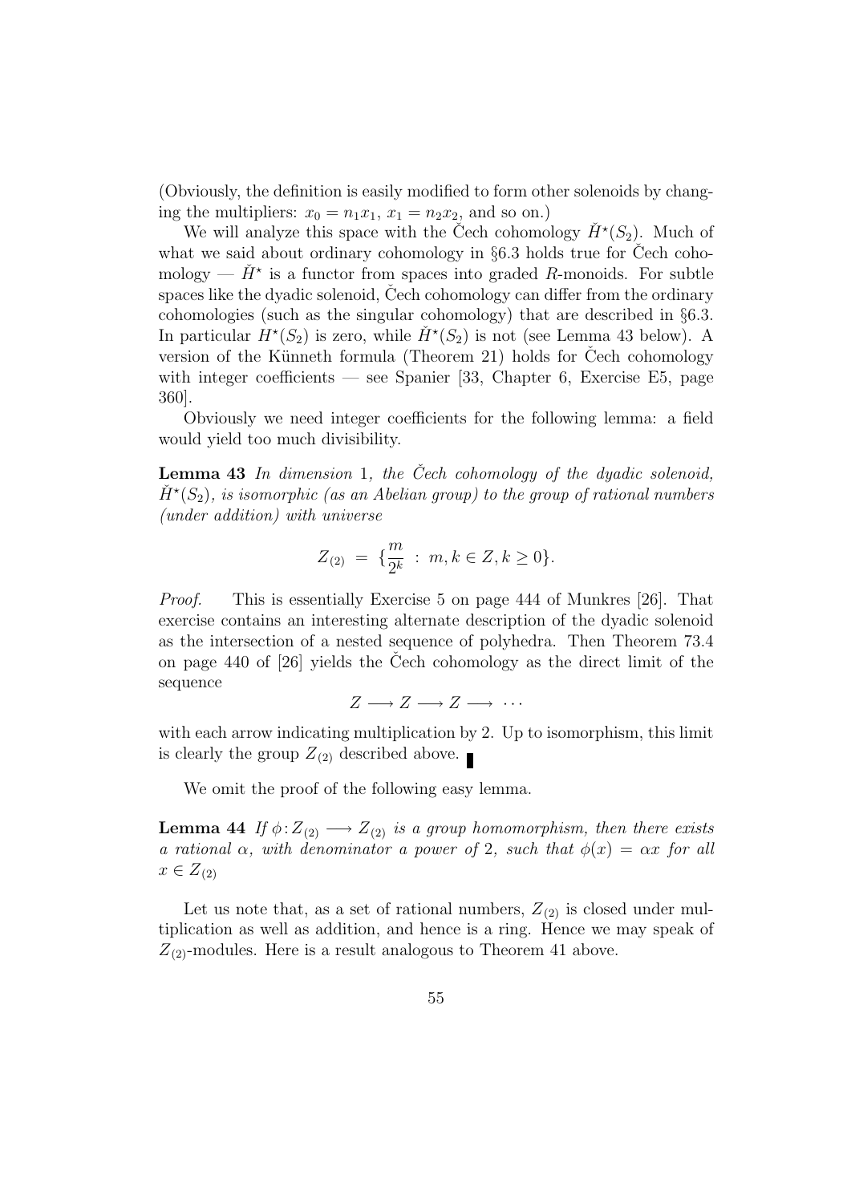(Obviously, the definition is easily modified to form other solenoids by changing the multipliers: $x_0 = n_1 x_1$, $x_1 = n_2 x_2$, and so on.)

We will analyze this space with the Čech cohomology $\check{H}^\star(S_2)$. Much of what we said about ordinary cohomology in §6.3 holds true for Čech cohomology — $\check{H}^\star$ is a functor from spaces into graded $R$-monoids. For subtle spaces like the dyadic solenoid, Čech cohomology can differ from the ordinary cohomologies (such as the singular cohomology) that are described in §6.3. In particular $H^\star(S_2)$ is zero, while $\check{H}^\star(S_2)$ is not (see Lemma 43 below). A version of the Künneth formula (Theorem 21) holds for Čech cohomology with integer coefficients — see Spanier [33, Chapter 6, Exercise E5, page 360].

Obviously we need integer coefficients for the following lemma: a field would yield too much divisibility.

**Lemma 43** *In dimension* 1*, the Čech cohomology of the dyadic solenoid, $\check{H}^\star(S_2)$, is isomorphic (as an Abelian group) to the group of rational numbers (under addition) with universe*

$$Z_{(2)} \;=\; \{\frac{m}{2^k} \;:\; m, k \in Z, k \geq 0\}.$$

*Proof.* This is essentially Exercise 5 on page 444 of Munkres [26]. That exercise contains an interesting alternate description of the dyadic solenoid as the intersection of a nested sequence of polyhedra. Then Theorem 73.4 on page 440 of [26] yields the Čech cohomology as the direct limit of the sequence

$$Z \longrightarrow Z \longrightarrow Z \longrightarrow \;\cdots$$

with each arrow indicating multiplication by 2. Up to isomorphism, this limit is clearly the group $Z_{(2)}$ described above. ∎

We omit the proof of the following easy lemma.

**Lemma 44** *If $\phi\colon Z_{(2)} \longrightarrow Z_{(2)}$ is a group homomorphism, then there exists a rational $\alpha$, with denominator a power of* 2*, such that $\phi(x) = \alpha x$ for all $x \in Z_{(2)}$*

Let us note that, as a set of rational numbers, $Z_{(2)}$ is closed under multiplication as well as addition, and hence is a ring. Hence we may speak of $Z_{(2)}$-modules. Here is a result analogous to Theorem 41 above.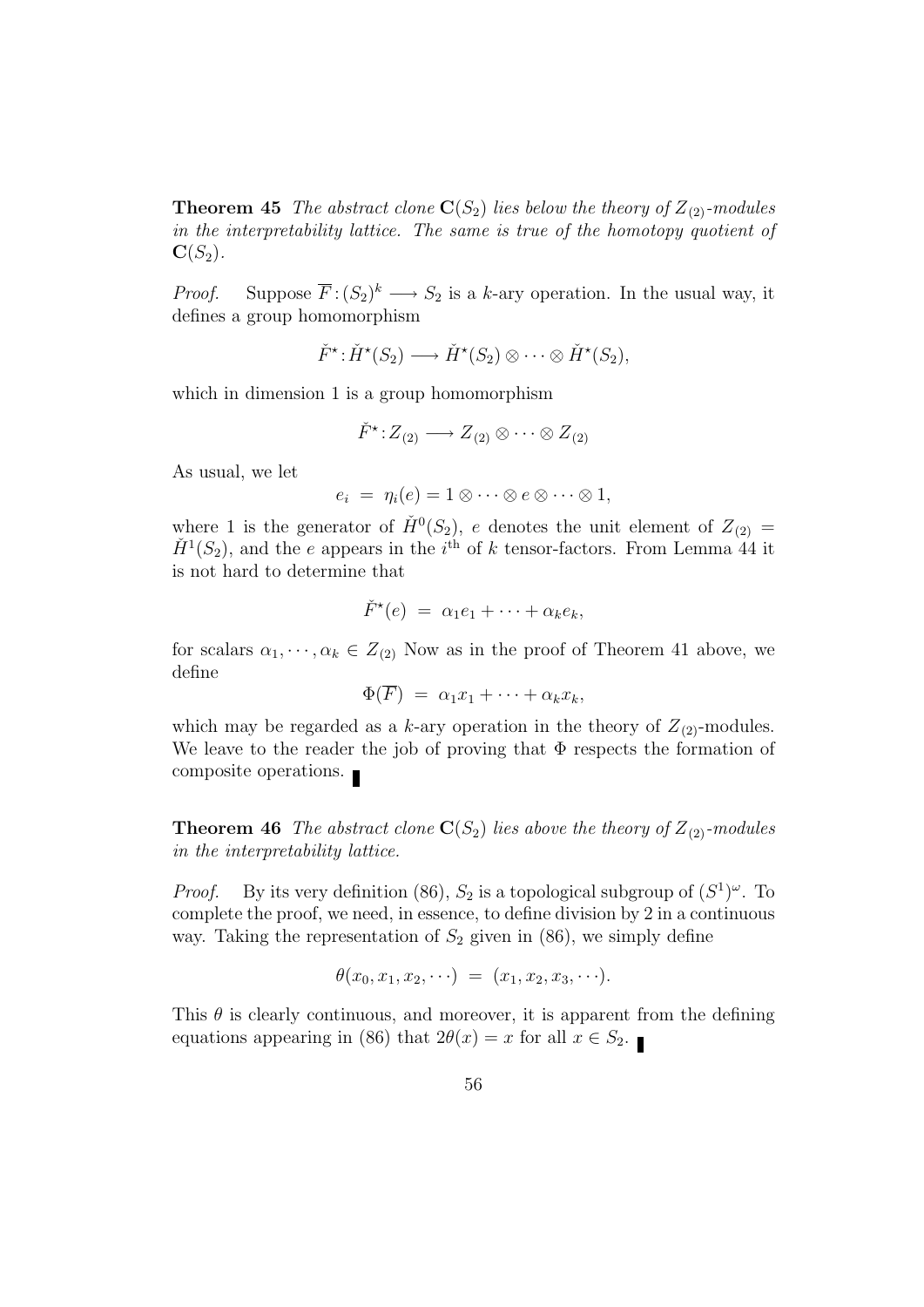**Theorem 45** *The abstract clone $\mathbf{C}(S_2)$ lies below the theory of $Z_{(2)}$-modules in the interpretability lattice. The same is true of the homotopy quotient of $\mathbf{C}(S_2)$.*

*Proof.* Suppose $\overline{F}: (S_2)^k \longrightarrow S_2$ is a $k$-ary operation. In the usual way, it defines a group homomorphism

$$\check{F}^\star : \check{H}^\star(S_2) \longrightarrow \check{H}^\star(S_2) \otimes \cdots \otimes \check{H}^\star(S_2),$$

which in dimension 1 is a group homomorphism

$$\check{F}^\star : Z_{(2)} \longrightarrow Z_{(2)} \otimes \cdots \otimes Z_{(2)}$$

As usual, we let

$$e_i \;=\; \eta_i(e) = 1 \otimes \cdots \otimes e \otimes \cdots \otimes 1,$$

where 1 is the generator of $\check{H}^0(S_2)$, $e$ denotes the unit element of $Z_{(2)} = \check{H}^1(S_2)$, and the $e$ appears in the $i^{\text{th}}$ of $k$ tensor-factors. From Lemma 44 it is not hard to determine that

$$\check{F}^\star(e) \;=\; \alpha_1 e_1 + \cdots + \alpha_k e_k,$$

for scalars $\alpha_1, \cdots, \alpha_k \in Z_{(2)}$ Now as in the proof of Theorem 41 above, we define

$$\Phi(\overline{F}) \;=\; \alpha_1 x_1 + \cdots + \alpha_k x_k,$$

which may be regarded as a $k$-ary operation in the theory of $Z_{(2)}$-modules. We leave to the reader the job of proving that $\Phi$ respects the formation of composite operations. ∎

**Theorem 46** *The abstract clone $\mathbf{C}(S_2)$ lies above the theory of $Z_{(2)}$-modules in the interpretability lattice.*

*Proof.* By its very definition (86), $S_2$ is a topological subgroup of $(S^1)^\omega$. To complete the proof, we need, in essence, to define division by 2 in a continuous way. Taking the representation of $S_2$ given in (86), we simply define

$$\theta(x_0, x_1, x_2, \cdots) \;=\; (x_1, x_2, x_3, \cdots).$$

This $\theta$ is clearly continuous, and moreover, it is apparent from the defining equations appearing in (86) that $2\theta(x) = x$ for all $x \in S_2$. ∎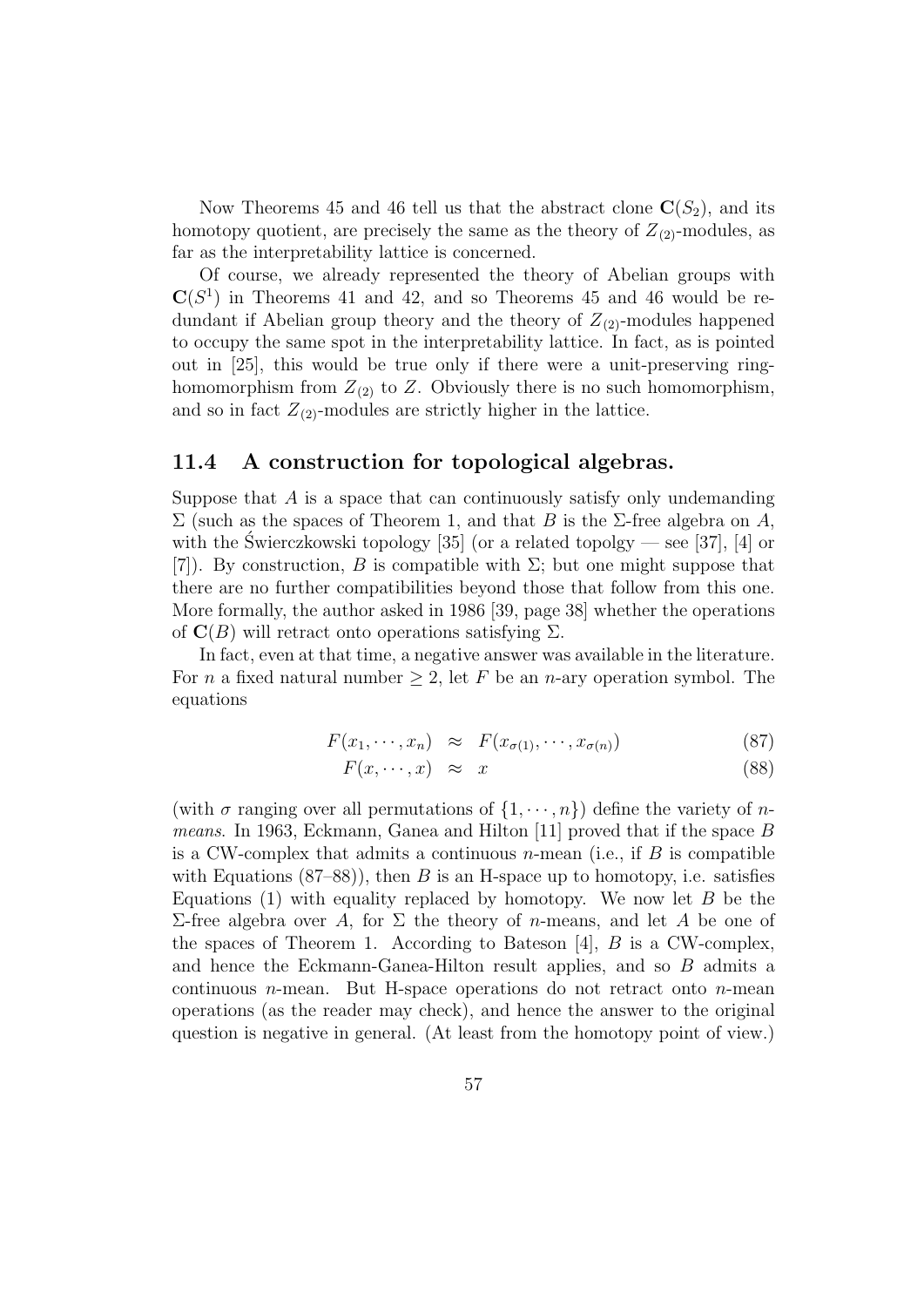Now Theorems 45 and 46 tell us that the abstract clone $\mathbf{C}(S_2)$, and its homotopy quotient, are precisely the same as the theory of $Z_{(2)}$-modules, as far as the interpretability lattice is concerned.

Of course, we already represented the theory of Abelian groups with $\mathbf{C}(S^1)$ in Theorems 41 and 42, and so Theorems 45 and 46 would be redundant if Abelian group theory and the theory of $Z_{(2)}$-modules happened to occupy the same spot in the interpretability lattice. In fact, as is pointed out in [25], this would be true only if there were a unit-preserving ring-homomorphism from $Z_{(2)}$ to $Z$. Obviously there is no such homomorphism, and so in fact $Z_{(2)}$-modules are strictly higher in the lattice.

### 11.4 A construction for topological algebras.

Suppose that $A$ is a space that can continuously satisfy only undemanding $\Sigma$ (such as the spaces of Theorem 1, and that $B$ is the $\Sigma$-free algebra on $A$, with the Świerczkowski topology [35] (or a related topolgy — see [37], [4] or [7]). By construction, $B$ is compatible with $\Sigma$; but one might suppose that there are no further compatibilities beyond those that follow from this one. More formally, the author asked in 1986 [39, page 38] whether the operations of $\mathbf{C}(B)$ will retract onto operations satisfying $\Sigma$.

In fact, even at that time, a negative answer was available in the literature. For $n$ a fixed natural number $\geq 2$, let $F$ be an $n$-ary operation symbol. The equations

$$F(x_1, \cdots, x_n) \approx F(x_{\sigma(1)}, \cdots, x_{\sigma(n)}) \tag{87}$$

$$F(x, \cdots, x) \approx x \tag{88}$$

(with $\sigma$ ranging over all permutations of $\{1, \cdots, n\}$) define the variety of $n$-*means*. In 1963, Eckmann, Ganea and Hilton [11] proved that if the space $B$ is a CW-complex that admits a continuous $n$-mean (i.e., if $B$ is compatible with Equations (87–88)), then $B$ is an H-space up to homotopy, i.e. satisfies Equations (1) with equality replaced by homotopy. We now let $B$ be the $\Sigma$-free algebra over $A$, for $\Sigma$ the theory of $n$-means, and let $A$ be one of the spaces of Theorem 1. According to Bateson [4], $B$ is a CW-complex, and hence the Eckmann-Ganea-Hilton result applies, and so $B$ admits a continuous $n$-mean. But H-space operations do not retract onto $n$-mean operations (as the reader may check), and hence the answer to the original question is negative in general. (At least from the homotopy point of view.)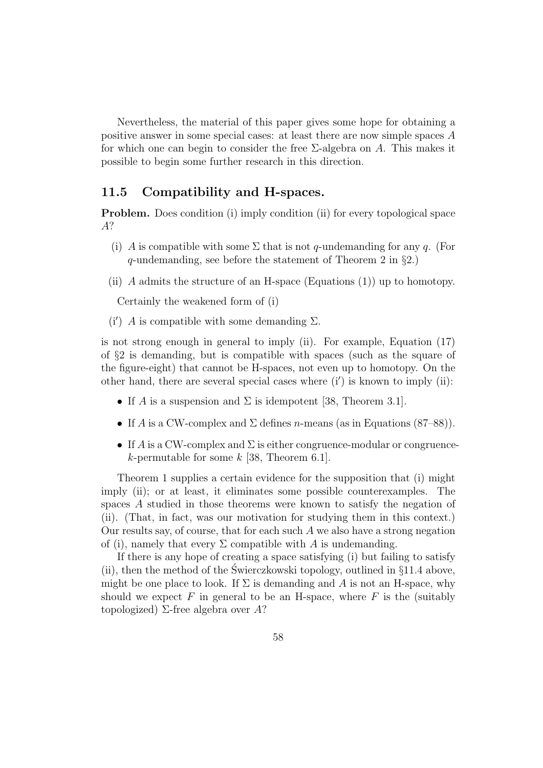Nevertheless, the material of this paper gives some hope for obtaining a positive answer in some special cases: at least there are now simple spaces $A$ for which one can begin to consider the free $\Sigma$-algebra on $A$. This makes it possible to begin some further research in this direction.

### 11.5 Compatibility and H-spaces.

**Problem.** Does condition (i) imply condition (ii) for every topological space $A$?

- (i) $A$ is compatible with some $\Sigma$ that is not $q$-undemanding for any $q$. (For $q$-undemanding, see before the statement of Theorem 2 in §2.)
- (ii) $A$ admits the structure of an H-space (Equations (1)) up to homotopy.

Certainly the weakened form of (i)

- (i′) $A$ is compatible with some demanding $\Sigma$.

is not strong enough in general to imply (ii). For example, Equation (17) of §2 is demanding, but is compatible with spaces (such as the square of the figure-eight) that cannot be H-spaces, not even up to homotopy. On the other hand, there are several special cases where (i′) is known to imply (ii):

- If $A$ is a suspension and $\Sigma$ is idempotent [38, Theorem 3.1].
- If $A$ is a CW-complex and $\Sigma$ defines $n$-means (as in Equations (87–88)).
- If $A$ is a CW-complex and $\Sigma$ is either congruence-modular or congruence-$k$-permutable for some $k$ [38, Theorem 6.1].

Theorem 1 supplies a certain evidence for the supposition that (i) might imply (ii); or at least, it eliminates some possible counterexamples. The spaces $A$ studied in those theorems were known to satisfy the negation of (ii). (That, in fact, was our motivation for studying them in this context.) Our results say, of course, that for each such $A$ we also have a strong negation of (i), namely that every $\Sigma$ compatible with $A$ is undemanding.

If there is any hope of creating a space satisfying (i) but failing to satisfy (ii), then the method of the Świerczkowski topology, outlined in §11.4 above, might be one place to look. If $\Sigma$ is demanding and $A$ is not an H-space, why should we expect $F$ in general to be an H-space, where $F$ is the (suitably topologized) $\Sigma$-free algebra over $A$?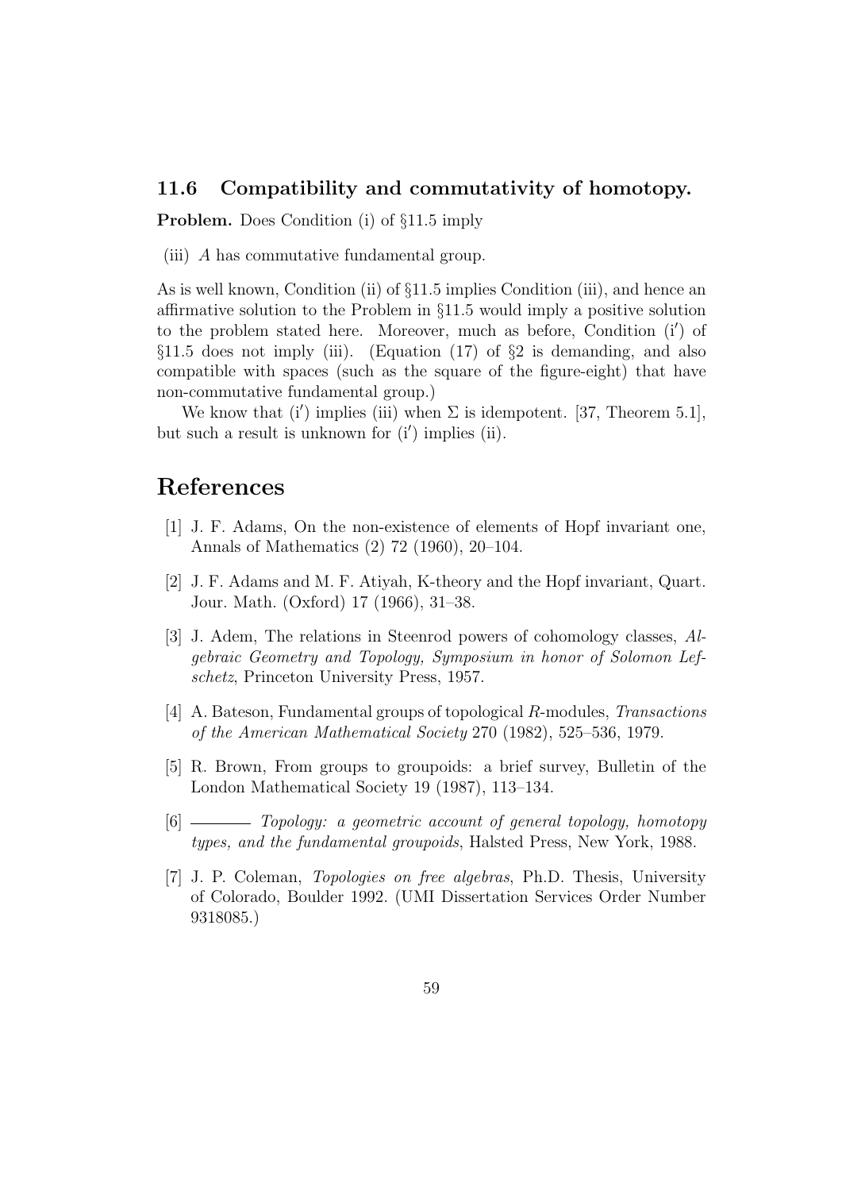### 11.6 Compatibility and commutativity of homotopy.

**Problem.** Does Condition (i) of §11.5 imply

(iii) $A$ has commutative fundamental group.

As is well known, Condition (ii) of §11.5 implies Condition (iii), and hence an affirmative solution to the Problem in §11.5 would imply a positive solution to the problem stated here. Moreover, much as before, Condition (i′) of §11.5 does not imply (iii). (Equation (17) of §2 is demanding, and also compatible with spaces (such as the square of the figure-eight) that have non-commutative fundamental group.)

We know that (i′) implies (iii) when $\Sigma$ is idempotent. [37, Theorem 5.1], but such a result is unknown for (i′) implies (ii).

# References

[1] J. F. Adams, On the non-existence of elements of Hopf invariant one, Annals of Mathematics (2) 72 (1960), 20–104.

[2] J. F. Adams and M. F. Atiyah, K-theory and the Hopf invariant, Quart. Jour. Math. (Oxford) 17 (1966), 31–38.

[3] J. Adem, The relations in Steenrod powers of cohomology classes, *Algebraic Geometry and Topology, Symposium in honor of Solomon Lefschetz*, Princeton University Press, 1957.

[4] A. Bateson, Fundamental groups of topological $R$-modules, *Transactions of the American Mathematical Society* 270 (1982), 525–536, 1979.

[5] R. Brown, From groups to groupoids: a brief survey, Bulletin of the London Mathematical Society 19 (1987), 113–134.

[6] ——— *Topology: a geometric account of general topology, homotopy types, and the fundamental groupoids*, Halsted Press, New York, 1988.

[7] J. P. Coleman, *Topologies on free algebras*, Ph.D. Thesis, University of Colorado, Boulder 1992. (UMI Dissertation Services Order Number 9318085.)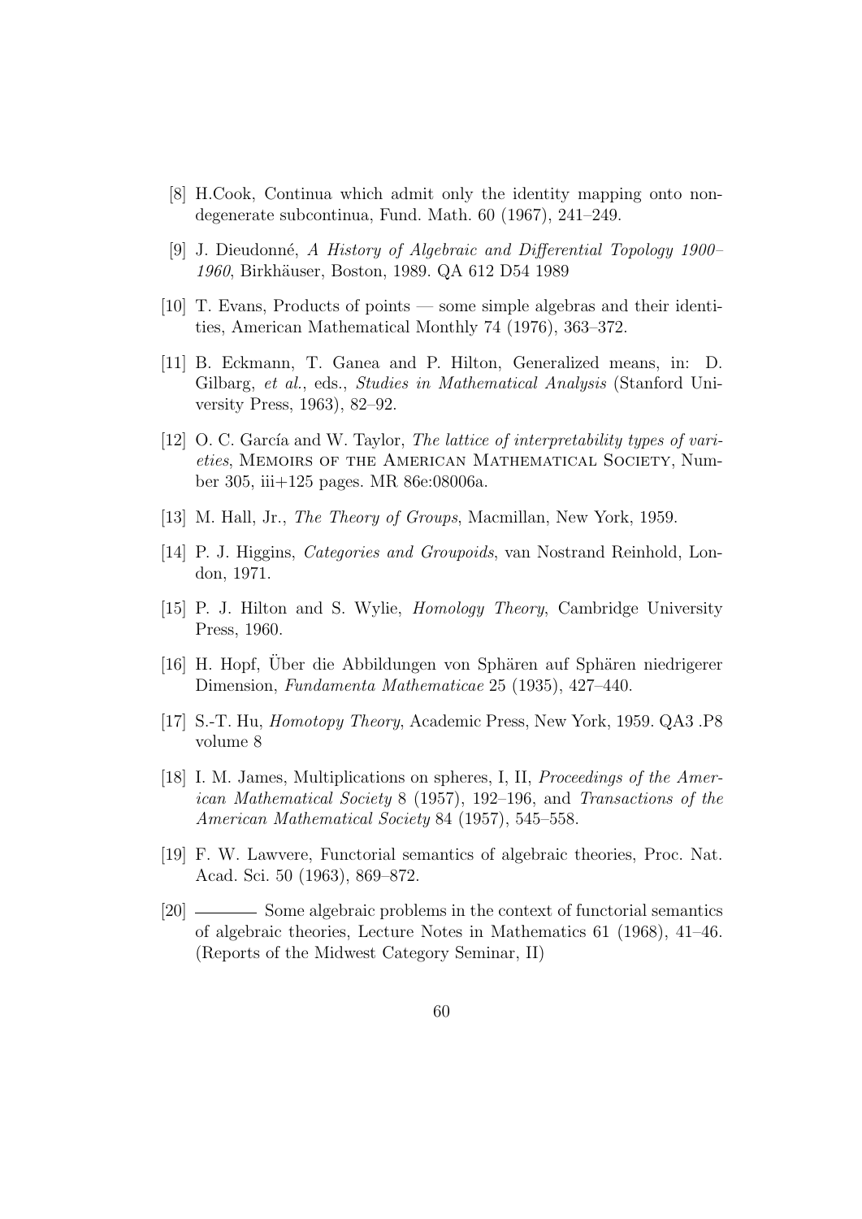[8] H.Cook, Continua which admit only the identity mapping onto non-degenerate subcontinua, Fund. Math. 60 (1967), 241–249.

[9] J. Dieudonné, *A History of Algebraic and Differential Topology 1900–1960*, Birkhäuser, Boston, 1989. QA 612 D54 1989

[10] T. Evans, Products of points — some simple algebras and their identities, American Mathematical Monthly 74 (1976), 363–372.

[11] B. Eckmann, T. Ganea and P. Hilton, Generalized means, in: D. Gilbarg, *et al.*, eds., *Studies in Mathematical Analysis* (Stanford University Press, 1963), 82–92.

[12] O. C. García and W. Taylor, *The lattice of interpretability types of varieties*, Memoirs of the American Mathematical Society, Number 305, iii+125 pages. MR 86e:08006a.

[13] M. Hall, Jr., *The Theory of Groups*, Macmillan, New York, 1959.

[14] P. J. Higgins, *Categories and Groupoids*, van Nostrand Reinhold, London, 1971.

[15] P. J. Hilton and S. Wylie, *Homology Theory*, Cambridge University Press, 1960.

[16] H. Hopf, Über die Abbildungen von Sphären auf Sphären niedrigerer Dimension, *Fundamenta Mathematicae* 25 (1935), 427–440.

[17] S.-T. Hu, *Homotopy Theory*, Academic Press, New York, 1959. QA3 .P8 volume 8

[18] I. M. James, Multiplications on spheres, I, II, *Proceedings of the American Mathematical Society* 8 (1957), 192–196, and *Transactions of the American Mathematical Society* 84 (1957), 545–558.

[19] F. W. Lawvere, Functorial semantics of algebraic theories, Proc. Nat. Acad. Sci. 50 (1963), 869–872.

[20] ——— Some algebraic problems in the context of functorial semantics of algebraic theories, Lecture Notes in Mathematics 61 (1968), 41–46. (Reports of the Midwest Category Seminar, II)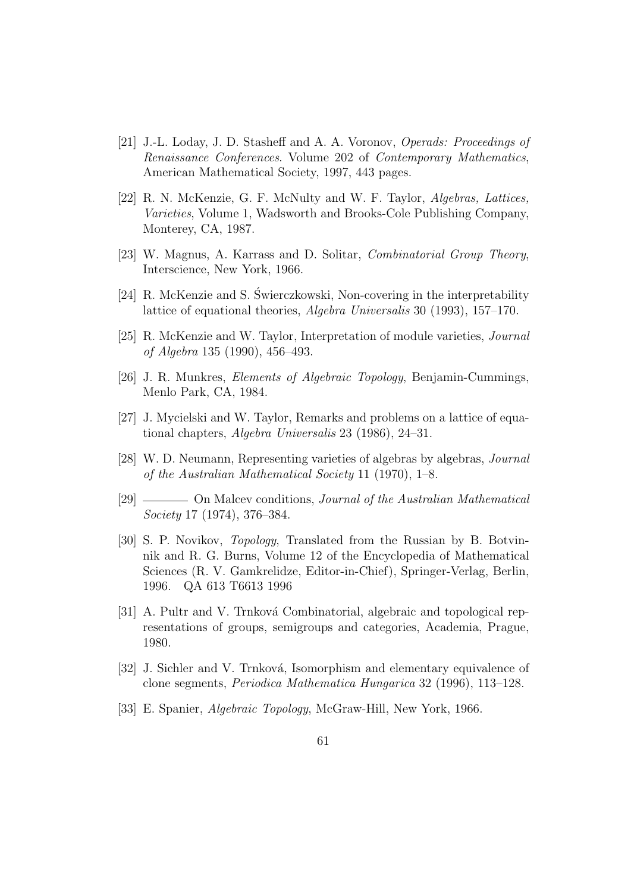[21] J.-L. Loday, J. D. Stasheff and A. A. Voronov, *Operads: Proceedings of Renaissance Conferences*. Volume 202 of *Contemporary Mathematics*, American Mathematical Society, 1997, 443 pages.

[22] R. N. McKenzie, G. F. McNulty and W. F. Taylor, *Algebras, Lattices, Varieties*, Volume 1, Wadsworth and Brooks-Cole Publishing Company, Monterey, CA, 1987.

[23] W. Magnus, A. Karrass and D. Solitar, *Combinatorial Group Theory*, Interscience, New York, 1966.

[24] R. McKenzie and S. Świerczkowski, Non-covering in the interpretability lattice of equational theories, *Algebra Universalis* 30 (1993), 157–170.

[25] R. McKenzie and W. Taylor, Interpretation of module varieties, *Journal of Algebra* 135 (1990), 456–493.

[26] J. R. Munkres, *Elements of Algebraic Topology*, Benjamin-Cummings, Menlo Park, CA, 1984.

[27] J. Mycielski and W. Taylor, Remarks and problems on a lattice of equational chapters, *Algebra Universalis* 23 (1986), 24–31.

[28] W. D. Neumann, Representing varieties of algebras by algebras, *Journal of the Australian Mathematical Society* 11 (1970), 1–8.

[29] ——— On Malcev conditions, *Journal of the Australian Mathematical Society* 17 (1974), 376–384.

[30] S. P. Novikov, *Topology*, Translated from the Russian by B. Botvinnik and R. G. Burns, Volume 12 of the Encyclopedia of Mathematical Sciences (R. V. Gamkrelidze, Editor-in-Chief), Springer-Verlag, Berlin, 1996. QA 613 T6613 1996

[31] A. Pultr and V. Trnková Combinatorial, algebraic and topological representations of groups, semigroups and categories, Academia, Prague, 1980.

[32] J. Sichler and V. Trnková, Isomorphism and elementary equivalence of clone segments, *Periodica Mathematica Hungarica* 32 (1996), 113–128.

[33] E. Spanier, *Algebraic Topology*, McGraw-Hill, New York, 1966.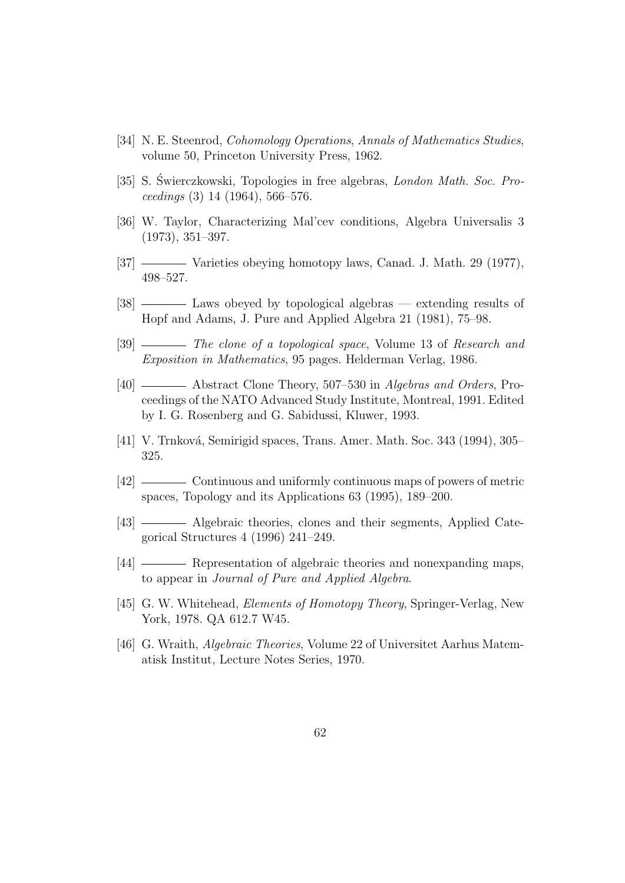[34] N. E. Steenrod, *Cohomology Operations*, *Annals of Mathematics Studies*, volume 50, Princeton University Press, 1962.

[35] S. Świerczkowski, Topologies in free algebras, *London Math. Soc. Proceedings* (3) 14 (1964), 566–576.

[36] W. Taylor, Characterizing Mal'cev conditions, Algebra Universalis 3 (1973), 351–397.

[37] ——— Varieties obeying homotopy laws, Canad. J. Math. 29 (1977), 498–527.

[38] ——— Laws obeyed by topological algebras — extending results of Hopf and Adams, J. Pure and Applied Algebra 21 (1981), 75–98.

[39] ——— *The clone of a topological space*, Volume 13 of *Research and Exposition in Mathematics*, 95 pages. Helderman Verlag, 1986.

[40] ——— Abstract Clone Theory, 507–530 in *Algebras and Orders*, Proceedings of the NATO Advanced Study Institute, Montreal, 1991. Edited by I. G. Rosenberg and G. Sabidussi, Kluwer, 1993.

[41] V. Trnková, Semirigid spaces, Trans. Amer. Math. Soc. 343 (1994), 305–325.

[42] ——— Continuous and uniformly continuous maps of powers of metric spaces, Topology and its Applications 63 (1995), 189–200.

[43] ——— Algebraic theories, clones and their segments, Applied Categorical Structures 4 (1996) 241–249.

[44] ——— Representation of algebraic theories and nonexpanding maps, to appear in *Journal of Pure and Applied Algebra*.

[45] G. W. Whitehead, *Elements of Homotopy Theory*, Springer-Verlag, New York, 1978. QA 612.7 W45.

[46] G. Wraith, *Algebraic Theories*, Volume 22 of Universitet Aarhus Matematisk Institut, Lecture Notes Series, 1970.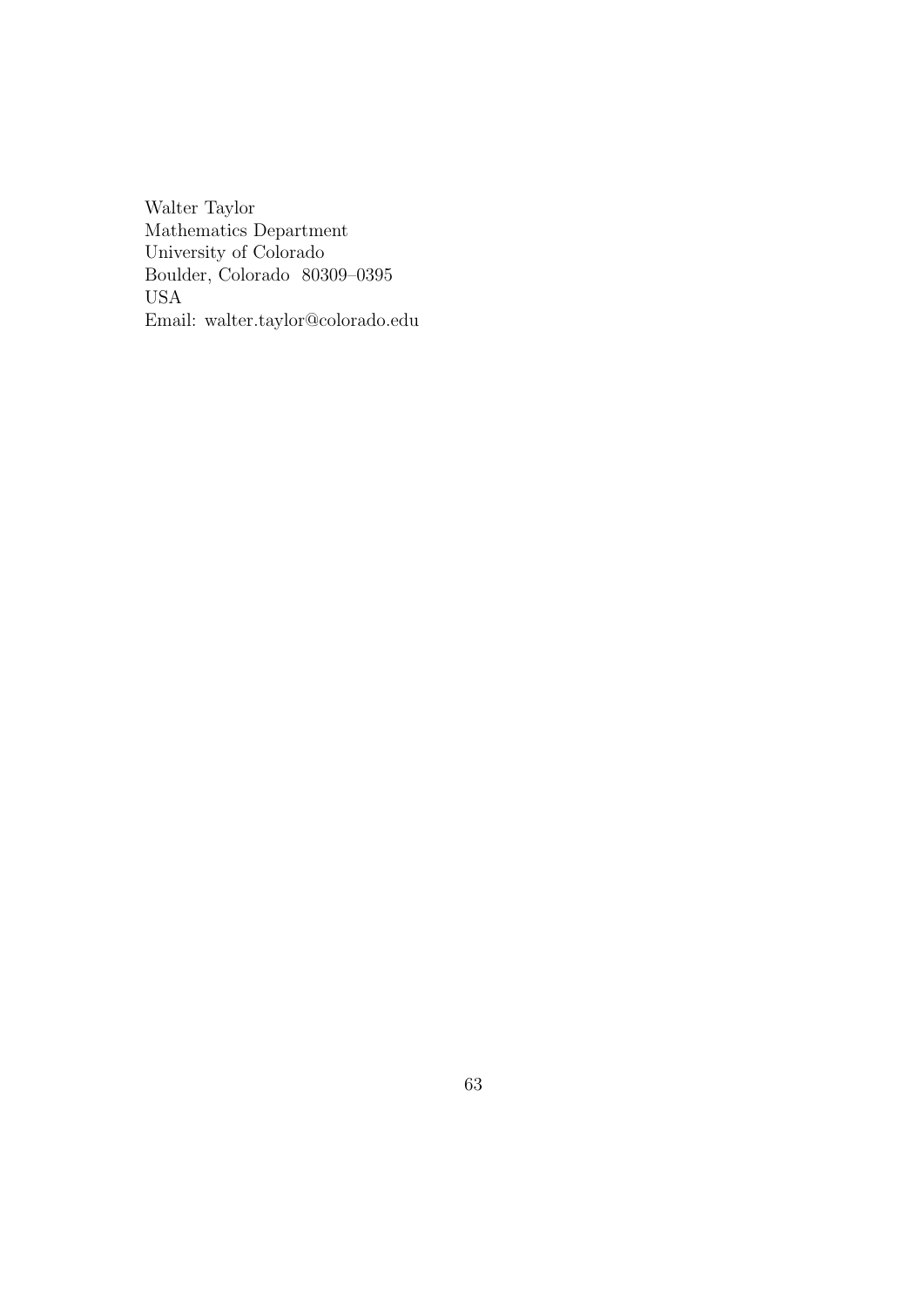Walter Taylor  
Mathematics Department  
University of Colorado  
Boulder, Colorado 80309–0395  
USA  
Email: walter.taylor@colorado.edu